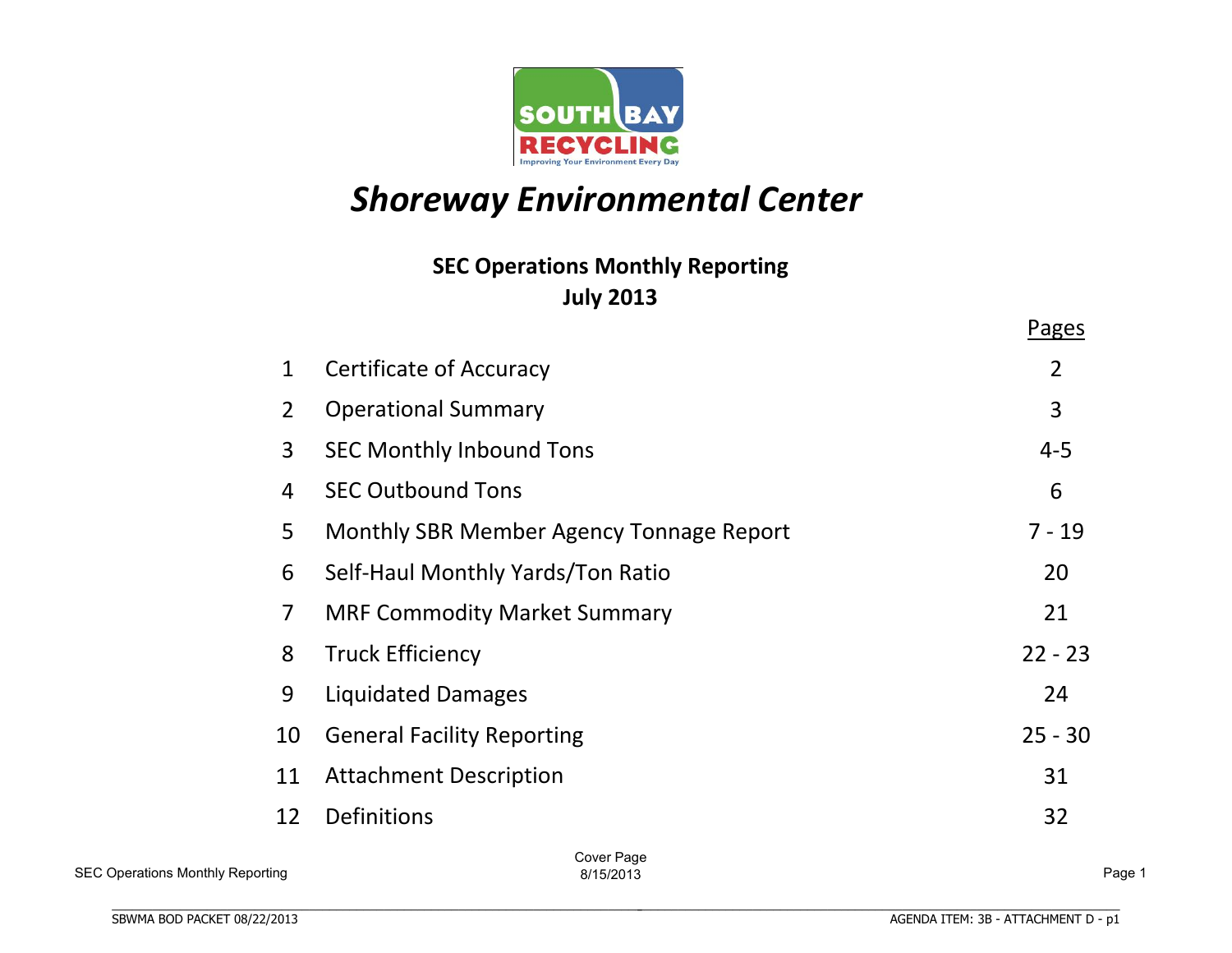# *Shoreway Environmental Center*

## SEC Operations Monthly Reporting
## July 2013

| | | Pages |
|---|---|---|
| 1 | Certificate of Accuracy | 2 |
| 2 | Operational Summary | 3 |
| 3 | SEC Monthly Inbound Tons | 4-5 |
| 4 | SEC Outbound Tons | 6 |
| 5 | Monthly SBR Member Agency Tonnage Report | 7 - 19 |
| 6 | Self-Haul Monthly Yards/Ton Ratio | 20 |
| 7 | MRF Commodity Market Summary | 21 |
| 8 | Truck Efficiency | 22 - 23 |
| 9 | Liquidated Damages | 24 |
| 10 | General Facility Reporting | 25 - 30 |
| 11 | Attachment Description | 31 |
| 12 | Definitions | 32 |

Cover Page
8/15/2013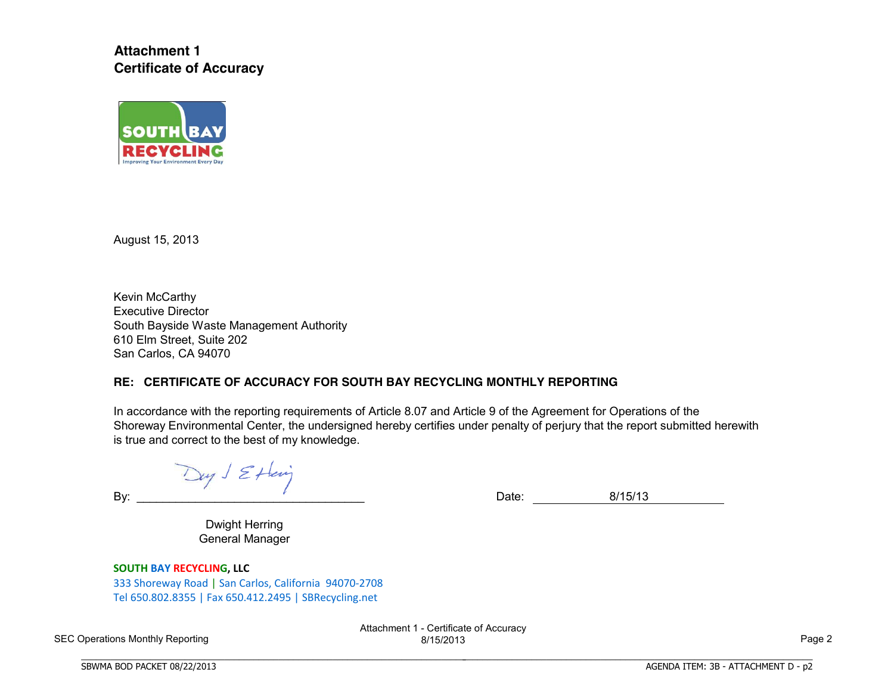**Attachment 1**
**Certificate of Accuracy**

SOUTH BAY RECYCLING
Improving Your Environment Every Day

August 15, 2013

Kevin McCarthy
Executive Director
South Bayside Waste Management Authority
610 Elm Street, Suite 202
San Carlos, CA 94070

**RE: CERTIFICATE OF ACCURACY FOR SOUTH BAY RECYCLING MONTHLY REPORTING**

In accordance with the reporting requirements of Article 8.07 and Article 9 of the Agreement for Operations of the Shoreway Environmental Center, the undersigned hereby certifies under penalty of perjury that the report submitted herewith is true and correct to the best of my knowledge.

By: ________________________________ Date: 8/15/13

Dwight Herring
General Manager

**SOUTH BAY RECYCLING, LLC**
333 Shoreway Road | San Carlos, California 94070-2708
Tel 650.802.8355 | Fax 650.412.2495 | SBRecycling.net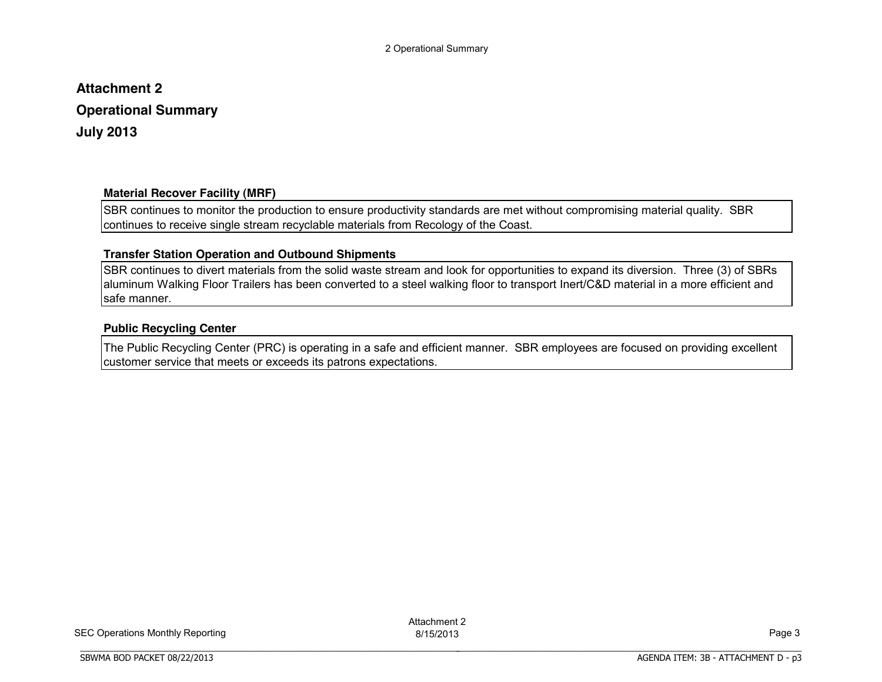# Attachment 2

# Operational Summary

# July 2013

**Material Recover Facility (MRF)**

SBR continues to monitor the production to ensure productivity standards are met without compromising material quality. SBR continues to receive single stream recyclable materials from Recology of the Coast.

**Transfer Station Operation and Outbound Shipments**

SBR continues to divert materials from the solid waste stream and look for opportunities to expand its diversion. Three (3) of SBRs aluminum Walking Floor Trailers has been converted to a steel walking floor to transport Inert/C&D material in a more efficient and safe manner.

**Public Recycling Center**

The Public Recycling Center (PRC) is operating in a safe and efficient manner. SBR employees are focused on providing excellent customer service that meets or exceeds its patrons expectations.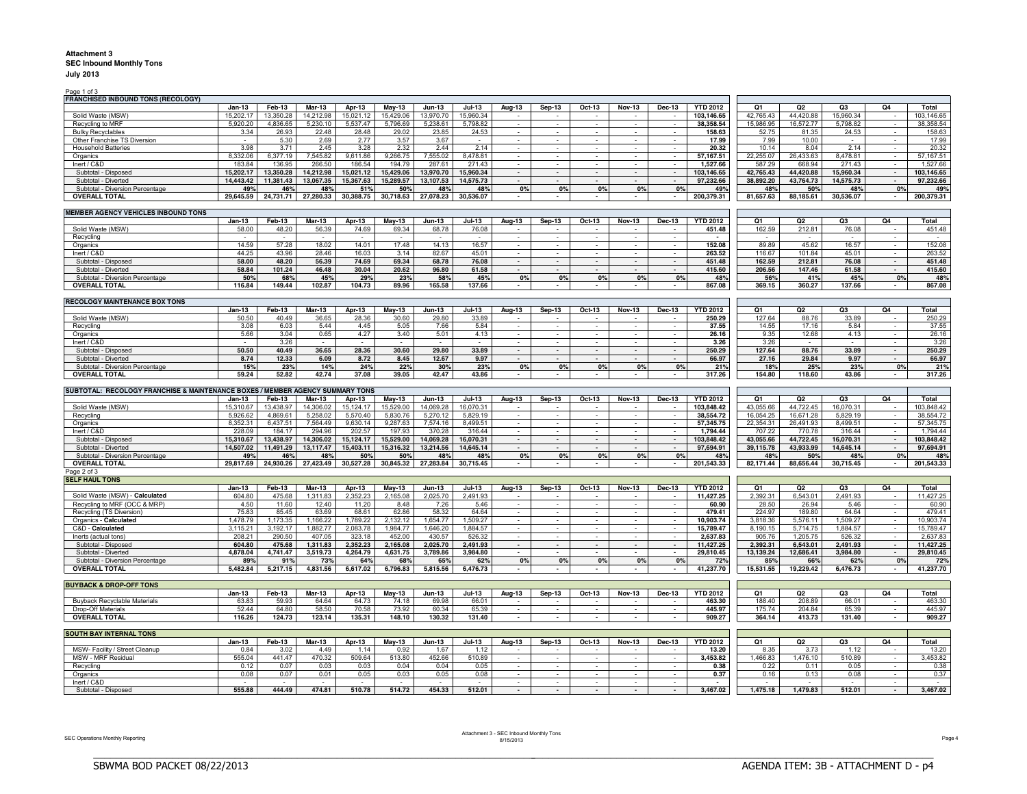**Attachment 3**
**SEC Inbound Monthly Tons**
**July 2013**

Page 1 of 3

**FRANCHISED INBOUND TONS (RECOLOGY)**

| | Jan-13 | Feb-13 | Mar-13 | Apr-13 | May-13 | Jun-13 | Jul-13 | Aug-13 | Sep-13 | Oct-13 | Nov-13 | Dec-13 | YTD 2012 | Q1 | Q2 | Q3 | Q4 | Total |
|---|---|---|---|---|---|---|---|---|---|---|---|---|---|---|---|---|---|---|
| Solid Waste (MSW) | 15,202.17 | 13,350.28 | 14,212.98 | 15,021.12 | 15,429.06 | 13,970.70 | 15,960.34 | - | - | - | - | - | 103,146.65 | 42,765.43 | 44,420.88 | 15,960.34 | - | 103,146.65 |
| Recycling to MRF | 5,920.20 | 4,836.65 | 5,230.10 | 5,537.47 | 5,796.69 | 5,238.61 | 5,798.82 | - | - | - | - | - | 38,358.54 | 15,986.95 | 16,572.77 | 5,798.82 | - | 38,358.54 |
| Bulky Recyclables | 3.34 | 26.93 | 22.48 | 28.48 | 29.02 | 23.85 | 24.53 | - | - | - | - | - | 158.63 | 52.75 | 81.35 | 24.53 | - | 158.63 |
| Other Franchise TS Diversion | - | 5.30 | 2.69 | 2.77 | 3.57 | 3.67 | - | - | - | - | - | - | 17.99 | 7.99 | 10.00 | - | - | 17.99 |
| Household Batteries | 3.98 | 3.71 | 2.45 | 3.28 | 2.32 | 2.44 | 2.14 | - | - | - | - | - | 20.32 | 10.14 | 8.04 | 2.14 | - | 20.32 |
| Organics | 8,332.06 | 6,377.19 | 7,545.82 | 9,611.86 | 9,266.75 | 7,555.02 | 8,478.81 | - | - | - | - | - | 57,167.51 | 22,255.07 | 26,433.63 | 8,478.81 | - | 57,167.51 |
| Inert / C&D | 183.84 | 136.95 | 266.50 | 186.54 | 194.79 | 287.61 | 271.43 | - | - | - | - | - | 1,527.66 | 587.29 | 668.94 | 271.43 | - | 1,527.66 |
| Subtotal - Disposed | **15,202.17** | **13,350.28** | **14,212.98** | **15,021.12** | **15,429.06** | **13,970.70** | **15,960.34** | - | - | - | - | - | **103,146.65** | **42,765.43** | **44,420.88** | **15,960.34** | - | **103,146.65** |
| Subtotal - Diverted | **14,443.42** | **11,381.43** | **13,067.35** | **15,367.63** | **15,289.57** | **13,107.53** | **14,575.73** | - | - | - | - | - | **97,232.66** | **38,892.20** | **43,764.73** | **14,575.73** | - | **97,232.66** |
| Subtotal - Diversion Percentage | **49%** | **46%** | **48%** | **51%** | **50%** | **48%** | **48%** | **0%** | **0%** | **0%** | **0%** | **0%** | **49%** | **48%** | **50%** | **48%** | **0%** | **49%** |
| **OVERALL TOTAL** | **29,645.59** | **24,731.71** | **27,280.33** | **30,388.75** | **30,718.63** | **27,078.23** | **30,536.07** | - | - | - | - | - | **200,379.31** | **81,657.63** | **88,185.61** | **30,536.07** | - | **200,379.31** |

**MEMBER AGENCY VEHICLES INBOUND TONS**

| | Jan-13 | Feb-13 | Mar-13 | Apr-13 | May-13 | Jun-13 | Jul-13 | Aug-13 | Sep-13 | Oct-13 | Nov-13 | Dec-13 | YTD 2012 | Q1 | Q2 | Q3 | Q4 | Total |
|---|---|---|---|---|---|---|---|---|---|---|---|---|---|---|---|---|---|---|
| Solid Waste (MSW) | 58.00 | 48.20 | 56.39 | 74.69 | 69.34 | 68.78 | 76.08 | - | - | - | - | - | 451.48 | 162.59 | 212.81 | 76.08 | - | 451.48 |
| Recycling | - | - | - | - | - | - | - | - | - | - | - | - | - | - | - | - | - | - |
| Organics | 14.59 | 57.28 | 18.02 | 14.01 | 17.48 | 14.13 | 16.57 | - | - | - | - | - | 152.08 | 89.89 | 45.62 | 16.57 | - | 152.08 |
| Inert / C&D | 44.25 | 43.96 | 28.46 | 16.03 | 3.14 | 82.67 | 45.01 | - | - | - | - | - | 263.52 | 116.67 | 101.84 | 45.01 | - | 263.52 |
| Subtotal - Disposed | **58.00** | **48.20** | **56.39** | **74.69** | **69.34** | **68.78** | **76.08** | - | - | - | - | - | **451.48** | **162.59** | **212.81** | **76.08** | - | **451.48** |
| Subtotal - Diverted | **58.84** | **101.24** | **46.48** | **30.04** | **20.62** | **96.80** | **61.58** | - | - | - | - | - | **415.60** | **206.56** | **147.46** | **61.58** | - | **415.60** |
| Subtotal - Diversion Percentage | **50%** | **68%** | **45%** | **29%** | **23%** | **58%** | **45%** | **0%** | **0%** | **0%** | **0%** | **0%** | **48%** | **56%** | **41%** | **45%** | **0%** | **48%** |
| **OVERALL TOTAL** | **116.84** | **149.44** | **102.87** | **104.73** | **89.96** | **165.58** | **137.66** | - | - | - | - | - | **867.08** | **369.15** | **360.27** | **137.66** | - | **867.08** |

**RECOLOGY MAINTENANCE BOX TONS**

| | Jan-13 | Feb-13 | Mar-13 | Apr-13 | May-13 | Jun-13 | Jul-13 | Aug-13 | Sep-13 | Oct-13 | Nov-13 | Dec-13 | YTD 2012 | Q1 | Q2 | Q3 | Q4 | Total |
|---|---|---|---|---|---|---|---|---|---|---|---|---|---|---|---|---|---|---|
| Solid Waste (MSW) | 50.50 | 40.49 | 36.65 | 28.36 | 30.60 | 29.80 | 33.89 | - | - | - | - | - | 250.29 | 127.64 | 88.76 | 33.89 | - | 250.29 |
| Recycling | 3.08 | 6.03 | 5.44 | 4.45 | 5.05 | 7.66 | 5.84 | - | - | - | - | - | 37.55 | 14.55 | 17.16 | 5.84 | - | 37.55 |
| Organics | 5.66 | 3.04 | 0.65 | 4.27 | 3.40 | 5.01 | 4.13 | - | - | - | - | - | 26.16 | 9.35 | 12.68 | 4.13 | - | 26.16 |
| Inert / C&D | - | 3.26 | - | - | - | - | - | - | - | - | - | - | 3.26 | 3.26 | - | - | - | 3.26 |
| Subtotal - Disposed | **50.50** | **40.49** | **36.65** | **28.36** | **30.60** | **29.80** | **33.89** | - | - | - | - | - | **250.29** | **127.64** | **88.76** | **33.89** | - | **250.29** |
| Subtotal - Diverted | **8.74** | **12.33** | **6.09** | **8.72** | **8.45** | **12.67** | **9.97** | - | - | - | - | - | **66.97** | **27.16** | **29.84** | **9.97** | - | **66.97** |
| Subtotal - Diversion Percentage | **15%** | **23%** | **14%** | **24%** | **22%** | **30%** | **23%** | **0%** | **0%** | **0%** | **0%** | **0%** | **21%** | **18%** | **25%** | **23%** | **0%** | **21%** |
| **OVERALL TOTAL** | **59.24** | **52.82** | **42.74** | **37.08** | **39.05** | **42.47** | **43.86** | - | - | - | - | - | **317.26** | **154.80** | **118.60** | **43.86** | - | **317.26** |

**SUBTOTAL: RECOLOGY FRANCHISE & MAINTENANCE BOXES / MEMBER AGENCY SUMMARY TONS**

| | Jan-13 | Feb-13 | Mar-13 | Apr-13 | May-13 | Jun-13 | Jul-13 | Aug-13 | Sep-13 | Oct-13 | Nov-13 | Dec-13 | YTD 2012 | Q1 | Q2 | Q3 | Q4 | Total |
|---|---|---|---|---|---|---|---|---|---|---|---|---|---|---|---|---|---|---|
| Solid Waste (MSW) | 15,310.67 | 13,438.97 | 14,306.02 | 15,124.17 | 15,529.00 | 14,069.28 | 16,070.31 | - | - | - | - | - | 103,848.42 | 43,055.66 | 44,722.45 | 16,070.31 | - | 103,848.42 |
| Recycling | 5,926.62 | 4,869.61 | 5,258.02 | 5,570.40 | 5,830.76 | 5,270.12 | 5,829.19 | - | - | - | - | - | 38,554.72 | 16,054.25 | 16,671.28 | 5,829.19 | - | 38,554.72 |
| Organics | 8,352.31 | 6,437.51 | 7,564.49 | 9,630.14 | 9,287.63 | 7,574.16 | 8,499.51 | - | - | - | - | - | 57,345.75 | 22,354.31 | 26,491.93 | 8,499.51 | - | 57,345.75 |
| Inert / C&D | 228.09 | 184.17 | 294.96 | 202.57 | 197.93 | 370.28 | 316.44 | - | - | - | - | - | 1,794.44 | 707.22 | 770.78 | 316.44 | - | 1,794.44 |
| Subtotal - Disposed | **15,310.67** | **13,438.97** | **14,306.02** | **15,124.17** | **15,529.00** | **14,069.28** | **16,070.31** | - | - | - | - | - | **103,848.42** | **43,055.66** | **44,722.45** | **16,070.31** | - | **103,848.42** |
| Subtotal - Diverted | **14,507.02** | **11,491.29** | **13,117.47** | **15,403.11** | **15,316.32** | **13,214.56** | **14,645.14** | - | - | - | - | - | **97,694.91** | **39,115.78** | **43,933.99** | **14,645.14** | - | **97,694.91** |
| Subtotal - Diversion Percentage | **49%** | **46%** | **48%** | **50%** | **50%** | **48%** | **48%** | **0%** | **0%** | **0%** | **0%** | **0%** | **48%** | **48%** | **50%** | **48%** | **0%** | **48%** |
| **OVERALL TOTAL** | **29,817.69** | **24,930.26** | **27,423.49** | **30,527.28** | **30,845.32** | **27,283.84** | **30,715.45** | - | - | - | - | - | **201,543.33** | **82,171.44** | **88,656.44** | **30,715.45** | - | **201,543.33** |

Page 2 of 3

**SELF HAUL TONS**

| | Jan-13 | Feb-13 | Mar-13 | Apr-13 | May-13 | Jun-13 | Jul-13 | Aug-13 | Sep-13 | Oct-13 | Nov-13 | Dec-13 | YTD 2012 | Q1 | Q2 | Q3 | Q4 | Total |
|---|---|---|---|---|---|---|---|---|---|---|---|---|---|---|---|---|---|---|
| Solid Waste (MSW) - **Calculated** | 604.80 | 475.68 | 1,311.83 | 2,352.23 | 2,165.08 | 2,025.70 | 2,491.93 | - | - | - | - | - | 11,427.25 | 2,392.31 | 6,543.01 | 2,491.93 | - | 11,427.25 |
| Recycling to MRF (OCC & MRP) | 4.50 | 11.60 | 12.40 | 11.20 | 8.48 | 7.26 | 5.46 | - | - | - | - | - | 60.90 | 28.50 | 26.94 | 5.46 | - | 60.90 |
| Recycling (TS Diversion) | 75.83 | 85.45 | 63.69 | 68.61 | 62.86 | 58.32 | 64.64 | - | - | - | - | - | 479.41 | 224.97 | 189.80 | 64.64 | - | 479.41 |
| Organics - **Calculated** | 1,478.79 | 1,173.35 | 1,166.22 | 1,789.22 | 2,132.12 | 1,654.77 | 1,509.27 | - | - | - | - | - | 10,903.74 | 3,818.36 | 5,576.11 | 1,509.27 | - | 10,903.74 |
| C&D - **Calculated** | 3,115.21 | 3,192.17 | 1,882.77 | 2,083.78 | 1,984.77 | 1,646.20 | 1,884.57 | - | - | - | - | - | 15,789.47 | 8,190.15 | 5,714.75 | 1,884.57 | - | 15,789.47 |
| Inerts (actual tons) | 208.21 | 290.50 | 407.05 | 323.18 | 452.00 | 430.57 | 526.32 | - | - | - | - | - | 2,637.83 | 905.76 | 1,205.75 | 526.32 | - | 2,637.83 |
| Subtotal - Disposed | **604.80** | **475.68** | **1,311.83** | **2,352.23** | **2,165.08** | **2,025.70** | **2,491.93** | - | - | - | - | - | **11,427.25** | **2,392.31** | **6,543.01** | **2,491.93** | - | **11,427.25** |
| Subtotal - Diverted | **4,878.04** | **4,741.47** | **3,519.73** | **4,264.79** | **4,631.75** | **3,789.86** | **3,984.80** | - | - | - | - | - | **29,810.45** | **13,139.24** | **12,686.41** | **3,984.80** | - | **29,810.45** |
| Subtotal - Diversion Percentage | **89%** | **91%** | **73%** | **64%** | **68%** | **65%** | **62%** | **0%** | **0%** | **0%** | **0%** | **0%** | **72%** | **85%** | **66%** | **62%** | **0%** | **72%** |
| **OVERALL TOTAL** | **5,482.84** | **5,217.15** | **4,831.56** | **6,617.02** | **6,796.83** | **5,815.56** | **6,476.73** | - | - | - | - | - | **41,237.70** | **15,531.55** | **19,229.42** | **6,476.73** | - | **41,237.70** |

**BUYBACK & DROP-OFF TONS**

| | Jan-13 | Feb-13 | Mar-13 | Apr-13 | May-13 | Jun-13 | Jul-13 | Aug-13 | Sep-13 | Oct-13 | Nov-13 | Dec-13 | YTD 2012 | Q1 | Q2 | Q3 | Q4 | Total |
|---|---|---|---|---|---|---|---|---|---|---|---|---|---|---|---|---|---|---|
| Buyback Recyclable Materials | 63.83 | 59.93 | 64.64 | 64.73 | 74.18 | 69.98 | 66.01 | - | - | - | - | - | 463.30 | 188.40 | 208.89 | 66.01 | - | 463.30 |
| Drop-Off Materials | 52.44 | 64.80 | 58.50 | 70.58 | 73.92 | 60.34 | 65.39 | - | - | - | - | - | 445.97 | 175.74 | 204.84 | 65.39 | - | 445.97 |
| **OVERALL TOTAL** | **116.26** | **124.73** | **123.14** | **135.31** | **148.10** | **130.32** | **131.40** | - | - | - | - | - | **909.27** | **364.14** | **413.73** | **131.40** | - | **909.27** |

**SOUTH BAY INTERNAL TONS**

| | Jan-13 | Feb-13 | Mar-13 | Apr-13 | May-13 | Jun-13 | Jul-13 | Aug-13 | Sep-13 | Oct-13 | Nov-13 | Dec-13 | YTD 2012 | Q1 | Q2 | Q3 | Q4 | Total |
|---|---|---|---|---|---|---|---|---|---|---|---|---|---|---|---|---|---|---|
| MSW- Facility / Street Cleanup | 0.84 | 3.02 | 4.49 | 1.14 | 0.92 | 1.67 | 1.12 | - | - | - | - | - | 13.20 | 8.35 | 3.73 | 1.12 | - | 13.20 |
| MSW - MRF Residual | 555.04 | 441.47 | 470.32 | 509.64 | 513.80 | 452.66 | 510.89 | - | - | - | - | - | 3,453.82 | 1,466.83 | 1,476.10 | 510.89 | - | 3,453.82 |
| Recycling | 0.12 | 0.07 | 0.03 | 0.03 | 0.04 | 0.04 | 0.05 | - | - | - | - | - | 0.38 | 0.22 | 0.11 | 0.05 | - | 0.38 |
| Organics | 0.08 | 0.07 | 0.01 | 0.05 | 0.03 | 0.05 | 0.08 | - | - | - | - | - | 0.37 | 0.16 | 0.13 | 0.08 | - | 0.37 |
| Inert / C&D | - | - | - | - | - | - | - | - | - | - | - | - | - | - | - | - | - | - |
| Subtotal - Disposed | **555.88** | **444.49** | **474.81** | **510.78** | **514.72** | **454.33** | **512.01** | - | - | - | - | - | **3,467.02** | **1,475.18** | **1,479.83** | **512.01** | - | **3,467.02** |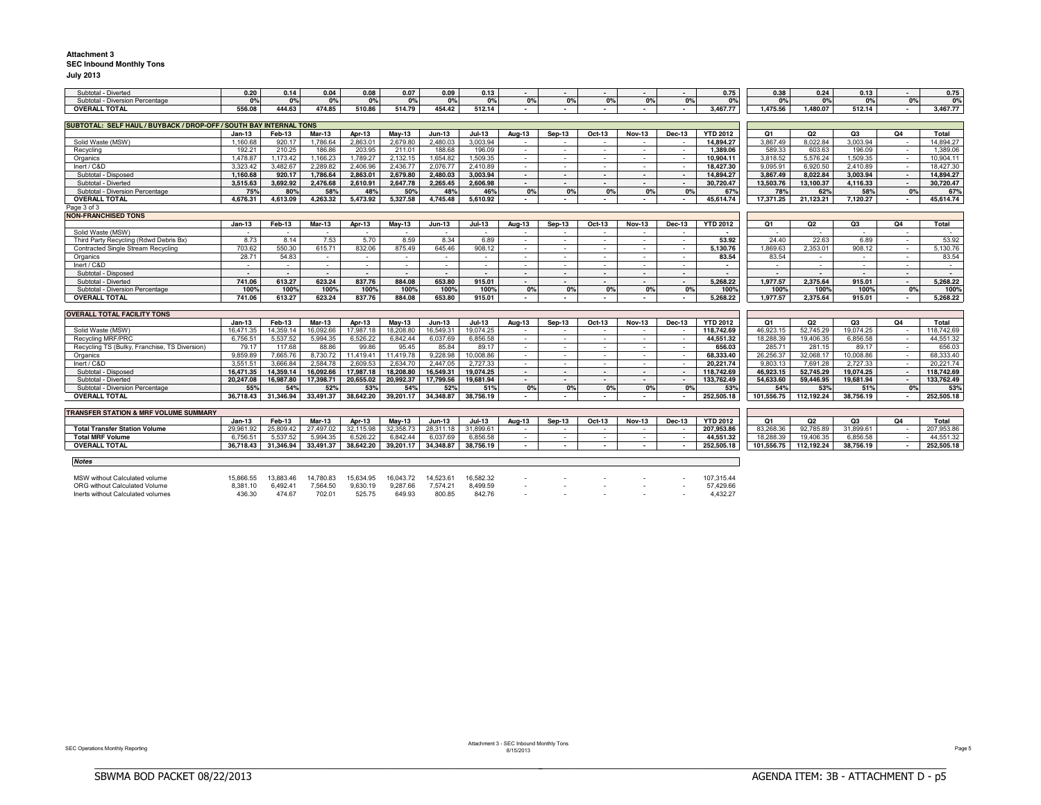**Attachment 3**
**SEC Inbound Monthly Tons**
**July 2013**

| | | | | | | | | | | | | | | | | | | | |
|---|---|---|---|---|---|---|---|---|---|---|---|---|---|---|---|---|---|---|---|
| Subtotal - Diverted | 0.20 | 0.14 | 0.04 | 0.08 | 0.07 | 0.09 | 0.13 | - | - | - | - | - | 0.75 | 0.38 | 0.24 | 0.13 | - | 0.75 |
| Subtotal - Diversion Percentage | 0% | 0% | 0% | 0% | 0% | 0% | 0% | 0% | 0% | 0% | 0% | 0% | 0% | 0% | 0% | 0% | 0% | 0% |
| **OVERALL TOTAL** | **556.08** | **444.63** | **474.85** | **510.86** | **514.79** | **454.42** | **512.14** | - | - | - | - | - | **3,467.77** | **1,475.56** | **1,480.07** | **512.14** | - | **3,467.77** |

**SUBTOTAL: SELF HAUL / BUYBACK / DROP-OFF / SOUTH BAY INTERNAL TONS**

| | Jan-13 | Feb-13 | Mar-13 | Apr-13 | May-13 | Jun-13 | Jul-13 | Aug-13 | Sep-13 | Oct-13 | Nov-13 | Dec-13 | YTD 2012 | Q1 | Q2 | Q3 | Q4 | Total |
|---|---|---|---|---|---|---|---|---|---|---|---|---|---|---|---|---|---|---|
| Solid Waste (MSW) | 1,160.68 | 920.17 | 1,786.64 | 2,863.01 | 2,679.80 | 2,480.03 | 3,003.94 | - | - | - | - | - | 14,894.27 | 3,867.49 | 8,022.84 | 3,003.94 | - | 14,894.27 |
| Recycling | 192.21 | 210.25 | 186.86 | 203.95 | 211.01 | 188.68 | 196.09 | - | - | - | - | - | 1,389.06 | 589.33 | 603.63 | 196.09 | - | 1,389.06 |
| Organics | 1,478.87 | 1,173.42 | 1,166.23 | 1,789.27 | 2,132.15 | 1,654.82 | 1,509.35 | - | - | - | - | - | 10,904.11 | 3,818.52 | 5,576.24 | 1,509.35 | - | 10,904.11 |
| Inert / C&D | 3,323.42 | 3,482.67 | 2,289.82 | 2,406.96 | 2,436.77 | 2,076.77 | 2,410.89 | - | - | - | - | - | 18,427.30 | 9,095.91 | 6,920.50 | 2,410.89 | - | 18,427.30 |
| Subtotal - Disposed | **1,160.68** | **920.17** | **1,786.64** | **2,863.01** | **2,679.80** | **2,480.03** | **3,003.94** | - | - | - | - | - | 14,894.27 | **3,867.49** | **8,022.84** | **3,003.94** | - | **14,894.27** |
| Subtotal - Diverted | **3,515.63** | **3,692.92** | **2,476.68** | **2,610.91** | **2,647.78** | **2,265.45** | **2,606.98** | - | - | - | - | - | 30,720.47 | **13,503.76** | **13,100.37** | **4,116.33** | - | **30,720.47** |
| Subtotal - Diversion Percentage | **75%** | **80%** | **58%** | **48%** | **50%** | **48%** | **46%** | **0%** | **0%** | **0%** | **0%** | **0%** | **67%** | **78%** | **62%** | **58%** | **0%** | **67%** |
| **OVERALL TOTAL** | **4,676.31** | **4,613.09** | **4,263.32** | **5,473.92** | **5,327.58** | **4,745.48** | **5,610.92** | - | - | - | - | - | **45,614.74** | **17,371.25** | **21,123.21** | **7,120.27** | - | **45,614.74** |

Page 3 of 3

**NON-FRANCHISED TONS**

| | Jan-13 | Feb-13 | Mar-13 | Apr-13 | May-13 | Jun-13 | Jul-13 | Aug-13 | Sep-13 | Oct-13 | Nov-13 | Dec-13 | YTD 2012 | Q1 | Q2 | Q3 | Q4 | Total |
|---|---|---|---|---|---|---|---|---|---|---|---|---|---|---|---|---|---|---|
| Solid Waste (MSW) | - | - | - | - | - | - | - | - | - | - | - | - | - | - | - | - | - | - |
| Third Party Recycling (Rdwd Debris Bx) | 8.73 | 8.14 | 7.53 | 5.70 | 8.59 | 8.34 | 6.89 | - | - | - | - | - | 53.92 | 24.40 | 22.63 | 6.89 | - | 53.92 |
| Contracted Single Stream Recycling | 703.62 | 550.30 | 615.71 | 832.06 | 875.49 | 645.46 | 908.12 | - | - | - | - | - | 5,130.76 | 1,869.63 | 2,353.01 | 908.12 | - | 5,130.76 |
| Organics | 28.71 | 54.83 | - | - | - | - | - | - | - | - | - | - | 83.54 | 83.54 | - | - | - | 83.54 |
| Inert / C&D | - | - | - | - | - | - | - | - | - | - | - | - | - | - | - | - | - | - |
| Subtotal - Disposed | - | - | - | - | - | - | - | - | - | - | - | - | - | - | - | - | - | - |
| Subtotal - Diverted | **741.06** | **613.27** | **623.24** | **837.76** | **884.08** | **653.80** | **915.01** | - | - | - | - | - | **5,268.22** | **1,977.57** | **2,375.64** | **915.01** | - | **5,268.22** |
| Subtotal - Diversion Percentage | **100%** | **100%** | **100%** | **100%** | **100%** | **100%** | **100%** | **0%** | **0%** | **0%** | **0%** | **0%** | **100%** | **100%** | **100%** | **100%** | **0%** | **100%** |
| **OVERALL TOTAL** | **741.06** | **613.27** | **623.24** | **837.76** | **884.08** | **653.80** | **915.01** | - | - | - | - | - | **5,268.22** | **1,977.57** | **2,375.64** | **915.01** | - | **5,268.22** |

**OVERALL TOTAL FACILITY TONS**

| | Jan-13 | Feb-13 | Mar-13 | Apr-13 | May-13 | Jun-13 | Jul-13 | Aug-13 | Sep-13 | Oct-13 | Nov-13 | Dec-13 | YTD 2012 | Q1 | Q2 | Q3 | Q4 | Total |
|---|---|---|---|---|---|---|---|---|---|---|---|---|---|---|---|---|---|---|
| Solid Waste (MSW) | 16,471.35 | 14,359.14 | 16,092.66 | 17,987.18 | 18,208.80 | 16,549.31 | 19,074.25 | - | - | - | - | - | 118,742.69 | 46,923.15 | 52,745.29 | 19,074.25 | - | 118,742.69 |
| Recycling MRF/PRC | 6,756.51 | 5,537.52 | 5,994.35 | 6,526.22 | 6,842.44 | 6,037.69 | 6,856.58 | - | - | - | - | - | 44,551.32 | 18,288.39 | 19,406.35 | 6,856.58 | - | 44,551.32 |
| Recycling TS (Bulky, Franchise, TS Diversion) | 79.17 | 117.68 | 88.86 | 99.86 | 95.45 | 85.84 | 89.17 | - | - | - | - | - | 656.03 | 285.71 | 281.15 | 89.17 | - | 656.03 |
| Organics | 9,859.89 | 7,665.76 | 8,730.72 | 11,419.41 | 11,419.78 | 9,228.98 | 10,008.86 | - | - | - | - | - | 68,333.40 | 26,256.37 | 32,068.17 | 10,008.86 | - | 68,333.40 |
| Inert / C&D | 3,551.51 | 3,666.84 | 2,584.78 | 2,609.53 | 2,634.70 | 2,447.05 | 2,727.33 | - | - | - | - | - | 20,221.74 | 9,803.13 | 7,691.28 | 2,727.33 | - | 20,221.74 |
| Subtotal - Disposed | **16,471.35** | **14,359.14** | **16,092.66** | **17,987.18** | **18,208.80** | **16,549.31** | **19,074.25** | - | - | - | - | - | **118,742.69** | **46,923.15** | **52,745.29** | **19,074.25** | - | **118,742.69** |
| Subtotal - Diverted | **20,247.08** | **16,987.80** | **17,398.71** | **20,655.02** | **20,992.37** | **17,799.56** | **19,681.94** | - | - | - | - | - | **133,762.49** | **54,633.60** | **59,446.95** | **19,681.94** | - | **133,762.49** |
| Subtotal - Diversion Percentage | **55%** | **54%** | **52%** | **53%** | **54%** | **52%** | **51%** | **0%** | **0%** | **0%** | **0%** | **0%** | **53%** | **54%** | **53%** | **51%** | **0%** | **53%** |
| **OVERALL TOTAL** | **36,718.43** | **31,346.94** | **33,491.37** | **38,642.20** | **39,201.17** | **34,348.87** | **38,756.19** | - | - | - | - | - | **252,505.18** | **101,556.75** | **112,192.24** | **38,756.19** | - | **252,505.18** |

**TRANSFER STATION & MRF VOLUME SUMMARY**

| | Jan-13 | Feb-13 | Mar-13 | Apr-13 | May-13 | Jun-13 | Jul-13 | Aug-13 | Sep-13 | Oct-13 | Nov-13 | Dec-13 | YTD 2012 | Q1 | Q2 | Q3 | Q4 | Total |
|---|---|---|---|---|---|---|---|---|---|---|---|---|---|---|---|---|---|---|
| **Total Transfer Station Volume** | 29,961.92 | 25,809.42 | 27,497.02 | 32,115.98 | 32,358.73 | 28,311.18 | 31,899.61 | - | - | - | - | - | **207,953.86** | 83,268.36 | 92,785.89 | 31,899.61 | - | 207,953.86 |
| **Total MRF Volume** | 6,756.51 | 5,537.52 | 5,994.35 | 6,526.22 | 6,842.44 | 6,037.69 | 6,856.58 | - | - | - | - | - | **44,551.32** | 18,288.39 | 19,406.35 | 6,856.58 | - | 44,551.32 |
| **OVERALL TOTAL** | **36,718.43** | **31,346.94** | **33,491.37** | **38,642.20** | **39,201.17** | **34,348.87** | **38,756.19** | - | - | - | - | - | **252,505.18** | **101,556.75** | **112,192.24** | **38,756.19** | - | **252,505.18** |

***Notes***

| | | | | | | | | | | | | | |
|---|---|---|---|---|---|---|---|---|---|---|---|---|---|
| MSW without Calculated volume | 15,866.55 | 13,883.46 | 14,780.83 | 15,634.95 | 16,043.72 | 14,523.61 | 16,582.32 | - | - | - | - | - | 107,315.44 |
| ORG without Calculated Volume | 8,381.10 | 6,492.41 | 7,564.50 | 9,630.19 | 9,287.66 | 7,574.21 | 8,499.59 | - | - | - | - | - | 57,429.66 |
| Inerts without Calculated volumes | 436.30 | 474.67 | 702.01 | 525.75 | 649.93 | 800.85 | 842.76 | - | - | - | - | - | 4,432.27 |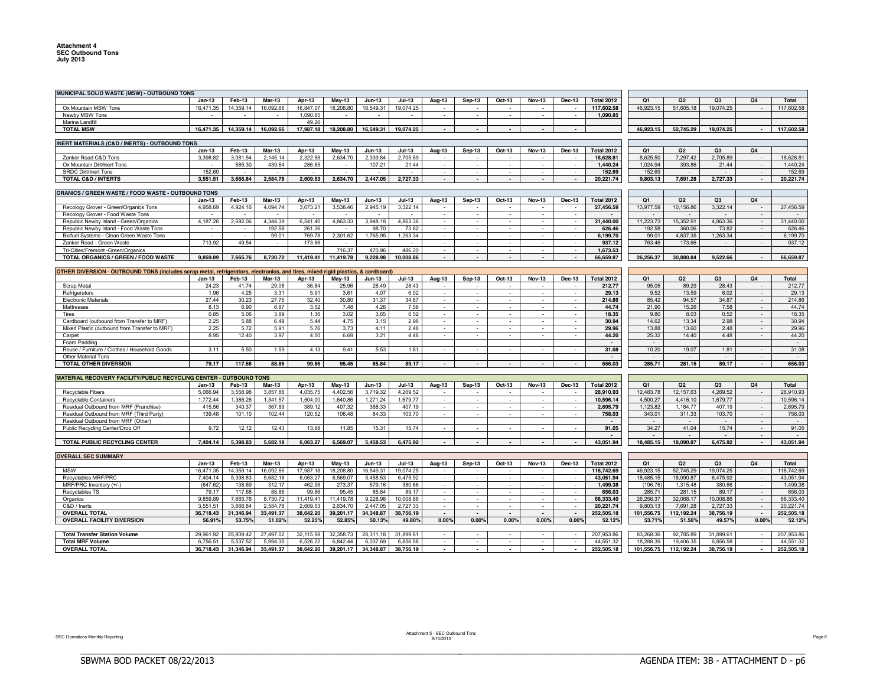**Attachment 4**
**SEC Outbound Tons**
**July 2013**

| MUNICIPAL SOLID WASTE (MSW) - OUTBOUND TONS | Jan-13 | Feb-13 | Mar-13 | Apr-13 | May-13 | Jun-13 | Jul-13 | Aug-13 | Sep-13 | Oct-13 | Nov-13 | Dec-13 | Total 2012 | Q1 | Q2 | Q3 | Q4 | Total |
|---|---|---|---|---|---|---|---|---|---|---|---|---|---|---|---|---|---|---|
| Ox Mountain MSW Tons | 16,471.35 | 14,359.14 | 16,092.66 | 16,847.07 | 18,208.80 | 16,549.31 | 19,074.25 | - | - | - | - | - | 117,602.58 | 46,923.15 | 51,605.18 | 19,074.25 | - | 117,602.58 |
| Newby MSW Tons | - | - | - | 1,090.85 | - | - | - | - | - | - | - | - | 1,090.85 | | | | | |
| Marina Landfill | | | | 49.26 | | | | | | | | | | | | | | |
| **TOTAL MSW** | **16,471.35** | **14,359.14** | **16,092.66** | **17,987.18** | **18,208.80** | **16,549.31** | **19,074.25** | - | - | - | - | - | | **46,923.15** | **52,745.29** | **19,074.25** | - | **117,602.58** |

| INERT MATERIALS (C&D / INERTS) - OUTBOUND TONS | Jan-13 | Feb-13 | Mar-13 | Apr-13 | May-13 | Jun-13 | Jul-13 | Aug-13 | Sep-13 | Oct-13 | Nov-13 | Dec-13 | Total 2012 | Q1 | Q2 | Q3 | Q4 | |
|---|---|---|---|---|---|---|---|---|---|---|---|---|---|---|---|---|---|---|
| Zanker Road C&D Tons | 3,398.82 | 3,081.54 | 2,145.14 | 2,322.88 | 2,634.70 | 2,339.84 | 2,705.89 | - | - | - | - | - | 18,628.81 | 8,625.50 | 7,297.42 | 2,705.89 | - | 18,628.81 |
| Ox Mountain Dirt/Inert Tons | - | 585.30 | 439.64 | 286.65 | - | 107.21 | 21.44 | - | - | - | - | - | 1,440.24 | 1,024.94 | 393.86 | 21.44 | - | 1,440.24 |
| SRDC Dirt/Inert Tons | 152.69 | - | - | - | - | - | - | - | - | - | - | - | 152.69 | 152.69 | - | - | - | 152.69 |
| **TOTAL C&D / INTERTS** | **3,551.51** | **3,666.84** | **2,584.78** | **2,609.53** | **2,634.70** | **2,447.05** | **2,727.33** | - | - | - | - | - | **20,221.74** | **9,803.13** | **7,691.28** | **2,727.33** | - | **20,221.74** |

| ORANICS / GREEN WASTE / FOOD WASTE - OUTBOUND TONS | Jan-13 | Feb-13 | Mar-13 | Apr-13 | May-13 | Jun-13 | Jul-13 | Aug-13 | Sep-13 | Oct-13 | Nov-13 | Dec-13 | Total 2012 | Q1 | Q2 | Q3 | Q4 | |
|---|---|---|---|---|---|---|---|---|---|---|---|---|---|---|---|---|---|---|
| Recology Grover - Green/Organics Tons | 4,958.69 | 4,924.16 | 4,094.74 | 3,673.21 | 3,538.46 | 2,945.19 | 3,322.14 | - | - | - | - | - | 27,456.59 | 13,977.59 | 10,156.86 | 3,322.14 | - | 27,456.59 |
| Recology Grover - Food Waste Tons | - | - | - | - | - | - | - | - | - | - | - | - | - | - | - | - | - | - |
| Republic Newby Island - Green/Organics | 4,187.28 | 2,692.06 | 4,344.39 | 6,541.40 | 4,863.33 | 3,948.18 | 4,863.36 | - | - | - | - | - | 31,440.00 | 11,223.73 | 15,352.91 | 4,863.36 | - | 31,440.00 |
| Republic Newby Island - Food Waste Tons | - | - | 192.58 | 261.36 | - | 98.70 | 73.82 | - | - | - | - | - | 626.46 | 192.58 | 360.06 | 73.82 | - | 626.46 |
| Biofuel Systems - Clean Green Waste Tons | - | - | 99.01 | 769.78 | 2,301.62 | 1,765.95 | 1,263.34 | - | - | - | - | - | 6,199.70 | 99.01 | 4,837.35 | 1,263.34 | - | 6,199.70 |
| Zanker Road - Green Waste | 713.92 | 49.54 | - | 173.66 | - | - | - | - | - | - | - | - | 937.12 | 763.46 | 173.66 | - | - | 937.12 |
| Tri-Cities/Fremont -Green/Organics | | | | | 716.37 | 470.96 | 486.20 | | | | | | 1,673.53 | | | | | |
| **TOTAL ORGANICS / GREEN / FOOD WASTE** | **9,859.89** | **7,665.76** | **8,730.72** | **11,419.41** | **11,419.78** | **9,228.98** | **10,008.86** | - | - | - | - | - | **66,659.87** | **26,256.37** | **30,880.84** | **9,522.66** | - | **66,659.87** |

| OTHER DIVERSION - OUTBOUND TONS (includes scrap metal, refrigerators, electronics, and tires, mixed rigid plastics, & cardboard) | Jan-13 | Feb-13 | Mar-13 | Apr-13 | May-13 | Jun-13 | Jul-13 | Aug-13 | Sep-13 | Oct-13 | Nov-13 | Dec-13 | Total 2012 | Q1 | Q2 | Q3 | Q4 | Total |
|---|---|---|---|---|---|---|---|---|---|---|---|---|---|---|---|---|---|---|
| Scrap Metal | 24.23 | 41.74 | 29.08 | 36.84 | 25.96 | 26.49 | 28.43 | - | - | - | - | - | 212.77 | 95.05 | 89.29 | 28.43 | - | 212.77 |
| Refrigerators | 1.96 | 4.25 | 3.31 | 5.91 | 3.61 | 4.07 | 6.02 | - | - | - | - | - | 29.13 | 9.52 | 13.59 | 6.02 | - | 29.13 |
| Electronic Materials | 27.44 | 30.23 | 27.75 | 32.40 | 30.80 | 31.37 | 34.87 | - | - | - | - | - | 214.86 | 85.42 | 94.57 | 34.87 | - | 214.86 |
| Mattresses | 8.13 | 6.90 | 6.87 | 3.52 | 7.48 | 4.26 | 7.58 | - | - | - | - | - | 44.74 | 21.90 | 15.26 | 7.58 | - | 44.74 |
| Tires | 0.85 | 5.06 | 3.89 | 1.36 | 3.02 | 3.65 | 0.52 | - | - | - | - | - | 18.35 | 9.80 | 8.03 | 0.52 | - | 18.35 |
| Cardboard (outbound from Transfer to MRF) | 2.25 | 5.88 | 6.49 | 5.44 | 4.75 | 3.15 | 2.98 | - | - | - | - | - | 30.94 | 14.62 | 13.34 | 2.98 | - | 30.94 |
| Mixed Plastic (outbound from Transfer to MRF) | 2.25 | 5.72 | 5.91 | 5.76 | 3.73 | 4.11 | 2.48 | - | - | - | - | - | 29.96 | 13.88 | 13.60 | 2.48 | - | 29.96 |
| Carpet | 8.95 | 12.40 | 3.97 | 4.50 | 6.69 | 3.21 | 4.48 | - | - | - | - | - | 44.20 | 25.32 | 14.40 | 4.48 | - | 44.20 |
| Foam Padding | | | | | | | | | | | | | - | - | | | | - |
| Reuse / Furniture / Clothes / Household Goods | 3.11 | 5.50 | 1.59 | 4.13 | 9.41 | 5.53 | 1.81 | - | - | - | - | - | 31.08 | 10.20 | 19.07 | 1.81 | - | 31.08 |
| Other Material Tons | | | | | | | | | | | | | - | - | - | - | - | - |
| **TOTAL OTHER DIVERSION** | **79.17** | **117.68** | **88.86** | **99.86** | **95.45** | **85.84** | **89.17** | - | - | - | - | - | **656.03** | **285.71** | **281.15** | **89.17** | - | **656.03** |

| MATERIAL RECOVERY FACILITY/PUBLIC RECYCLING CENTER - OUTBOUND TONS | Jan-13 | Feb-13 | Mar-13 | Apr-13 | May-13 | Jun-13 | Jul-13 | Aug-13 | Sep-13 | Oct-13 | Nov-13 | Dec-13 | Total 2012 | Q1 | Q2 | Q3 | Q4 | Total |
|---|---|---|---|---|---|---|---|---|---|---|---|---|---|---|---|---|---|---|
| Recyclable Fibers | 5,066.94 | 3,558.98 | 3,857.86 | 4,035.75 | 4,402.56 | 3,719.32 | 4,269.52 | - | - | - | - | - | 28,910.93 | 12,483.78 | 12,157.63 | 4,269.52 | - | 28,910.93 |
| Recyclable Containers | 1,772.44 | 1,386.26 | 1,341.57 | 1,504.00 | 1,640.86 | 1,271.24 | 1,679.77 | - | - | - | - | - | 10,596.14 | 4,500.27 | 4,416.10 | 1,679.77 | - | 10,596.14 |
| Residual Outbound from MRF (Franchise) | 415.56 | 340.37 | 367.89 | 389.12 | 407.32 | 368.33 | 407.19 | - | - | - | - | - | 2,695.79 | 1,123.82 | 1,164.77 | 407.19 | - | 2,695.79 |
| Residual Outbound from MRF (Third Party) | 139.48 | 101.10 | 102.44 | 120.52 | 106.48 | 84.33 | 103.70 | - | - | - | - | - | 758.03 | 343.01 | 311.33 | 103.70 | - | 758.03 |
| Residual Outbound from MRF (Other) | | | | | | | | | | | | | - | | | - | | - |
| Public Recycling Center/Drop Off | 9.72 | 12.12 | 12.43 | 13.88 | 11.85 | 15.31 | 15.74 | - | - | - | - | - | 91.05 | 34.27 | 41.04 | 15.74 | - | 91.05 |
| | | | | | | | | | | | | | - | - | - | - | - | - |
| **TOTAL PUBLIC RECYCLING CENTER** | **7,404.14** | **5,398.83** | **5,682.18** | **6,063.27** | **6,569.07** | **5,458.53** | **6,475.92** | - | - | - | - | - | **43,051.94** | **18,485.15** | **18,090.87** | **6,475.92** | - | **43,051.94** |

| OVERALL SEC SUMMARY | Jan-13 | Feb-13 | Mar-13 | Apr-13 | May-13 | Jun-13 | Jul-13 | Aug-13 | Sep-13 | Oct-13 | Nov-13 | Dec-13 | Total 2012 | Q1 | Q2 | Q3 | Q4 | Total |
|---|---|---|---|---|---|---|---|---|---|---|---|---|---|---|---|---|---|---|
| MSW | 16,471.35 | 14,359.14 | 16,092.66 | 17,987.18 | 18,208.80 | 16,549.31 | 19,074.25 | - | - | - | - | - | 118,742.69 | 46,923.15 | 52,745.29 | 19,074.25 | - | 118,742.69 |
| Recyclables MRF/PRC | 7,404.14 | 5,398.83 | 5,682.18 | 6,063.27 | 6,569.07 | 5,458.53 | 6,475.92 | - | - | - | - | - | 43,051.94 | 18,485.15 | 18,090.87 | 6,475.92 | - | 43,051.94 |
| MRF/PRC Inventory (+/-) | (647.62) | 138.69 | 312.17 | 462.95 | 273.37 | 579.16 | 380.66 | - | - | - | - | - | 1,499.38 | (196.76) | 1,315.48 | 380.66 | - | 1,499.38 |
| Recyclables TS | 79.17 | 117.68 | 88.86 | 99.86 | 95.45 | 85.84 | 89.17 | - | - | - | - | - | 656.03 | 285.71 | 281.15 | 89.17 | - | 656.03 |
| Organics | 9,859.89 | 7,665.76 | 8,730.72 | 11,419.41 | 11,419.78 | 9,228.98 | 10,008.86 | - | - | - | - | - | 68,333.40 | 26,256.37 | 32,068.17 | 10,008.86 | - | 68,333.40 |
| C&D / Inerts | 3,551.51 | 3,666.84 | 2,584.78 | 2,609.53 | 2,634.70 | 2,447.05 | 2,727.33 | - | - | - | - | - | 20,221.74 | 9,803.13 | 7,691.28 | 2,727.33 | - | 20,221.74 |
| **OVERALL TOTAL** | **36,718.43** | **31,346.94** | **33,491.37** | **38,642.20** | **39,201.17** | **34,348.87** | **38,756.19** | - | - | - | - | - | **252,505.18** | **101,556.75** | **112,192.24** | **38,756.19** | - | **252,505.18** |
| **OVERALL FACILITY DIVERSION** | **56.91%** | **53.75%** | **51.02%** | **52.25%** | **52.85%** | **50.13%** | **49.80%** | **0.00%** | **0.00%** | **0.00%** | **0.00%** | **0.00%** | **52.12%** | **53.71%** | **51.56%** | **49.57%** | **0.00%** | **52.12%** |
| | | | | | | | | | | | | | | | | | | |
| **Total Transfer Station Volume** | 29,961.92 | 25,809.42 | 27,497.02 | 32,115.98 | 32,358.73 | 28,311.18 | 31,899.61 | - | - | - | - | - | 207,953.86 | 83,268.36 | 92,785.89 | 31,899.61 | - | 207,953.86 |
| **Total MRF Volume** | 6,756.51 | 5,537.52 | 5,994.35 | 6,526.22 | 6,842.44 | 6,037.69 | 6,856.58 | - | - | - | - | - | 44,551.32 | 18,288.39 | 19,406.35 | 6,856.58 | - | 44,551.32 |
| **OVERALL TOTAL** | **36,718.43** | **31,346.94** | **33,491.37** | **38,642.20** | **39,201.17** | **34,348.87** | **38,756.19** | - | - | - | - | - | **252,505.18** | **101,556.75** | **112,192.24** | **38,756.19** | - | **252,505.18** |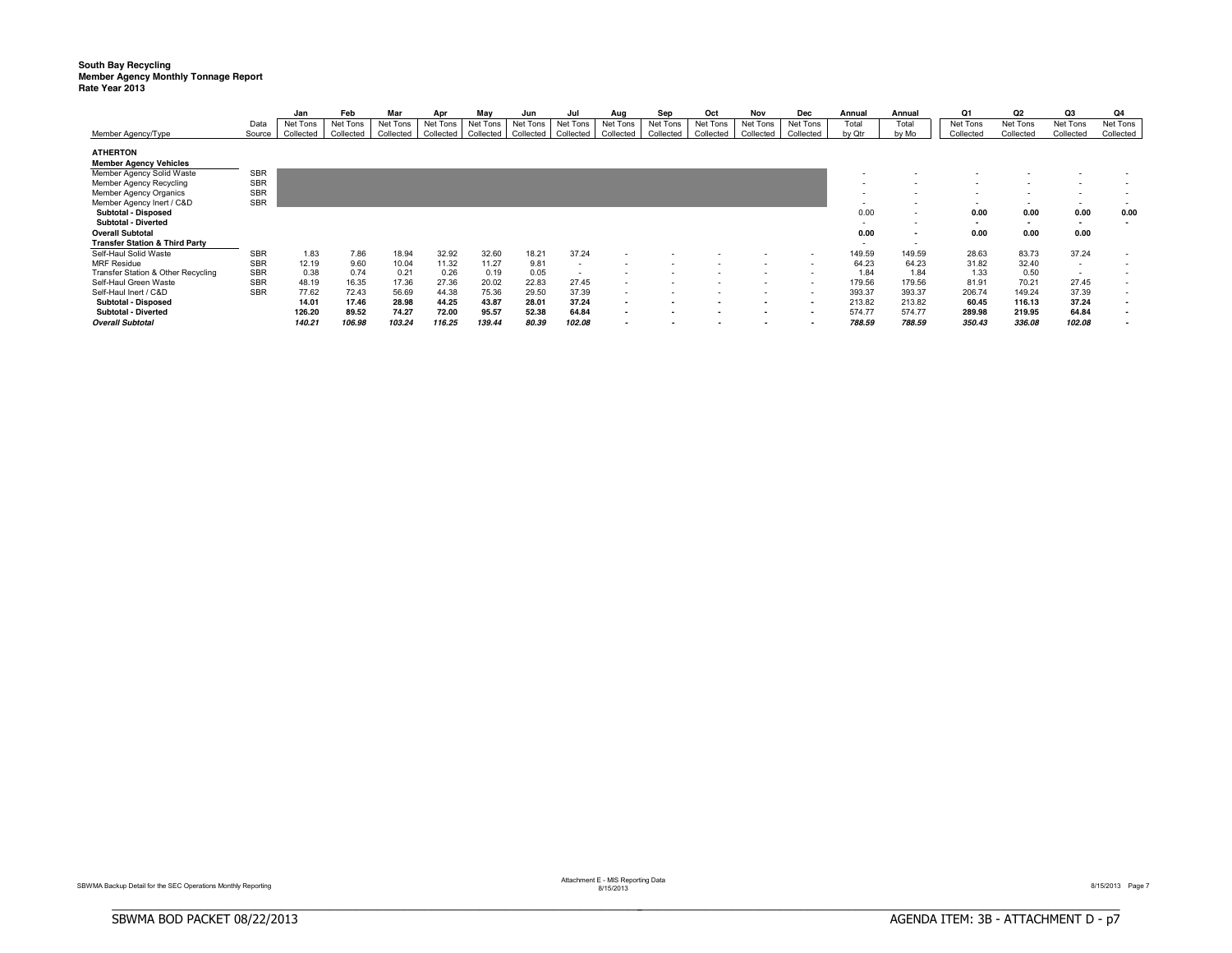**South Bay Recycling**
**Member Agency Monthly Tonnage Report**
**Rate Year 2013**

| Member Agency/Type | Data Source | Jan Net Tons Collected | Feb Net Tons Collected | Mar Net Tons Collected | Apr Net Tons Collected | May Net Tons Collected | Jun Net Tons Collected | Jul Net Tons Collected | Aug Net Tons Collected | Sep Net Tons Collected | Oct Net Tons Collected | Nov Net Tons Collected | Dec Net Tons Collected | Annual Total by Qtr | Annual Total by Mo | Q1 Net Tons Collected | Q2 Net Tons Collected | Q3 Net Tons Collected | Q4 Net Tons Collected |
|---|---|---|---|---|---|---|---|---|---|---|---|---|---|---|---|---|---|---|---|
| **ATHERTON** | | | | | | | | | | | | | | | | | | | |
| **Member Agency Vehicles** | | | | | | | | | | | | | | | | | | | |
| Member Agency Solid Waste | SBR | | | | | | | | | | | | | - | - | - | - | - | - |
| Member Agency Recycling | SBR | | | | | | | | | | | | | - | - | - | - | - | - |
| Member Agency Organics | SBR | | | | | | | | | | | | | - | - | - | - | - | - |
| Member Agency Inert / C&D | SBR | | | | | | | | | | | | | - | - | - | - | - | - |
| **Subtotal - Disposed** | | | | | | | | | | | | | | 0.00 | - | **0.00** | **0.00** | **0.00** | **0.00** |
| **Subtotal - Diverted** | | | | | | | | | | | | | | - | - | **-** | **-** | **-** | **-** |
| **Overall Subtotal** | | | | | | | | | | | | | | **0.00** | **-** | **0.00** | **0.00** | **0.00** | |
| **Transfer Station & Third Party** | | | | | | | | | | | | | | - | - | | | | |
| Self-Haul Solid Waste | SBR | 1.83 | 7.86 | 18.94 | 32.92 | 32.60 | 18.21 | 37.24 | - | - | - | - | - | 149.59 | 149.59 | 28.63 | 83.73 | 37.24 | - |
| MRF Residue | SBR | 12.19 | 9.60 | 10.04 | 11.32 | 11.27 | 9.81 | - | - | - | - | - | - | 64.23 | 64.23 | 31.82 | 32.40 | - | - |
| Transfer Station & Other Recycling | SBR | 0.38 | 0.74 | 0.21 | 0.26 | 0.19 | 0.05 | - | - | - | - | - | - | 1.84 | 1.84 | 1.33 | 0.50 | - | - |
| Self-Haul Green Waste | SBR | 48.19 | 16.35 | 17.36 | 27.36 | 20.02 | 22.83 | 27.45 | - | - | - | - | - | 179.56 | 179.56 | 81.91 | 70.21 | 27.45 | - |
| Self-Haul Inert / C&D | SBR | 77.62 | 72.43 | 56.69 | 44.38 | 75.36 | 29.50 | 37.39 | - | - | - | - | - | 393.37 | 393.37 | 206.74 | 149.24 | 37.39 | - |
| **Subtotal - Disposed** | | **14.01** | **17.46** | **28.98** | **44.25** | **43.87** | **28.01** | **37.24** | **-** | **-** | **-** | **-** | **-** | 213.82 | 213.82 | **60.45** | **116.13** | **37.24** | **-** |
| **Subtotal - Diverted** | | **126.20** | **89.52** | **74.27** | **72.00** | **95.57** | **52.38** | **64.84** | **-** | **-** | **-** | **-** | **-** | 574.77 | 574.77 | **289.98** | **219.95** | **64.84** | **-** |
| ***Overall Subtotal*** | | ***140.21*** | ***106.98*** | ***103.24*** | ***116.25*** | ***139.44*** | ***80.39*** | ***102.08*** | **-** | **-** | **-** | **-** | **-** | ***788.59*** | ***788.59*** | ***350.43*** | ***336.08*** | ***102.08*** | **-** |

SBWMA Backup Detail for the SEC Operations Monthly Reporting

Attachment E - MIS Reporting Data
8/15/2013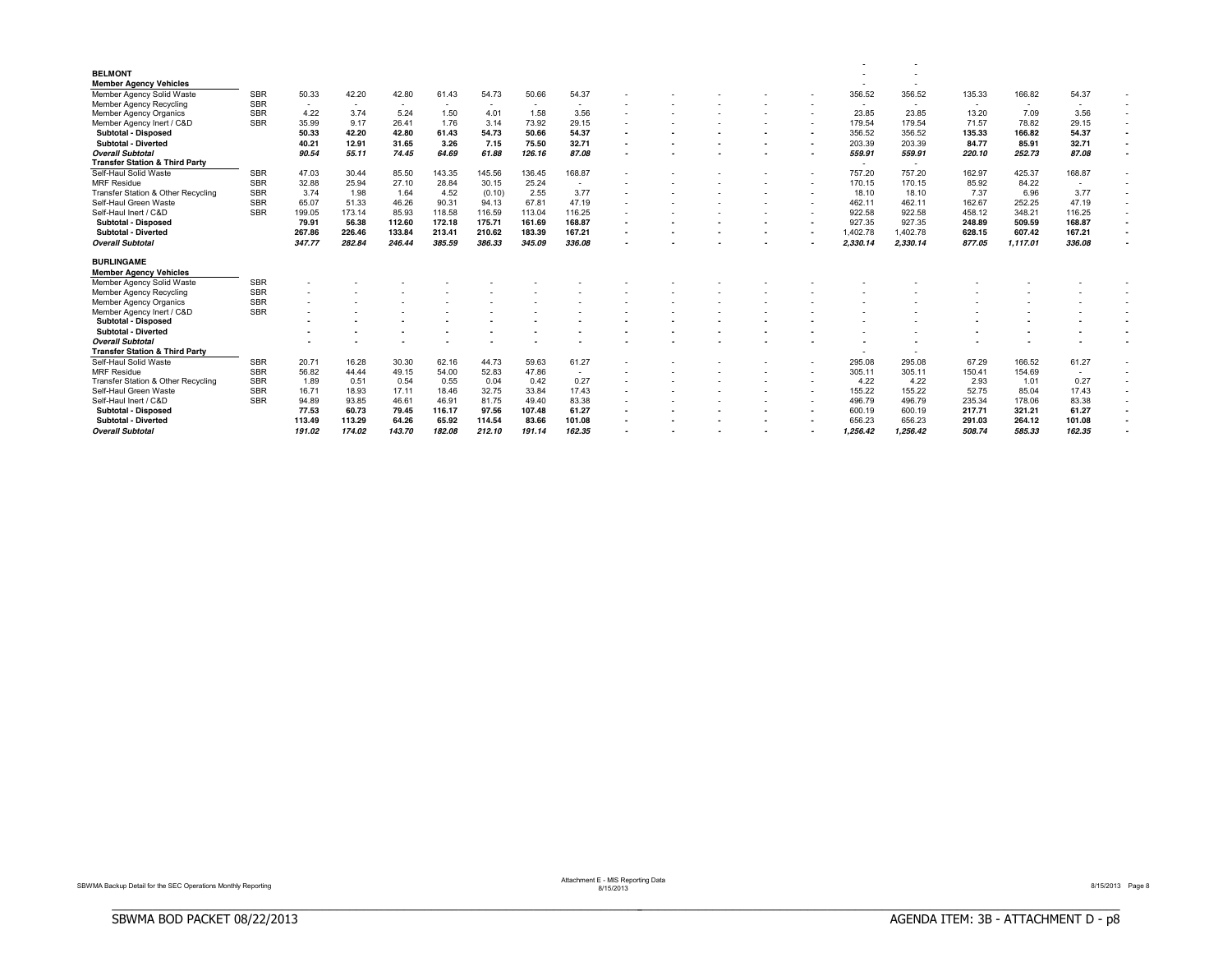| | | | | | | | | | | | | | | | | | | | | |
|---|---|---|---|---|---|---|---|---|---|---|---|---|---|---|---|---|---|---|---|---|
| **BELMONT** | | | | | | | | | | | | | | | - | - | | | | |
| **Member Agency Vehicles** | | | | | | | | | | | | | | | - | - | | | | |
| Member Agency Solid Waste | SBR | 50.33 | 42.20 | 42.80 | 61.43 | 54.73 | 50.66 | 54.37 | - | - | - | - | - | - | 356.52 | 356.52 | 135.33 | 166.82 | 54.37 | - |
| Member Agency Recycling | SBR | - | - | - | - | - | - | - | - | - | - | - | - | - | - | - | - | - | - | - |
| Member Agency Organics | SBR | 4.22 | 3.74 | 5.24 | 1.50 | 4.01 | 1.58 | 3.56 | - | - | - | - | - | - | 23.85 | 23.85 | 13.20 | 7.09 | 3.56 | - |
| Member Agency Inert / C&D | SBR | 35.99 | 9.17 | 26.41 | 1.76 | 3.14 | 73.92 | 29.15 | - | - | - | - | - | - | 179.54 | 179.54 | 71.57 | 78.82 | 29.15 | - |
| **Subtotal - Disposed** | | **50.33** | **42.20** | **42.80** | **61.43** | **54.73** | **50.66** | **54.37** | - | - | - | - | - | - | **356.52** | **356.52** | **135.33** | **166.82** | **54.37** | - |
| **Subtotal - Diverted** | | **40.21** | **12.91** | **31.65** | **3.26** | **7.15** | **75.50** | **32.71** | - | - | - | - | - | - | **203.39** | **203.39** | **84.77** | **85.91** | **32.71** | - |
| ***Overall Subtotal*** | | ***90.54*** | ***55.11*** | ***74.45*** | ***64.69*** | ***61.88*** | ***126.16*** | ***87.08*** | - | - | - | - | - | - | ***559.91*** | ***559.91*** | ***220.10*** | ***252.73*** | ***87.08*** | - |
| **Transfer Station & Third Party** | | | | | | | | | | | | | | | - | - | | | | |
| Self-Haul Solid Waste | SBR | 47.03 | 30.44 | 85.50 | 143.35 | 145.56 | 136.45 | 168.87 | - | - | - | - | - | - | 757.20 | 757.20 | 162.97 | 425.37 | 168.87 | - |
| MRF Residue | SBR | 32.88 | 25.94 | 27.10 | 28.84 | 30.15 | 25.24 | - | - | - | - | - | - | - | 170.15 | 170.15 | 85.92 | 84.22 | - | - |
| Transfer Station & Other Recycling | SBR | 3.74 | 1.98 | 1.64 | 4.52 | (0.10) | 2.55 | 3.77 | - | - | - | - | - | - | 18.10 | 18.10 | 7.37 | 6.96 | 3.77 | - |
| Self-Haul Green Waste | SBR | 65.07 | 51.33 | 46.26 | 90.31 | 94.13 | 67.81 | 47.19 | - | - | - | - | - | - | 462.11 | 462.11 | 162.67 | 252.25 | 47.19 | - |
| Self-Haul Inert / C&D | SBR | 199.05 | 173.14 | 85.93 | 118.58 | 116.59 | 113.04 | 116.25 | - | - | - | - | - | - | 922.58 | 922.58 | 458.12 | 348.21 | 116.25 | - |
| **Subtotal - Disposed** | | **79.91** | **56.38** | **112.60** | **172.18** | **175.71** | **161.69** | **168.87** | - | - | - | - | - | - | **927.35** | **927.35** | **248.89** | **509.59** | **168.87** | - |
| **Subtotal - Diverted** | | **267.86** | **226.46** | **133.84** | **213.41** | **210.62** | **183.39** | **167.21** | - | - | - | - | - | - | **1,402.78** | **1,402.78** | **628.15** | **607.42** | **167.21** | - |
| ***Overall Subtotal*** | | ***347.77*** | ***282.84*** | ***246.44*** | ***385.59*** | ***386.33*** | ***345.09*** | ***336.08*** | - | - | - | - | - | - | ***2,330.14*** | ***2,330.14*** | ***877.05*** | ***1,117.01*** | ***336.08*** | - |
| | | | | | | | | | | | | | | | | | | | | |
| **BURLINGAME** | | | | | | | | | | | | | | | | | | | | |
| **Member Agency Vehicles** | | | | | | | | | | | | | | | | | | | | |
| Member Agency Solid Waste | SBR | - | - | - | - | - | - | - | - | - | - | - | - | - | - | - | - | - | - | - |
| Member Agency Recycling | SBR | - | - | - | - | - | - | - | - | - | - | - | - | - | - | - | - | - | - | - |
| Member Agency Organics | SBR | - | - | - | - | - | - | - | - | - | - | - | - | - | - | - | - | - | - | - |
| Member Agency Inert / C&D | SBR | - | - | - | - | - | - | - | - | - | - | - | - | - | - | - | - | - | - | - |
| **Subtotal - Disposed** | | - | - | - | - | - | - | - | - | - | - | - | - | - | - | - | - | - | - | - |
| **Subtotal - Diverted** | | - | - | - | - | - | - | - | - | - | - | - | - | - | - | - | - | - | - | - |
| ***Overall Subtotal*** | | - | - | - | - | - | - | - | - | - | - | - | - | - | - | - | - | - | - | - |
| **Transfer Station & Third Party** | | | | | | | | | | | | | | | - | - | | | | |
| Self-Haul Solid Waste | SBR | 20.71 | 16.28 | 30.30 | 62.16 | 44.73 | 59.63 | 61.27 | - | - | - | - | - | - | 295.08 | 295.08 | 67.29 | 166.52 | 61.27 | - |
| MRF Residue | SBR | 56.82 | 44.44 | 49.15 | 54.00 | 52.83 | 47.86 | - | - | - | - | - | - | - | 305.11 | 305.11 | 150.41 | 154.69 | - | - |
| Transfer Station & Other Recycling | SBR | 1.89 | 0.51 | 0.54 | 0.55 | 0.04 | 0.42 | 0.27 | - | - | - | - | - | - | 4.22 | 4.22 | 2.93 | 1.01 | 0.27 | - |
| Self-Haul Green Waste | SBR | 16.71 | 18.93 | 17.11 | 18.46 | 32.75 | 33.84 | 17.43 | - | - | - | - | - | - | 155.22 | 155.22 | 52.75 | 85.04 | 17.43 | - |
| Self-Haul Inert / C&D | SBR | 94.89 | 93.85 | 46.61 | 46.91 | 81.75 | 49.40 | 83.38 | - | - | - | - | - | - | 496.79 | 496.79 | 235.34 | 178.06 | 83.38 | - |
| **Subtotal - Disposed** | | **77.53** | **60.73** | **79.45** | **116.17** | **97.56** | **107.48** | **61.27** | - | - | - | - | - | - | **600.19** | **600.19** | **217.71** | **321.21** | **61.27** | - |
| **Subtotal - Diverted** | | **113.49** | **113.29** | **64.26** | **65.92** | **114.54** | **83.66** | **101.08** | - | - | - | - | - | - | **656.23** | **656.23** | **291.03** | **264.12** | **101.08** | - |
| ***Overall Subtotal*** | | ***191.02*** | ***174.02*** | ***143.70*** | ***182.08*** | ***212.10*** | ***191.14*** | ***162.35*** | - | - | - | - | - | - | ***1,256.42*** | ***1,256.42*** | ***508.74*** | ***585.33*** | ***162.35*** | - |

SBWMA Backup Detail for the SEC Operations Monthly Reporting

Attachment E - MIS Reporting Data
8/15/2013

8/15/2013 Page 8

SBWMA BOD PACKET 08/22/2013

AGENDA ITEM: 3B - ATTACHMENT D - p8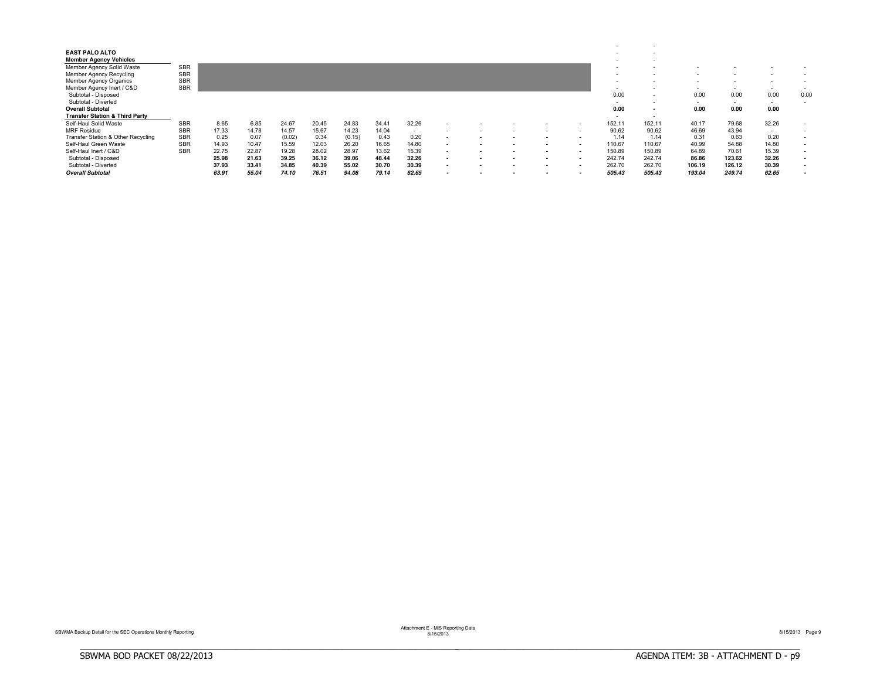| | | | | | | | | | | | | | | | | | | | |
|---|---|---|---|---|---|---|---|---|---|---|---|---|---|---|---|---|---|---|---|
| | | | | | | | | | | | | | | - | - | | | | |
| **EAST PALO ALTO** | | | | | | | | | | | | | | - | - | | | | |
| **Member Agency Vehicles** | | | | | | | | | | | | | | - | - | | | | |
| Member Agency Solid Waste | SBR | | | | | | | | | | | | | - | - | - | - | - | - |
| Member Agency Recycling | SBR | | | | | | | | | | | | | - | - | - | - | - | - |
| Member Agency Organics | SBR | | | | | | | | | | | | | - | - | - | - | - | - |
| Member Agency Inert / C&D | SBR | | | | | | | | | | | | | - | - | - | - | - | - |
| Subtotal - Disposed | | | | | | | | | | | | | | 0.00 | - | 0.00 | 0.00 | 0.00 | 0.00 |
| Subtotal - Diverted | | | | | | | | | | | | | | - | - | - | - | - | - |
| **Overall Subtotal** | | | | | | | | | | | | | | **0.00** | **-** | **0.00** | **0.00** | **0.00** | |
| **Transfer Station & Third Party** | | | | | | | | | | | | | | - | - | | | | |
| Self-Haul Solid Waste | SBR | 8.65 | 6.85 | 24.67 | 20.45 | 24.83 | 34.41 | 32.26 | - | - | - | - | - | 152.11 | 152.11 | 40.17 | 79.68 | 32.26 | - |
| MRF Residue | SBR | 17.33 | 14.78 | 14.57 | 15.67 | 14.23 | 14.04 | - | - | - | - | - | - | 90.62 | 90.62 | 46.69 | 43.94 | - | - |
| Transfer Station & Other Recycling | SBR | 0.25 | 0.07 | (0.02) | 0.34 | (0.15) | 0.43 | 0.20 | - | - | - | - | - | 1.14 | 1.14 | 0.31 | 0.63 | 0.20 | - |
| Self-Haul Green Waste | SBR | 14.93 | 10.47 | 15.59 | 12.03 | 26.20 | 16.65 | 14.80 | - | - | - | - | - | 110.67 | 110.67 | 40.99 | 54.88 | 14.80 | - |
| Self-Haul Inert / C&D | SBR | 22.75 | 22.87 | 19.28 | 28.02 | 28.97 | 13.62 | 15.39 | - | - | - | - | - | 150.89 | 150.89 | 64.89 | 70.61 | 15.39 | - |
| Subtotal - Disposed | | **25.98** | **21.63** | **39.25** | **36.12** | **39.06** | **48.44** | **32.26** | **-** | **-** | **-** | **-** | **-** | 242.74 | 242.74 | **86.86** | **123.62** | **32.26** | **-** |
| Subtotal - Diverted | | **37.93** | **33.41** | **34.85** | **40.39** | **55.02** | **30.70** | **30.39** | **-** | **-** | **-** | **-** | **-** | 262.70 | 262.70 | **106.19** | **126.12** | **30.39** | **-** |
| ***Overall Subtotal*** | | ***63.91*** | ***55.04*** | ***74.10*** | ***76.51*** | ***94.08*** | ***79.14*** | ***62.65*** | **-** | **-** | **-** | **-** | **-** | ***505.43*** | ***505.43*** | ***193.04*** | ***249.74*** | ***62.65*** | **-** |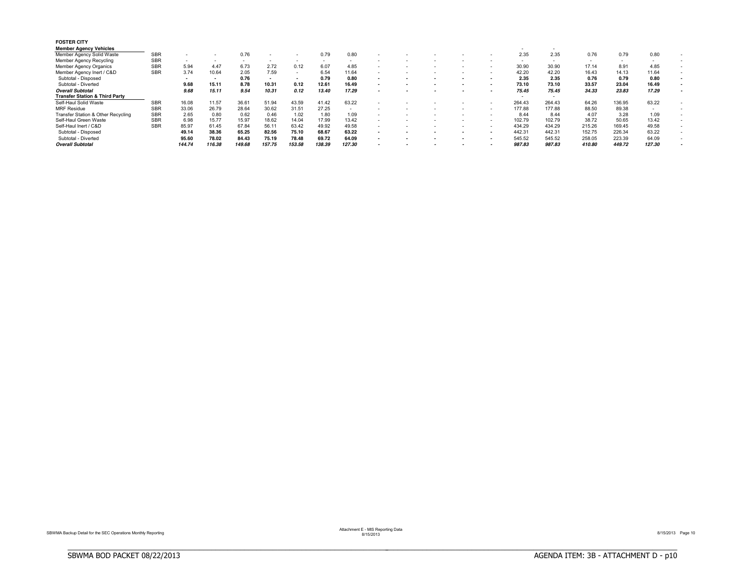**FOSTER CITY**

| | | | | | | | | | | | | | | | | | | | |
|---|---|---|---|---|---|---|---|---|---|---|---|---|---|---|---|---|---|---|---|
| **Member Agency Vehicles** | | | | | | | | | | | | | | - | - | | | | |
| Member Agency Solid Waste | SBR | - | - | 0.76 | - | - | 0.79 | 0.80 | - | - | - | - | - | 2.35 | 2.35 | 0.76 | 0.79 | 0.80 | - |
| Member Agency Recycling | SBR | - | - | - | - | - | - | - | - | - | - | - | - | - | - | - | - | - | - |
| Member Agency Organics | SBR | 5.94 | 4.47 | 6.73 | 2.72 | 0.12 | 6.07 | 4.85 | - | - | - | - | - | 30.90 | 30.90 | 17.14 | 8.91 | 4.85 | - |
| Member Agency Inert / C&D | SBR | 3.74 | 10.64 | 2.05 | 7.59 | - | 6.54 | 11.64 | - | - | - | - | - | 42.20 | 42.20 | 16.43 | 14.13 | 11.64 | - |
| Subtotal - Disposed | | **-** | **-** | **0.76** | **-** | **-** | **0.79** | **0.80** | **-** | **-** | **-** | **-** | **-** | **2.35** | **2.35** | **0.76** | **0.79** | **0.80** | **-** |
| Subtotal - Diverted | | **9.68** | **15.11** | **8.78** | **10.31** | **0.12** | **12.61** | **16.49** | **-** | **-** | **-** | **-** | **-** | **73.10** | **73.10** | **33.57** | **23.04** | **16.49** | **-** |
| ***Overall Subtotal*** | | ***9.68*** | ***15.11*** | ***9.54*** | ***10.31*** | ***0.12*** | ***13.40*** | ***17.29*** | **-** | **-** | **-** | **-** | **-** | ***75.45*** | ***75.45*** | ***34.33*** | ***23.83*** | ***17.29*** | **-** |
| **Transfer Station & Third Party** | | | | | | | | | | | | | | - | - | | | | |
| Self-Haul Solid Waste | SBR | 16.08 | 11.57 | 36.61 | 51.94 | 43.59 | 41.42 | 63.22 | - | - | - | - | - | 264.43 | 264.43 | 64.26 | 136.95 | 63.22 | - |
| MRF Residue | SBR | 33.06 | 26.79 | 28.64 | 30.62 | 31.51 | 27.25 | - | - | - | - | - | - | 177.88 | 177.88 | 88.50 | 89.38 | - | - |
| Transfer Station & Other Recycling | SBR | 2.65 | 0.80 | 0.62 | 0.46 | 1.02 | 1.80 | 1.09 | - | - | - | - | - | 8.44 | 8.44 | 4.07 | 3.28 | 1.09 | - |
| Self-Haul Green Waste | SBR | 6.98 | 15.77 | 15.97 | 18.62 | 14.04 | 17.99 | 13.42 | - | - | - | - | - | 102.79 | 102.79 | 38.72 | 50.65 | 13.42 | - |
| Self-Haul Inert / C&D | SBR | 85.97 | 61.45 | 67.84 | 56.11 | 63.42 | 49.92 | 49.58 | - | - | - | - | - | 434.29 | 434.29 | 215.26 | 169.45 | 49.58 | - |
| Subtotal - Disposed | | **49.14** | **38.36** | **65.25** | **82.56** | **75.10** | **68.67** | **63.22** | **-** | **-** | **-** | **-** | **-** | 442.31 | 442.31 | 152.75 | 226.34 | 63.22 | - |
| Subtotal - Diverted | | **95.60** | **78.02** | **84.43** | **75.19** | **78.48** | **69.72** | **64.09** | **-** | **-** | **-** | **-** | **-** | 545.52 | 545.52 | 258.05 | 223.39 | 64.09 | - |
| ***Overall Subtotal*** | | ***144.74*** | ***116.38*** | ***149.68*** | ***157.75*** | ***153.58*** | ***138.39*** | ***127.30*** | **-** | **-** | **-** | **-** | **-** | ***987.83*** | ***987.83*** | ***410.80*** | ***449.72*** | ***127.30*** | **-** |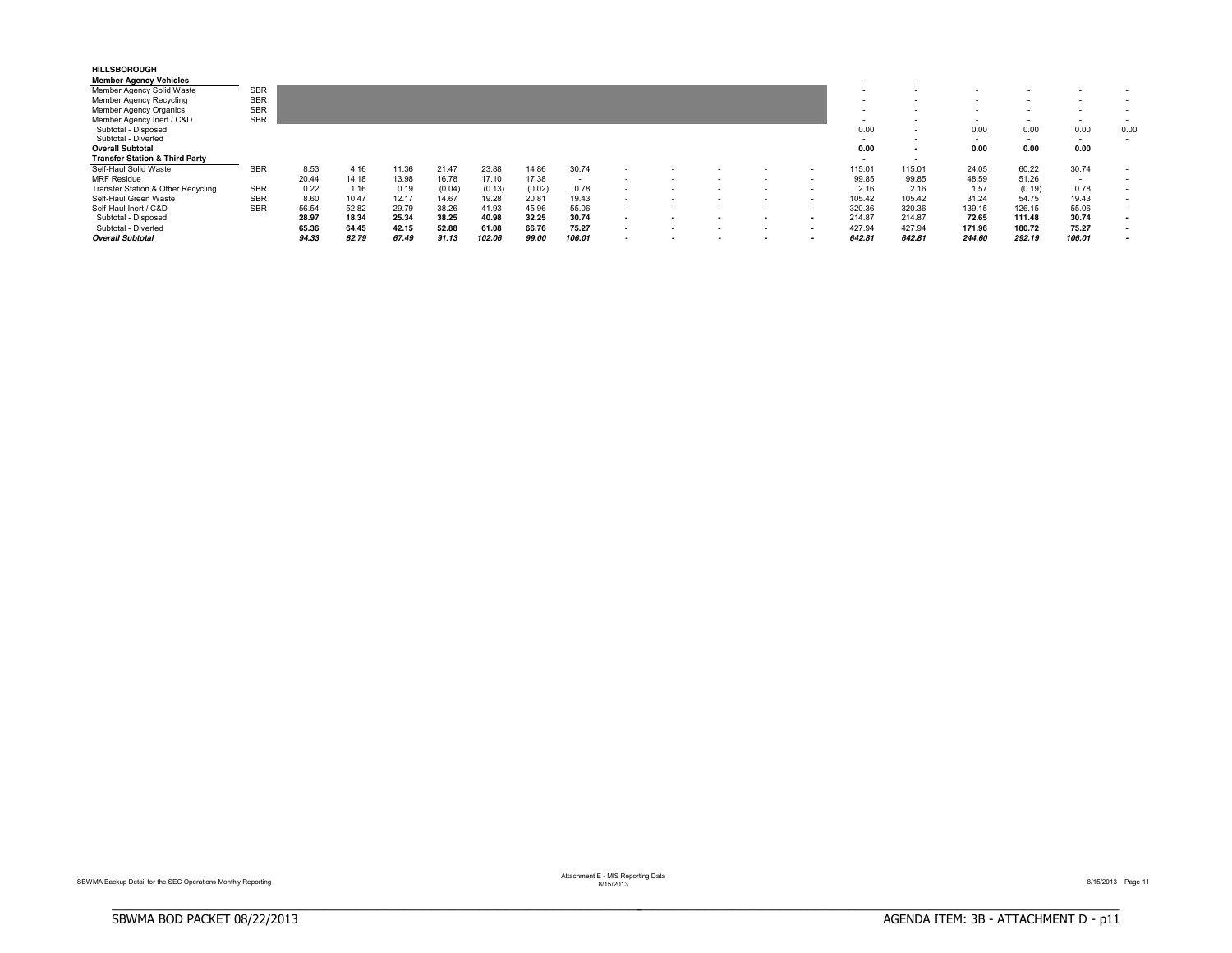**HILLSBOROUGH**

| | | | | | | | | | | | | | | | | | | | | |
|---|---|---|---|---|---|---|---|---|---|---|---|---|---|---|---|---|---|---|---|---|
| **Member Agency Vehicles** | | | | | | | | | | | | | | | - | - | | | | |
| Member Agency Solid Waste | SBR | | | | | | | | | | | | | | - | - | - | - | - | - |
| Member Agency Recycling | SBR | | | | | | | | | | | | | | - | - | - | - | - | - |
| Member Agency Organics | SBR | | | | | | | | | | | | | | - | - | - | - | - | - |
| Member Agency Inert / C&D | SBR | | | | | | | | | | | | | | - | - | - | - | - | - |
| Subtotal - Disposed | | | | | | | | | | | | | | | 0.00 | - | 0.00 | 0.00 | 0.00 | 0.00 |
| Subtotal - Diverted | | | | | | | | | | | | | | | - | - | - | - | - | - |
| **Overall Subtotal** | | | | | | | | | | | | | | | **0.00** | **-** | **0.00** | **0.00** | **0.00** | |
| **Transfer Station & Third Party** | | | | | | | | | | | | | | | - | - | | | | |
| Self-Haul Solid Waste | SBR | 8.53 | 4.16 | 11.36 | 21.47 | 23.88 | 14.86 | 30.74 | - | - | - | - | - | - | 115.01 | 115.01 | 24.05 | 60.22 | 30.74 | - |
| MRF Residue | | 20.44 | 14.18 | 13.98 | 16.78 | 17.10 | 17.38 | - | - | - | - | - | - | - | 99.85 | 99.85 | 48.59 | 51.26 | - | - |
| Transfer Station & Other Recycling | SBR | 0.22 | 1.16 | 0.19 | (0.04) | (0.13) | (0.02) | 0.78 | - | - | - | - | - | - | 2.16 | 2.16 | 1.57 | (0.19) | 0.78 | - |
| Self-Haul Green Waste | SBR | 8.60 | 10.47 | 12.17 | 14.67 | 19.28 | 20.81 | 19.43 | - | - | - | - | - | - | 105.42 | 105.42 | 31.24 | 54.75 | 19.43 | - |
| Self-Haul Inert / C&D | SBR | 56.54 | 52.82 | 29.79 | 38.26 | 41.93 | 45.96 | 55.06 | - | - | - | - | - | - | 320.36 | 320.36 | 139.15 | 126.15 | 55.06 | - |
| Subtotal - Disposed | | **28.97** | **18.34** | **25.34** | **38.25** | **40.98** | **32.25** | **30.74** | **-** | **-** | **-** | **-** | **-** | **-** | 214.87 | 214.87 | **72.65** | **111.48** | **30.74** | **-** |
| Subtotal - Diverted | | **65.36** | **64.45** | **42.15** | **52.88** | **61.08** | **66.76** | **75.27** | **-** | **-** | **-** | **-** | **-** | **-** | 427.94 | 427.94 | **171.96** | **180.72** | **75.27** | **-** |
| ***Overall Subtotal*** | | ***94.33*** | ***82.79*** | ***67.49*** | ***91.13*** | ***102.06*** | ***99.00*** | ***106.01*** | **-** | **-** | **-** | **-** | **-** | **-** | ***642.81*** | ***642.81*** | ***244.60*** | ***292.19*** | ***106.01*** | **-** |

SBWMA Backup Detail for the SEC Operations Monthly Reporting

Attachment E - MIS Reporting Data
8/15/2013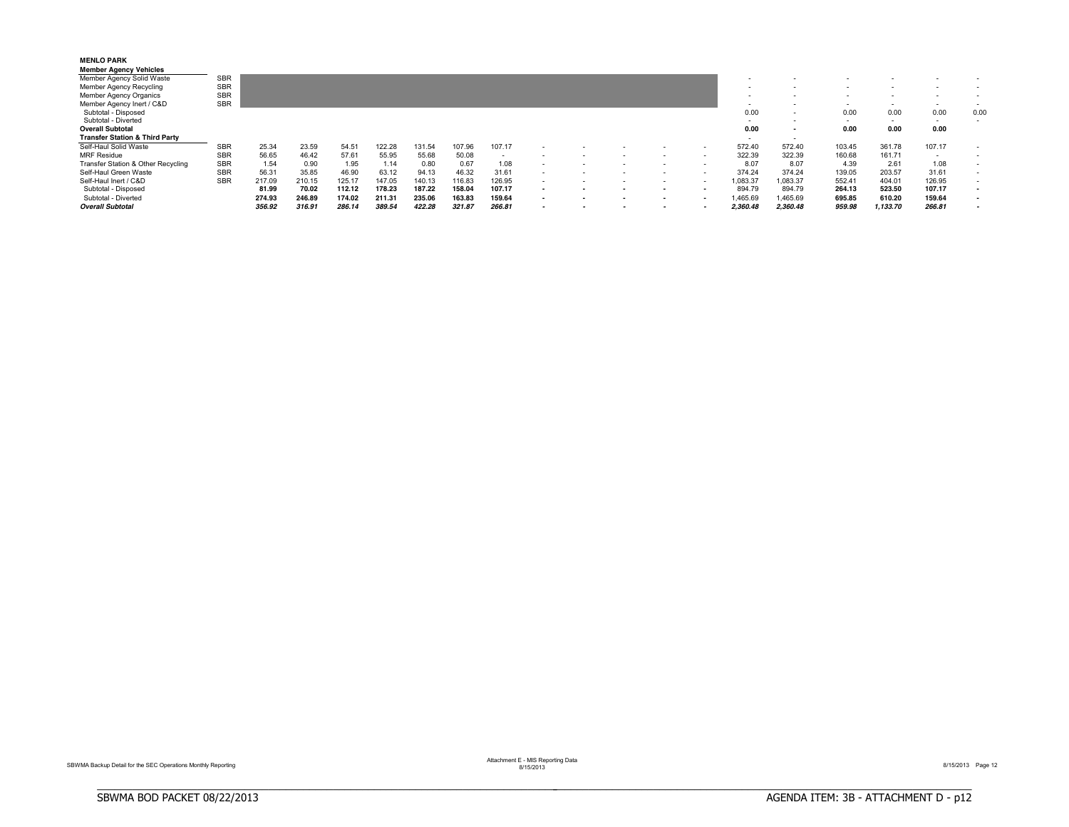**MENLO PARK**

| | | | | | | | | | | | | | | | | | | | |
|---|---|---|---|---|---|---|---|---|---|---|---|---|---|---|---|---|---|---|---|
| **Member Agency Vehicles** | | | | | | | | | | | | | | | | | | | |
| Member Agency Solid Waste | SBR | | | | | | | | | | | | | - | - | - | - | - | - |
| Member Agency Recycling | SBR | | | | | | | | | | | | | - | - | - | - | - | - |
| Member Agency Organics | SBR | | | | | | | | | | | | | - | - | - | - | - | - |
| Member Agency Inert / C&D | SBR | | | | | | | | | | | | | - | - | - | - | - | - |
| Subtotal - Disposed | | | | | | | | | | | | | | 0.00 | - | 0.00 | 0.00 | 0.00 | 0.00 |
| Subtotal - Diverted | | | | | | | | | | | | | | - | - | - | - | - | - |
| **Overall Subtotal** | | | | | | | | | | | | | | **0.00** | **-** | **0.00** | **0.00** | **0.00** | |
| **Transfer Station & Third Party** | | | | | | | | | | | | | | - | - | | | | |
| Self-Haul Solid Waste | SBR | 25.34 | 23.59 | 54.51 | 122.28 | 131.54 | 107.96 | 107.17 | - | - | - | - | - | 572.40 | 572.40 | 103.45 | 361.78 | 107.17 | - |
| MRF Residue | SBR | 56.65 | 46.42 | 57.61 | 55.95 | 55.68 | 50.08 | - | - | - | - | - | - | 322.39 | 322.39 | 160.68 | 161.71 | - | - |
| Transfer Station & Other Recycling | SBR | 1.54 | 0.90 | 1.95 | 1.14 | 0.80 | 0.67 | 1.08 | - | - | - | - | - | 8.07 | 8.07 | 4.39 | 2.61 | 1.08 | - |
| Self-Haul Green Waste | SBR | 56.31 | 35.85 | 46.90 | 63.12 | 94.13 | 46.32 | 31.61 | - | - | - | - | - | 374.24 | 374.24 | 139.05 | 203.57 | 31.61 | - |
| Self-Haul Inert / C&D | SBR | 217.09 | 210.15 | 125.17 | 147.05 | 140.13 | 116.83 | 126.95 | - | - | - | - | - | 1,083.37 | 1,083.37 | 552.41 | 404.01 | 126.95 | - |
| Subtotal - Disposed | | **81.99** | **70.02** | **112.12** | **178.23** | **187.22** | **158.04** | **107.17** | **-** | **-** | **-** | **-** | **-** | 894.79 | 894.79 | **264.13** | **523.50** | **107.17** | **-** |
| Subtotal - Diverted | | **274.93** | **246.89** | **174.02** | **211.31** | **235.06** | **163.83** | **159.64** | **-** | **-** | **-** | **-** | **-** | 1,465.69 | 1,465.69 | **695.85** | **610.20** | **159.64** | **-** |
| ***Overall Subtotal*** | | ***356.92*** | ***316.91*** | ***286.14*** | ***389.54*** | ***422.28*** | ***321.87*** | ***266.81*** | **-** | **-** | **-** | **-** | **-** | ***2,360.48*** | ***2,360.48*** | ***959.98*** | ***1,133.70*** | ***266.81*** | **-** |

SBWMA Backup Detail for the SEC Operations Monthly Reporting

Attachment E - MIS Reporting Data
8/15/2013

8/15/2013 Page 12

SBWMA BOD PACKET 08/22/2013 AGENDA ITEM: 3B - ATTACHMENT D - p12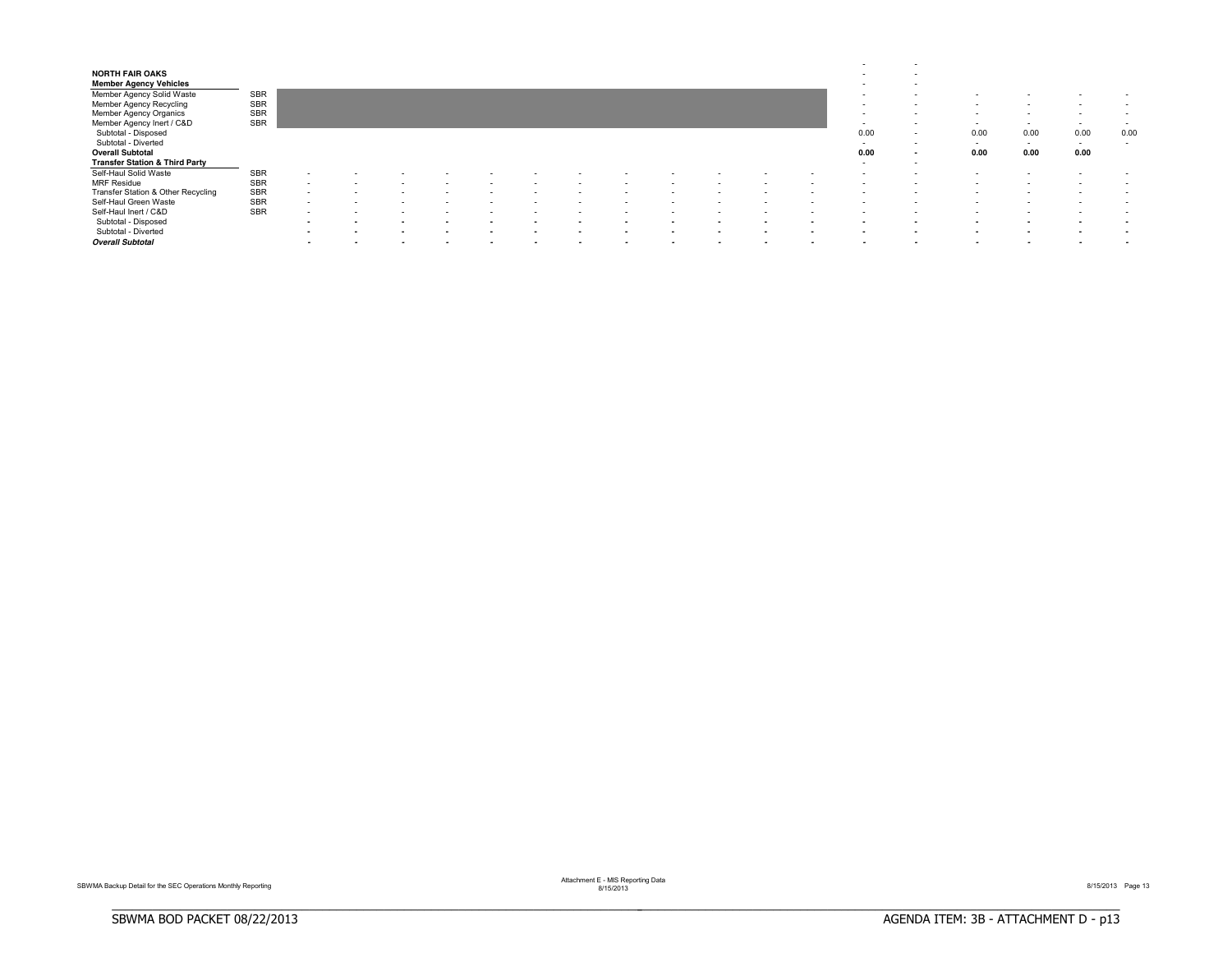| NORTH FAIR OAKS | | | | | | | | | | | | | | - | - | | | | |
|---|---|---|---|---|---|---|---|---|---|---|---|---|---|---|---|---|---|---|---|
| **Member Agency Vehicles** | | | | | | | | | | | | | | - | - | | | | |
| Member Agency Solid Waste | SBR | | | | | | | | | | | | | - | - | - | - | - | - |
| Member Agency Recycling | SBR | | | | | | | | | | | | | - | - | - | - | - | - |
| Member Agency Organics | SBR | | | | | | | | | | | | | - | - | - | - | - | - |
| Member Agency Inert / C&D | SBR | | | | | | | | | | | | | - | - | - | - | - | - |
| Subtotal - Disposed | | | | | | | | | | | | | | 0.00 | - | 0.00 | 0.00 | 0.00 | 0.00 |
| Subtotal - Diverted | | | | | | | | | | | | | | - | - | - | - | - | - |
| **Overall Subtotal** | | | | | | | | | | | | | | **0.00** | **-** | **0.00** | **0.00** | **0.00** | |
| **Transfer Station & Third Party** | | | | | | | | | | | | | | - | - | | | | |
| Self-Haul Solid Waste | SBR | - | - | - | - | - | - | - | - | - | - | - | - | - | - | - | - | - | - |
| MRF Residue | SBR | - | - | - | - | - | - | - | - | - | - | - | - | - | - | - | - | - | - |
| Transfer Station & Other Recycling | SBR | - | - | - | - | - | - | - | - | - | - | - | - | - | - | - | - | - | - |
| Self-Haul Green Waste | SBR | - | - | - | - | - | - | - | - | - | - | - | - | - | - | - | - | - | - |
| Self-Haul Inert / C&D | SBR | - | - | - | - | - | - | - | - | - | - | - | - | - | - | - | - | - | - |
| Subtotal - Disposed | | **-** | **-** | **-** | **-** | **-** | **-** | **-** | **-** | **-** | **-** | **-** | **-** | **-** | **-** | **-** | **-** | **-** | **-** |
| Subtotal - Diverted | | **-** | **-** | **-** | **-** | **-** | **-** | **-** | **-** | **-** | **-** | **-** | **-** | **-** | **-** | **-** | **-** | **-** | **-** |
| ***Overall Subtotal*** | | **-** | **-** | **-** | **-** | **-** | **-** | **-** | **-** | **-** | **-** | **-** | **-** | **-** | **-** | **-** | **-** | **-** | **-** |

SBWMA Backup Detail for the SEC Operations Monthly Reporting

Attachment E - MIS Reporting Data
8/15/2013

SBWMA BOD PACKET 08/22/2013

AGENDA ITEM: 3B - ATTACHMENT D - p13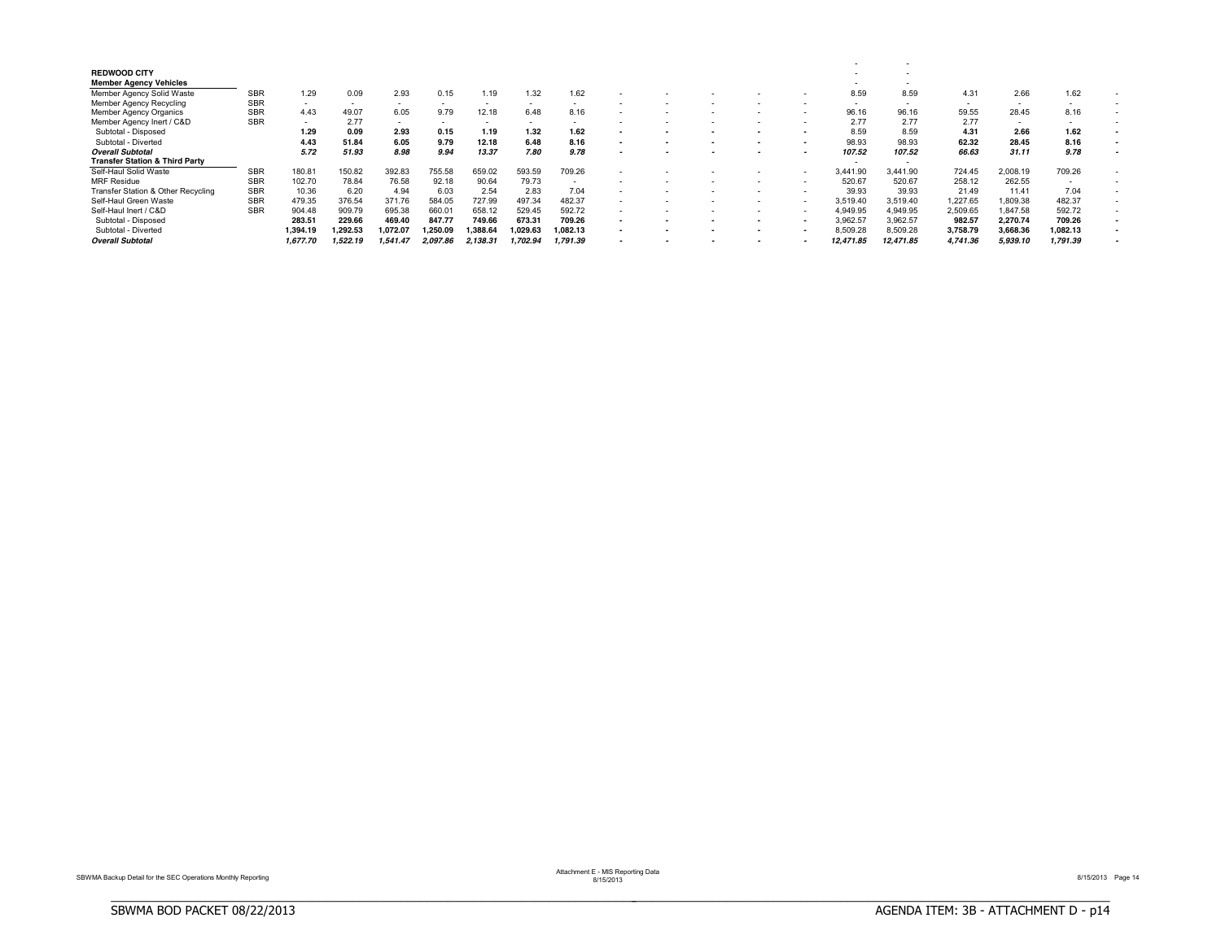| | | | | | | | | | | | | | | | | | | | |
|---|---|---|---|---|---|---|---|---|---|---|---|---|---|---|---|---|---|---|---|
| | | | | | | | | | | | | | | -| - | | | | |
| **REDWOOD CITY** | | | | | | | | | | | | | | - | - | | | | |
| **Member Agency Vehicles** | | | | | | | | | | | | | | - | - | | | | |
| Member Agency Solid Waste | SBR | 1.29 | 0.09 | 2.93 | 0.15 | 1.19 | 1.32 | 1.62 | - | - | - | - | - | 8.59 | 8.59 | 4.31 | 2.66 | 1.62 | - |
| Member Agency Recycling | SBR | - | - | - | - | - | - | - | - | - | - | - | - | - | - | - | - | - | - |
| Member Agency Organics | SBR | 4.43 | 49.07 | 6.05 | 9.79 | 12.18 | 6.48 | 8.16 | - | - | - | - | - | 96.16 | 96.16 | 59.55 | 28.45 | 8.16 | - |
| Member Agency Inert / C&D | SBR | - | 2.77 | - | - | - | - | - | - | - | - | - | - | 2.77 | 2.77 | 2.77 | - | - | - |
| Subtotal - Disposed | | **1.29** | **0.09** | **2.93** | **0.15** | **1.19** | **1.32** | **1.62** | **-** | **-** | **-** | **-** | **-** | 8.59 | 8.59 | **4.31** | **2.66** | **1.62** | **-** |
| Subtotal - Diverted | | **4.43** | **51.84** | **6.05** | **9.79** | **12.18** | **6.48** | **8.16** | **-** | **-** | **-** | **-** | **-** | 98.93 | 98.93 | **62.32** | **28.45** | **8.16** | **-** |
| ***Overall Subtotal*** | | ***5.72*** | ***51.93*** | ***8.98*** | ***9.94*** | ***13.37*** | ***7.80*** | ***9.78*** | ***-*** | ***-*** | ***-*** | ***-*** | ***-*** | ***107.52*** | ***107.52*** | ***66.63*** | ***31.11*** | ***9.78*** | ***-*** |
| **Transfer Station & Third Party** | | | | | | | | | | | | | | - | - | | | | |
| Self-Haul Solid Waste | SBR | 180.81 | 150.82 | 392.83 | 755.58 | 659.02 | 593.59 | 709.26 | - | - | - | - | - | 3,441.90 | 3,441.90 | 724.45 | 2,008.19 | 709.26 | - |
| MRF Residue | SBR | 102.70 | 78.84 | 76.58 | 92.18 | 90.64 | 79.73 | - | - | - | - | - | - | 520.67 | 520.67 | 258.12 | 262.55 | - | - |
| Transfer Station & Other Recycling | SBR | 10.36 | 6.20 | 4.94 | 6.03 | 2.54 | 2.83 | 7.04 | - | - | - | - | - | 39.93 | 39.93 | 21.49 | 11.41 | 7.04 | - |
| Self-Haul Green Waste | SBR | 479.35 | 376.54 | 371.76 | 584.05 | 727.99 | 497.34 | 482.37 | - | - | - | - | - | 3,519.40 | 3,519.40 | 1,227.65 | 1,809.38 | 482.37 | - |
| Self-Haul Inert / C&D | SBR | 904.48 | 909.79 | 695.38 | 660.01 | 658.12 | 529.45 | 592.72 | - | - | - | - | - | 4,949.95 | 4,949.95 | 2,509.65 | 1,847.58 | 592.72 | - |
| Subtotal - Disposed | | **283.51** | **229.66** | **469.40** | **847.77** | **749.66** | **673.31** | **709.26** | **-** | **-** | **-** | **-** | **-** | 3,962.57 | 3,962.57 | **982.57** | **2,270.74** | **709.26** | **-** |
| Subtotal - Diverted | | **1,394.19** | **1,292.53** | **1,072.07** | **1,250.09** | **1,388.64** | **1,029.63** | **1,082.13** | **-** | **-** | **-** | **-** | **-** | 8,509.28 | 8,509.28 | **3,758.79** | **3,668.36** | **1,082.13** | **-** |
| ***Overall Subtotal*** | | ***1,677.70*** | ***1,522.19*** | ***1,541.47*** | ***2,097.86*** | ***2,138.31*** | ***1,702.94*** | ***1,791.39*** | ***-*** | ***-*** | ***-*** | ***-*** | ***-*** | ***12,471.85*** | ***12,471.85*** | ***4,741.36*** | ***5,939.10*** | ***1,791.39*** | ***-*** |

SBWMA Backup Detail for the SEC Operations Monthly Reporting

Attachment E - MIS Reporting Data
8/15/2013

8/15/2013

SBWMA BOD PACKET 08/22/2013

AGENDA ITEM: 3B - ATTACHMENT D - p14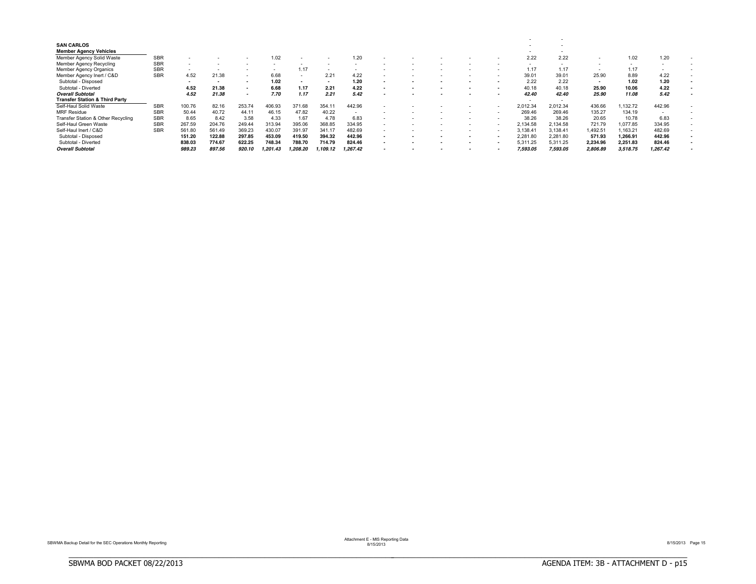| | | | | | | | | | | | | | | | | | | | |
|---|---|---|---|---|---|---|---|---|---|---|---|---|---|---|---|---|---|---|---|
| | | | | | | | | | | | | | | - | - | | | | |
| **SAN CARLOS** | | | | | | | | | | | | | | - | - | | | | |
| **Member Agency Vehicles** | | | | | | | | | | | | | | - | - | | | | |
| Member Agency Solid Waste | SBR | - | - | - | 1.02 | - | - | 1.20 | - | - | - | - | - | 2.22 | 2.22 | - | 1.02 | 1.20 | - |
| Member Agency Recycling | SBR | - | - | - | - | - | - | - | - | - | - | - | - | - | - | - | - | - | - |
| Member Agency Organics | SBR | - | - | - | - | 1.17 | - | - | - | - | - | - | - | 1.17 | 1.17 | - | 1.17 | - | - |
| Member Agency Inert / C&D | SBR | 4.52 | 21.38 | - | 6.68 | - | 2.21 | 4.22 | - | - | - | - | - | 39.01 | 39.01 | 25.90 | 8.89 | 4.22 | - |
| Subtotal - Disposed | | **-** | **-** | **-** | **1.02** | **-** | **-** | **1.20** | **-** | **-** | **-** | **-** | **-** | 2.22 | 2.22 | **-** | **1.02** | **1.20** | **-** |
| Subtotal - Diverted | | **4.52** | **21.38** | **-** | **6.68** | **1.17** | **2.21** | **4.22** | **-** | **-** | **-** | **-** | **-** | 40.18 | 40.18 | **25.90** | **10.06** | **4.22** | **-** |
| ***Overall Subtotal*** | | ***4.52*** | ***21.38*** | **-** | ***7.70*** | ***1.17*** | ***2.21*** | ***5.42*** | **-** | **-** | **-** | **-** | **-** | ***42.40*** | ***42.40*** | ***25.90*** | ***11.08*** | ***5.42*** | **-** |
| **Transfer Station & Third Party** | | | | | | | | | | | | | | - | - | | | | |
| Self-Haul Solid Waste | SBR | 100.76 | 82.16 | 253.74 | 406.93 | 371.68 | 354.11 | 442.96 | - | - | - | - | - | 2,012.34 | 2,012.34 | 436.66 | 1,132.72 | 442.96 | - |
| MRF Residue | SBR | 50.44 | 40.72 | 44.11 | 46.15 | 47.82 | 40.22 | - | - | - | - | - | - | 269.46 | 269.46 | 135.27 | 134.19 | - | - |
| Transfer Station & Other Recycling | SBR | 8.65 | 8.42 | 3.58 | 4.33 | 1.67 | 4.78 | 6.83 | - | - | - | - | - | 38.26 | 38.26 | 20.65 | 10.78 | 6.83 | - |
| Self-Haul Green Waste | SBR | 267.59 | 204.76 | 249.44 | 313.94 | 395.06 | 368.85 | 334.95 | - | - | - | - | - | 2,134.58 | 2,134.58 | 721.79 | 1,077.85 | 334.95 | - |
| Self-Haul Inert / C&D | SBR | 561.80 | 561.49 | 369.23 | 430.07 | 391.97 | 341.17 | 482.69 | - | - | - | - | - | 3,138.41 | 3,138.41 | 1,492.51 | 1,163.21 | 482.69 | - |
| Subtotal - Disposed | | **151.20** | **122.88** | **297.85** | **453.09** | **419.50** | **394.32** | **442.96** | **-** | **-** | **-** | **-** | **-** | 2,281.80 | 2,281.80 | **571.93** | **1,266.91** | **442.96** | **-** |
| Subtotal - Diverted | | **838.03** | **774.67** | **622.25** | **748.34** | **788.70** | **714.79** | **824.46** | **-** | **-** | **-** | **-** | **-** | 5,311.25 | 5,311.25 | **2,234.96** | **2,251.83** | **824.46** | **-** |
| ***Overall Subtotal*** | | ***989.23*** | ***897.56*** | ***920.10*** | ***1,201.43*** | ***1,208.20*** | ***1,109.12*** | ***1,267.42*** | **-** | **-** | **-** | **-** | **-** | ***7,593.05*** | ***7,593.05*** | ***2,806.89*** | ***3,518.75*** | ***1,267.42*** | **-** |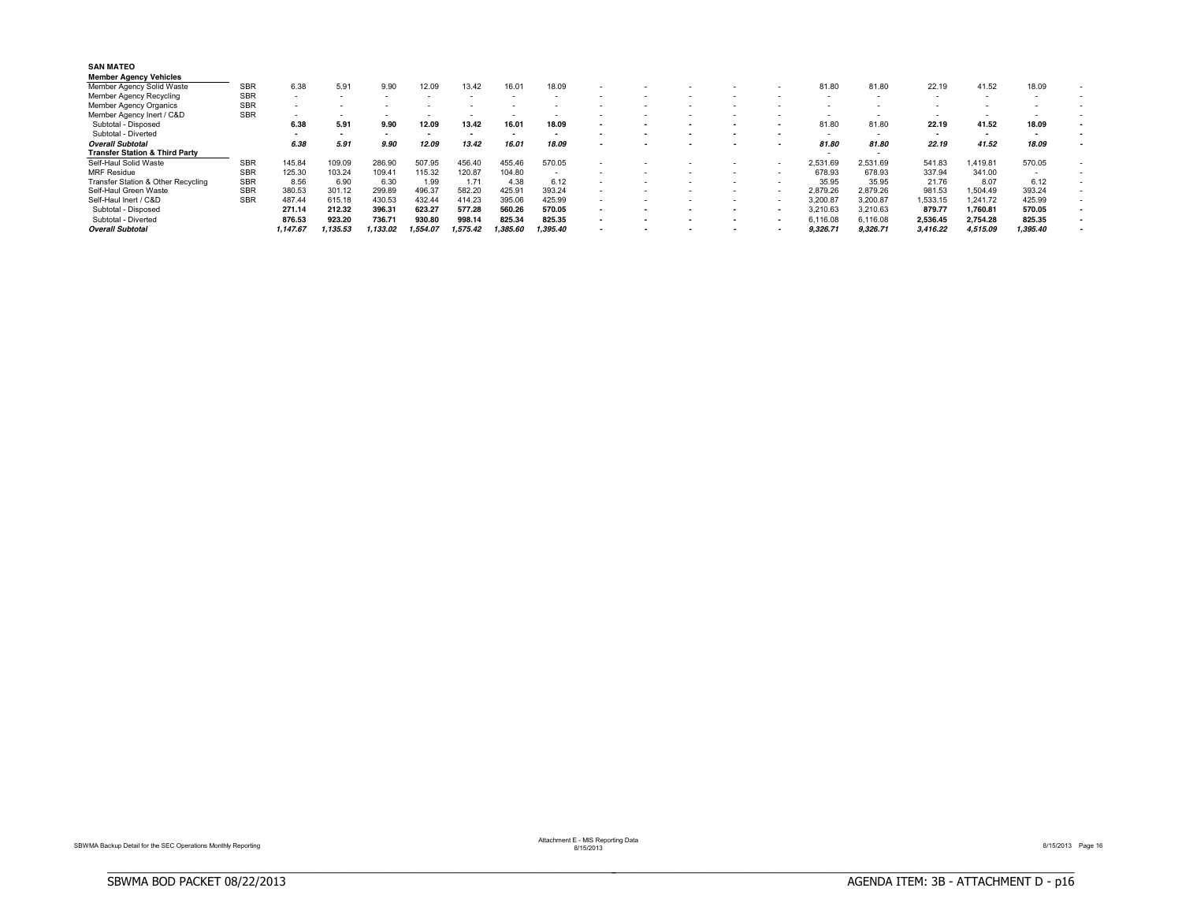**SAN MATEO**

| | | | | | | | | | | | | | | | | | | | | |
|---|---|---|---|---|---|---|---|---|---|---|---|---|---|---|---|---|---|---|---|---|
| **Member Agency Vehicles** | | | | | | | | | | | | | | | | | | | | |
| Member Agency Solid Waste | SBR | 6.38 | 5.91 | 9.90 | 12.09 | 13.42 | 16.01 | 18.09 | - | - | - | - | - | 81.80 | 81.80 | 22.19 | 41.52 | 18.09 | - |
| Member Agency Recycling | SBR | - | - | - | - | - | - | - | - | - | - | - | - | - | - | - | - | - | - |
| Member Agency Organics | SBR | - | - | - | - | - | - | - | - | - | - | - | - | - | - | - | - | - | - |
| Member Agency Inert / C&D | SBR | - | - | - | - | - | - | - | - | - | - | - | - | - | - | - | - | - | - |
| Subtotal - Disposed | | **6.38** | **5.91** | **9.90** | **12.09** | **13.42** | **16.01** | **18.09** | **-** | **-** | **-** | **-** | **-** | 81.80 | 81.80 | **22.19** | **41.52** | **18.09** | **-** |
| Subtotal - Diverted | | **-** | **-** | **-** | **-** | **-** | **-** | **-** | **-** | **-** | **-** | **-** | **-** | - | - | **-** | **-** | **-** | **-** |
| ***Overall Subtotal*** | | ***6.38*** | ***5.91*** | ***9.90*** | ***12.09*** | ***13.42*** | ***16.01*** | ***18.09*** | **-** | **-** | **-** | **-** | **-** | ***81.80*** | ***81.80*** | ***22.19*** | ***41.52*** | ***18.09*** | **-** |
| **Transfer Station & Third Party** | | | | | | | | | | | | | | - | - | | | | |
| Self-Haul Solid Waste | SBR | 145.84 | 109.09 | 286.90 | 507.95 | 456.40 | 455.46 | 570.05 | - | - | - | - | - | 2,531.69 | 2,531.69 | 541.83 | 1,419.81 | 570.05 | - |
| MRF Residue | SBR | 125.30 | 103.24 | 109.41 | 115.32 | 120.87 | 104.80 | - | - | - | - | - | - | 678.93 | 678.93 | 337.94 | 341.00 | - | - |
| Transfer Station & Other Recycling | SBR | 8.56 | 6.90 | 6.30 | 1.99 | 1.71 | 4.38 | 6.12 | - | - | - | - | - | 35.95 | 35.95 | 21.76 | 8.07 | 6.12 | - |
| Self-Haul Green Waste | SBR | 380.53 | 301.12 | 299.89 | 496.37 | 582.20 | 425.91 | 393.24 | - | - | - | - | - | 2,879.26 | 2,879.26 | 981.53 | 1,504.49 | 393.24 | - |
| Self-Haul Inert / C&D | SBR | 487.44 | 615.18 | 430.53 | 432.44 | 414.23 | 395.06 | 425.99 | - | - | - | - | - | 3,200.87 | 3,200.87 | 1,533.15 | 1,241.72 | 425.99 | - |
| Subtotal - Disposed | | **271.14** | **212.32** | **396.31** | **623.27** | **577.28** | **560.26** | **570.05** | **-** | **-** | **-** | **-** | **-** | 3,210.63 | 3,210.63 | **879.77** | **1,760.81** | **570.05** | **-** |
| Subtotal - Diverted | | **876.53** | **923.20** | **736.71** | **930.80** | **998.14** | **825.34** | **825.35** | **-** | **-** | **-** | **-** | **-** | 6,116.08 | 6,116.08 | **2,536.45** | **2,754.28** | **825.35** | **-** |
| ***Overall Subtotal*** | | ***1,147.67*** | ***1,135.53*** | ***1,133.02*** | ***1,554.07*** | ***1,575.42*** | ***1,385.60*** | ***1,395.40*** | **-** | **-** | **-** | **-** | **-** | ***9,326.71*** | ***9,326.71*** | ***3,416.22*** | ***4,515.09*** | ***1,395.40*** | **-** |

SBWMA Backup Detail for the SEC Operations Monthly Reporting

Attachment E - MIS Reporting Data
8/15/2013

SBWMA BOD PACKET 08/22/2013

AGENDA ITEM: 3B - ATTACHMENT D - p16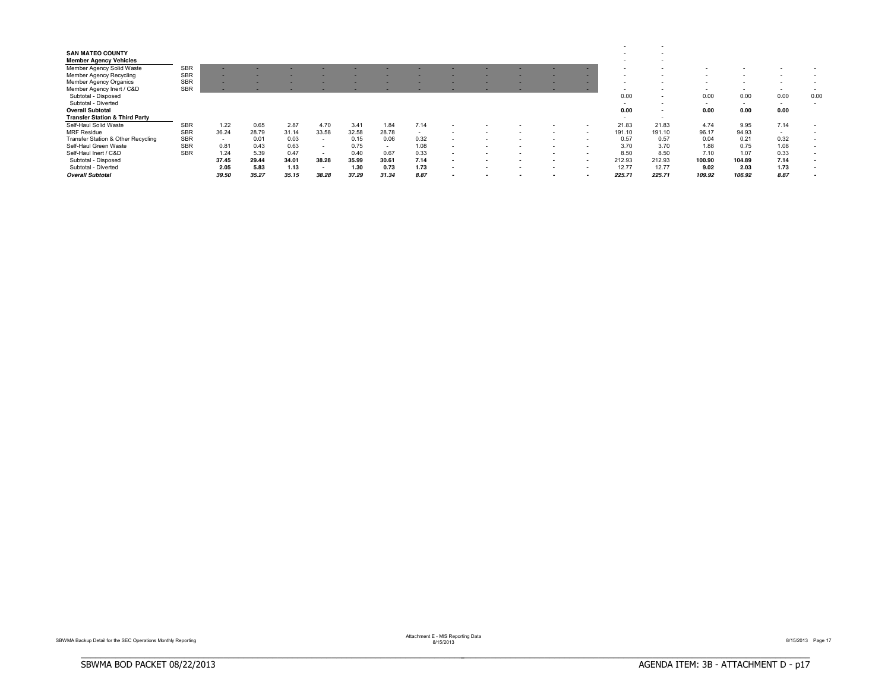| | | | | | | | | | | | | | | | | | | | |
|---|---|---|---|---|---|---|---|---|---|---|---|---|---|---|---|---|---|---|---|
| | | | | | | | | | | | | | | - | - | | | | |
| **SAN MATEO COUNTY** | | | | | | | | | | | | | | - | - | | | | |
| **Member Agency Vehicles** | | | | | | | | | | | | | | - | - | | | | |
| Member Agency Solid Waste | SBR | - | - | - | - | - | - | - | - | - | - | - | - | - | - | - | - | - | - |
| Member Agency Recycling | SBR | - | - | - | - | - | - | - | - | - | - | - | - | - | - | - | - | - | - |
| Member Agency Organics | SBR | - | - | - | - | - | - | - | - | - | - | - | - | - | - | - | - | - | - |
| Member Agency Inert / C&D | SBR | - | - | - | - | - | - | - | - | - | - | - | - | - | - | - | - | - | - |
| Subtotal - Disposed | | | | | | | | | | | | | | 0.00 | - | 0.00 | 0.00 | 0.00 | 0.00 |
| Subtotal - Diverted | | | | | | | | | | | | | | - | - | - | - | - | - |
| **Overall Subtotal** | | | | | | | | | | | | | | **0.00** | **-** | **0.00** | **0.00** | **0.00** | |
| **Transfer Station & Third Party** | | | | | | | | | | | | | | - | - | | | | |
| Self-Haul Solid Waste | SBR | 1.22 | 0.65 | 2.87 | 4.70 | 3.41 | 1.84 | 7.14 | - | - | - | - | - | 21.83 | 21.83 | 4.74 | 9.95 | 7.14 | - |
| MRF Residue | SBR | 36.24 | 28.79 | 31.14 | 33.58 | 32.58 | 28.78 | - | - | - | - | - | - | 191.10 | 191.10 | 96.17 | 94.93 | - | - |
| Transfer Station & Other Recycling | SBR | - | 0.01 | 0.03 | - | 0.15 | 0.06 | 0.32 | - | - | - | - | - | 0.57 | 0.57 | 0.04 | 0.21 | 0.32 | - |
| Self-Haul Green Waste | SBR | 0.81 | 0.43 | 0.63 | - | 0.75 | - | 1.08 | - | - | - | - | - | 3.70 | 3.70 | 1.88 | 0.75 | 1.08 | - |
| Self-Haul Inert / C&D | SBR | 1.24 | 5.39 | 0.47 | - | 0.40 | 0.67 | 0.33 | - | - | - | - | - | 8.50 | 8.50 | 7.10 | 1.07 | 0.33 | - |
| Subtotal - Disposed | | **37.45** | **29.44** | **34.01** | **38.28** | **35.99** | **30.61** | **7.14** | **-** | **-** | **-** | **-** | **-** | 212.93 | 212.93 | **100.90** | **104.89** | **7.14** | **-** |
| Subtotal - Diverted | | **2.05** | **5.83** | **1.13** | **-** | **1.30** | **0.73** | **1.73** | **-** | **-** | **-** | **-** | **-** | 12.77 | 12.77 | **9.02** | **2.03** | **1.73** | **-** |
| ***Overall Subtotal*** | | ***39.50*** | ***35.27*** | ***35.15*** | ***38.28*** | ***37.29*** | ***31.34*** | ***8.87*** | **-** | **-** | **-** | **-** | **-** | ***225.71*** | ***225.71*** | ***109.92*** | ***106.92*** | ***8.87*** | **-** |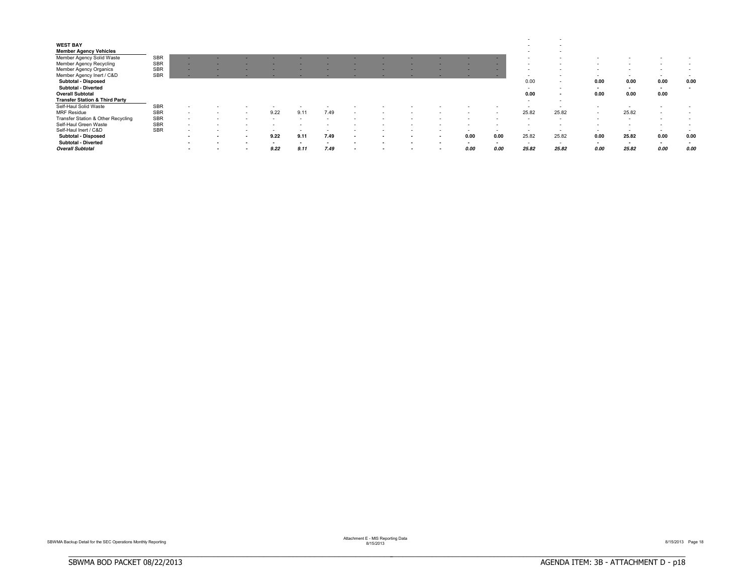| | | | | | | | | | | | | | | | | | | | |
|---|---|---|---|---|---|---|---|---|---|---|---|---|---|---|---|---|---|---|---|
| | | | | | | | | | | | | | | - | - | | | | |
| **WEST BAY** | | | | | | | | | | | | | | - | - | | | | |
| **Member Agency Vehicles** | | | | | | | | | | | | | | - | - | | | | |
| Member Agency Solid Waste | SBR | - | - | - | - | - | - | - | - | - | - | - | - | - | - | - | - | - | - |
| Member Agency Recycling | SBR | - | - | - | - | - | - | - | - | - | - | - | - | - | - | - | - | - | - |
| Member Agency Organics | SBR | - | - | - | - | - | - | - | - | - | - | - | - | - | - | - | - | - | - |
| Member Agency Inert / C&D | SBR | - | - | - | - | - | - | - | - | - | - | - | - | - | - | - | - | - | - |
| **Subtotal - Disposed** | | | | | | | | | | | | | | 0.00 | - | **0.00** | **0.00** | **0.00** | **0.00** |
| **Subtotal - Diverted** | | | | | | | | | | | | | | - | - | - | - | - | - |
| **Overall Subtotal** | | | | | | | | | | | | | | **0.00** | - | **0.00** | **0.00** | **0.00** | |
| **Transfer Station & Third Party** | | | | | | | | | | | | | | - | - | | | | |
| Self-Haul Solid Waste | SBR | - | - | - | - | - | - | - | - | - | - | - | - | - | - | - | - | - | - |
| MRF Residue | SBR | - | - | - | 9.22 | 9.11 | 7.49 | - | - | - | - | - | - | 25.82 | 25.82 | - | 25.82 | - | - |
| Transfer Station & Other Recycling | SBR | - | - | - | - | - | - | - | - | - | - | - | - | - | - | - | - | - | - |
| Self-Haul Green Waste | SBR | - | - | - | - | - | - | - | - | - | - | - | - | - | - | - | - | - | - |
| Self-Haul Inert / C&D | SBR | - | - | - | - | - | - | - | - | - | - | - | - | - | - | - | - | - | - |
| **Subtotal - Disposed** | | - | - | - | **9.22** | **9.11** | **7.49** | - | - | - | - | **0.00** | **0.00** | 25.82 | 25.82 | **0.00** | **25.82** | **0.00** | **0.00** |
| **Subtotal - Diverted** | | - | - | - | - | - | - | - | - | - | - | - | - | - | - | - | - | - | - |
| ***Overall Subtotal*** | | - | - | - | ***9.22*** | ***9.11*** | ***7.49*** | - | - | - | - | ***0.00*** | ***0.00*** | ***25.82*** | ***25.82*** | ***0.00*** | ***25.82*** | ***0.00*** | ***0.00*** |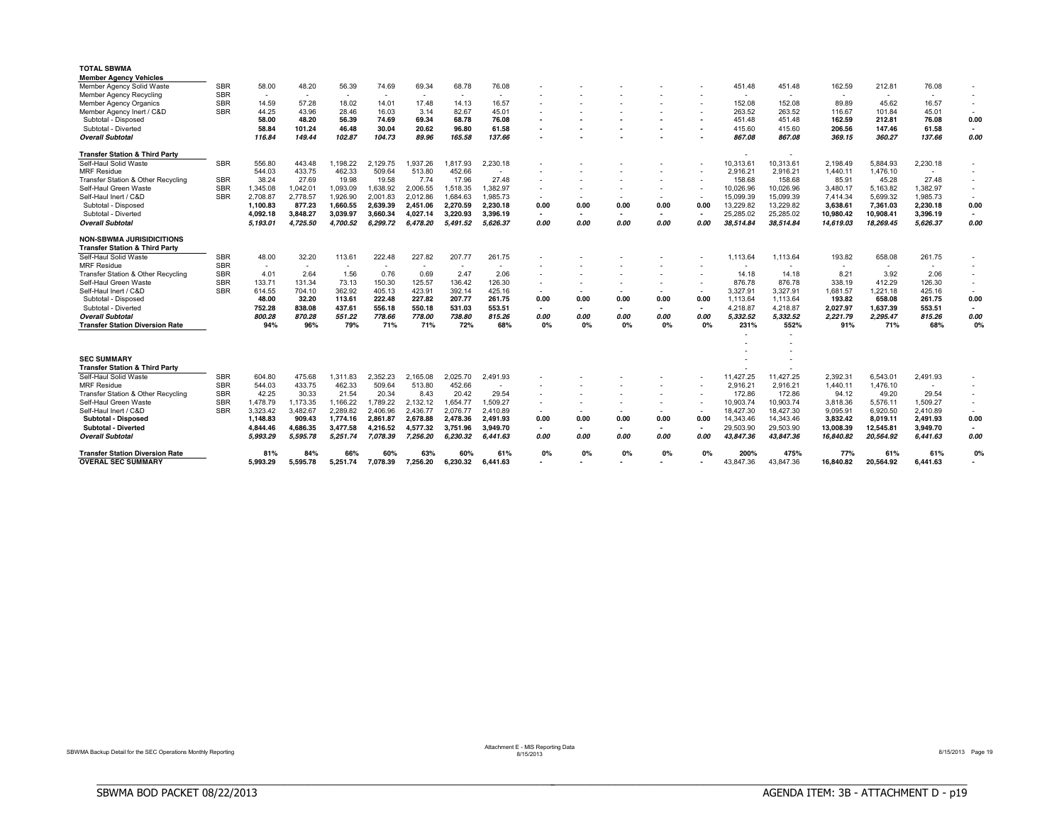| | | | | | | | | | | | | | | | | | | | |
|---|---|---|---|---|---|---|---|---|---|---|---|---|---|---|---|---|---|---|---|
| **TOTAL SBWMA** | | | | | | | | | | | | | | | | | | | |
| **Member Agency Vehicles** | | | | | | | | | | | | | | | | | | | |
| Member Agency Solid Waste | SBR | 58.00 | 48.20 | 56.39 | 74.69 | 69.34 | 68.78 | 76.08 | - | - | - | - | - | 451.48 | 451.48 | 162.59 | 212.81 | 76.08 | - |
| Member Agency Recycling | SBR | - | - | - | - | - | - | - | - | - | - | - | - | - | - | - | - | - | - |
| Member Agency Organics | SBR | 14.59 | 57.28 | 18.02 | 14.01 | 17.48 | 14.13 | 16.57 | - | - | - | - | - | 152.08 | 152.08 | 89.89 | 45.62 | 16.57 | - |
| Member Agency Inert / C&D | SBR | 44.25 | 43.96 | 28.46 | 16.03 | 3.14 | 82.67 | 45.01 | - | - | - | - | - | 263.52 | 263.52 | 116.67 | 101.84 | 45.01 | - |
| Subtotal - Disposed | | **58.00** | **48.20** | **56.39** | **74.69** | **69.34** | **68.78** | **76.08** | **-** | **-** | **-** | **-** | **-** | **451.48** | **451.48** | **162.59** | **212.81** | **76.08** | **0.00** |
| Subtotal - Diverted | | **58.84** | **101.24** | **46.48** | **30.04** | **20.62** | **96.80** | **61.58** | **-** | **-** | **-** | **-** | **-** | **415.60** | **415.60** | **206.56** | **147.46** | **61.58** | **-** |
| ***Overall Subtotal*** | | ***116.84*** | ***149.44*** | ***102.87*** | ***104.73*** | ***89.96*** | ***165.58*** | ***137.66*** | **-** | **-** | **-** | **-** | **-** | ***867.08*** | ***867.08*** | ***369.15*** | ***360.27*** | ***137.66*** | ***0.00*** |
| **Transfer Station & Third Party** | | | | | | | | | | | | | | - | - | | | | |
| Self-Haul Solid Waste | SBR | 556.80 | 443.48 | 1,198.22 | 2,129.75 | 1,937.26 | 1,817.93 | 2,230.18 | - | - | - | - | - | 10,313.61 | 10,313.61 | 2,198.49 | 5,884.93 | 2,230.18 | - |
| MRF Residue | | 544.03 | 433.75 | 462.33 | 509.64 | 513.80 | 452.66 | - | - | - | - | - | - | 2,916.21 | 2,916.21 | 1,440.11 | 1,476.10 | - | - |
| Transfer Station & Other Recycling | SBR | 38.24 | 27.69 | 19.98 | 19.58 | 7.74 | 17.96 | 27.48 | - | - | - | - | - | 158.68 | 158.68 | 85.91 | 45.28 | 27.48 | - |
| Self-Haul Green Waste | SBR | 1,345.08 | 1,042.01 | 1,093.09 | 1,638.92 | 2,006.55 | 1,518.35 | 1,382.97 | - | - | - | - | - | 10,026.96 | 10,026.96 | 3,480.17 | 5,163.82 | 1,382.97 | - |
| Self-Haul Inert / C&D | SBR | 2,708.87 | 2,778.57 | 1,926.90 | 2,001.83 | 2,012.86 | 1,684.63 | 1,985.73 | - | - | - | - | - | 15,099.39 | 15,099.39 | 7,414.34 | 5,699.32 | 1,985.73 | - |
| Subtotal - Disposed | | **1,100.83** | **877.23** | **1,660.55** | **2,639.39** | **2,451.06** | **2,270.59** | **2,230.18** | **0.00** | **0.00** | **0.00** | **0.00** | **0.00** | 13,229.82 | 13,229.82 | **3,638.61** | **7,361.03** | **2,230.18** | **0.00** |
| Subtotal - Diverted | | **4,092.18** | **3,848.27** | **3,039.97** | **3,660.34** | **4,027.14** | **3,220.93** | **3,396.19** | **-** | **-** | **-** | **-** | **-** | 25,285.02 | 25,285.02 | **10,980.42** | **10,908.41** | **3,396.19** | **-** |
| ***Overall Subtotal*** | | ***5,193.01*** | ***4,725.50*** | ***4,700.52*** | ***6,299.72*** | ***6,478.20*** | ***5,491.52*** | ***5,626.37*** | ***0.00*** | ***0.00*** | ***0.00*** | ***0.00*** | ***0.00*** | ***38,514.84*** | ***38,514.84*** | ***14,619.03*** | ***18,269.45*** | ***5,626.37*** | ***0.00*** |
| **NON-SBWMA JURISIDICITIONS** | | | | | | | | | | | | | | | | | | | |
| **Transfer Station & Third Party** | | | | | | | | | | | | | | | | | | | |
| Self-Haul Solid Waste | SBR | 48.00 | 32.20 | 113.61 | 222.48 | 227.82 | 207.77 | 261.75 | - | - | - | - | - | 1,113.64 | 1,113.64 | 193.82 | 658.08 | 261.75 | - |
| MRF Residue | SBR | - | - | - | - | - | - | - | - | - | - | - | - | - | - | - | - | - | - |
| Transfer Station & Other Recycling | SBR | 4.01 | 2.64 | 1.56 | 0.76 | 0.69 | 2.47 | 2.06 | - | - | - | - | - | 14.18 | 14.18 | 8.21 | 3.92 | 2.06 | - |
| Self-Haul Green Waste | SBR | 133.71 | 131.34 | 73.13 | 150.30 | 125.57 | 136.42 | 126.30 | - | - | - | - | - | 876.78 | 876.78 | 338.19 | 412.29 | 126.30 | - |
| Self-Haul Inert / C&D | SBR | 614.55 | 704.10 | 362.92 | 405.13 | 423.91 | 392.14 | 425.16 | - | - | - | - | - | 3,327.91 | 3,327.91 | 1,681.57 | 1,221.18 | 425.16 | - |
| Subtotal - Disposed | | **48.00** | **32.20** | **113.61** | **222.48** | **227.82** | **207.77** | **261.75** | **0.00** | **0.00** | **0.00** | **0.00** | **0.00** | 1,113.64 | 1,113.64 | **193.82** | **658.08** | **261.75** | **0.00** |
| Subtotal - Diverted | | **752.28** | **838.08** | **437.61** | **556.18** | **550.18** | **531.03** | **553.51** | **-** | **-** | **-** | **-** | **-** | 4,218.87 | 4,218.87 | **2,027.97** | **1,637.39** | **553.51** | **-** |
| ***Overall Subtotal*** | | ***800.28*** | ***870.28*** | ***551.22*** | ***778.66*** | ***778.00*** | ***738.80*** | ***815.26*** | ***0.00*** | ***0.00*** | ***0.00*** | ***0.00*** | ***0.00*** | ***5,332.52*** | ***5,332.52*** | ***2,221.79*** | ***2,295.47*** | ***815.26*** | ***0.00*** |
| **Transfer Station Diversion Rate** | | **94%** | **96%** | **79%** | **71%** | **71%** | **72%** | **68%** | **0%** | **0%** | **0%** | **0%** | **0%** | **231%** | **552%** | **91%** | **71%** | **68%** | **0%** |
| | | | | | | | | | | | | | | - | - | | | | |
| | | | | | | | | | | | | | | - | - | | | | |
| **SEC SUMMARY** | | | | | | | | | | | | | | - | - | | | | |
| **Transfer Station & Third Party** | | | | | | | | | | | | | | - | - | | | | |
| Self-Haul Solid Waste | SBR | 604.80 | 475.68 | 1,311.83 | 2,352.23 | 2,165.08 | 2,025.70 | 2,491.93 | - | - | - | - | - | 11,427.25 | 11,427.25 | 2,392.31 | 6,543.01 | 2,491.93 | - |
| MRF Residue | SBR | 544.03 | 433.75 | 462.33 | 509.64 | 513.80 | 452.66 | - | - | - | - | - | - | 2,916.21 | 2,916.21 | 1,440.11 | 1,476.10 | - | - |
| Transfer Station & Other Recycling | SBR | 42.25 | 30.33 | 21.54 | 20.34 | 8.43 | 20.42 | 29.54 | - | - | - | - | - | 172.86 | 172.86 | 94.12 | 49.20 | 29.54 | - |
| Self-Haul Green Waste | SBR | 1,478.79 | 1,173.35 | 1,166.22 | 1,789.22 | 2,132.12 | 1,654.77 | 1,509.27 | - | - | - | - | - | 10,903.74 | 10,903.74 | 3,818.36 | 5,576.11 | 1,509.27 | - |
| Self-Haul Inert / C&D | SBR | 3,323.42 | 3,482.67 | 2,289.82 | 2,406.96 | 2,436.77 | 2,076.77 | 2,410.89 | - | - | - | - | - | 18,427.30 | 18,427.30 | 9,095.91 | 6,920.50 | 2,410.89 | - |
| **Subtotal - Disposed** | | **1,148.83** | **909.43** | **1,774.16** | **2,861.87** | **2,678.88** | **2,478.36** | **2,491.93** | **0.00** | **0.00** | **0.00** | **0.00** | **0.00** | 14,343.46 | 14,343.46 | **3,832.42** | **8,019.11** | **2,491.93** | **0.00** |
| **Subtotal - Diverted** | | **4,844.46** | **4,686.35** | **3,477.58** | **4,216.52** | **4,577.32** | **3,751.96** | **3,949.70** | **-** | **-** | **-** | **-** | **-** | 29,503.90 | 29,503.90 | **13,008.39** | **12,545.81** | **3,949.70** | **-** |
| ***Overall Subtotal*** | | ***5,993.29*** | ***5,595.78*** | ***5,251.74*** | ***7,078.39*** | ***7,256.20*** | ***6,230.32*** | ***6,441.63*** | ***0.00*** | ***0.00*** | ***0.00*** | ***0.00*** | ***0.00*** | ***43,847.36*** | ***43,847.36*** | ***16,840.82*** | ***20,564.92*** | ***6,441.63*** | ***0.00*** |
| **Transfer Station Diversion Rate** | | **81%** | **84%** | **66%** | **60%** | **63%** | **60%** | **61%** | **0%** | **0%** | **0%** | **0%** | **0%** | **200%** | **475%** | **77%** | **61%** | **61%** | **0%** |
| **OVERAL SEC SUMMARY** | | **5,993.29** | **5,595.78** | **5,251.74** | **7,078.39** | **7,256.20** | **6,230.32** | **6,441.63** | **-** | **-** | **-** | **-** | **-** | 43,847.36 | 43,847.36 | **16,840.82** | **20,564.92** | **6,441.63** | **-** |

SBWMA Backup Detail for the SEC Operations Monthly Reporting

Attachment E - MIS Reporting Data
8/15/2013

8/15/2013 Page 19

SBWMA BOD PACKET 08/22/2013

AGENDA ITEM: 3B - ATTACHMENT D - p19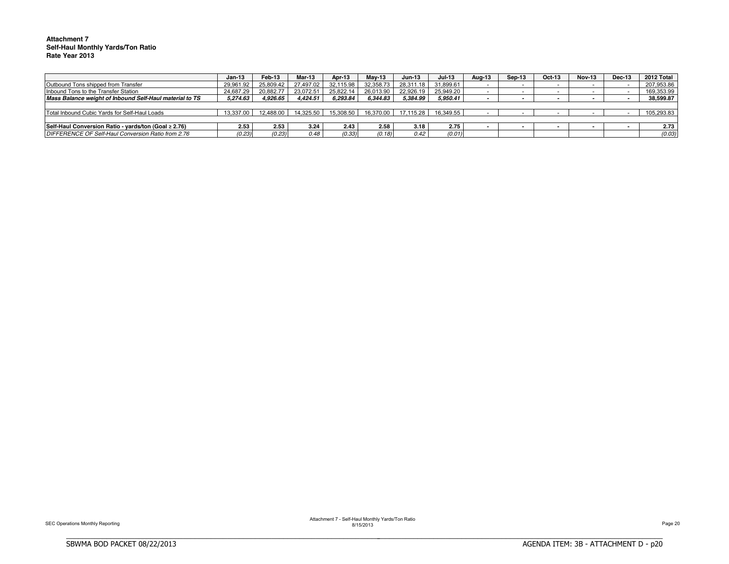**Attachment 7**
**Self-Haul Monthly Yards/Ton Ratio**
**Rate Year 2013**

| | Jan-13 | Feb-13 | Mar-13 | Apr-13 | May-13 | Jun-13 | Jul-13 | Aug-13 | Sep-13 | Oct-13 | Nov-13 | Dec-13 | 2012 Total |
|---|---|---|---|---|---|---|---|---|---|---|---|---|---|
| Outbound Tons shipped from Transfer | 29,961.92 | 25,809.42 | 27,497.02 | 32,115.98 | 32,358.73 | 28,311.18 | 31,899.61 | - | - | - | - | - | 207,953.86 |
| Inbound Tons to the Transfer Station | 24,687.29 | 20,882.77 | 23,072.51 | 25,822.14 | 26,013.90 | 22,926.19 | 25,949.20 | - | - | - | - | - | 169,353.99 |
| ***Mass Balance weight of Inbound Self-Haul material to TS*** | ***5,274.63*** | ***4,926.65*** | ***4,424.51*** | ***6,293.84*** | ***6,344.83*** | ***5,384.99*** | ***5,950.41*** | **-** | **-** | **-** | **-** | **-** | **38,599.87** |
| | | | | | | | | | | | | | |
| Total Inbound Cubic Yards for Self-Haul Loads | 13,337.00 | 12,488.00 | 14,325.50 | 15,308.50 | 16,370.00 | 17,115.28 | 16,349.55 | - | - | - | - | - | 105,293.83 |
| | | | | | | | | | | | | | |
| **Self-Haul Conversion Ratio - yards/ton (Goal ≥ 2.76)** | **2.53** | **2.53** | **3.24** | **2.43** | **2.58** | **3.18** | **2.75** | **-** | **-** | **-** | **-** | **-** | **2.73** |
| *DIFFERENCE OF Self-Haul Conversion Ratio from 2.76* | *(0.23)* | *(0.23)* | *0.48* | *(0.33)* | *(0.18)* | *0.42* | *(0.01)* | | | | | | *(0.03)* |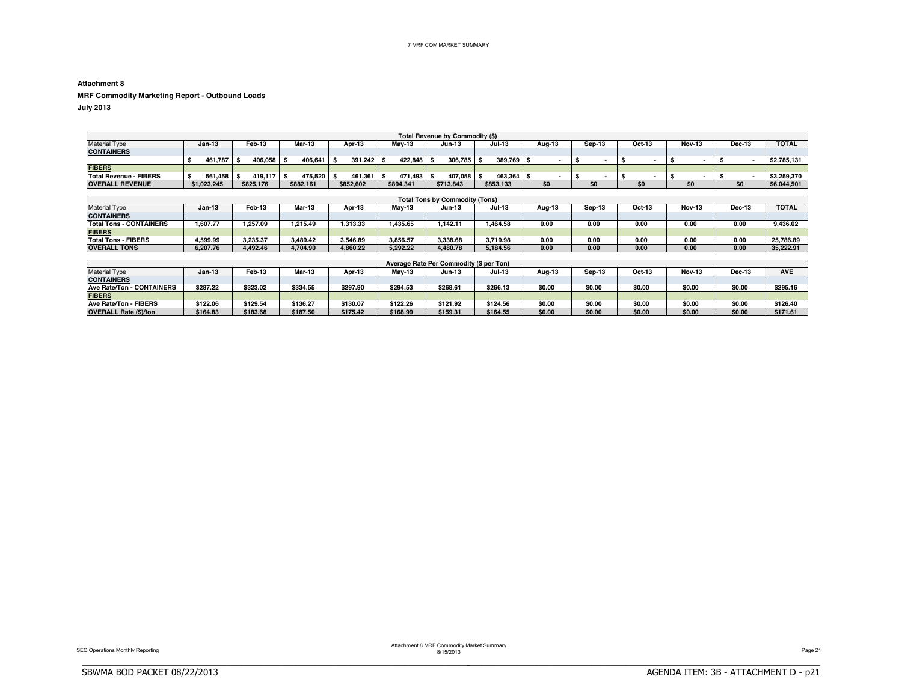**Attachment 8**

**MRF Commodity Marketing Report - Outbound Loads**

**July 2013**

| Total Revenue by Commodity ($) | | | | | | | | | | | | | |
|---|---|---|---|---|---|---|---|---|---|---|---|---|---|
| Material Type | Jan-13 | Feb-13 | Mar-13 | Apr-13 | May-13 | Jun-13 | Jul-13 | Aug-13 | Sep-13 | Oct-13 | Nov-13 | Dec-13 | TOTAL |
| **CONTAINERS** | | | | | | | | | | | | | |
| | $ 461,787 | $ 406,058 | $ 406,641 | $ 391,242 | $ 422,848 | $ 306,785 | $ 389,769 | $ - | $ - | $ - | $ - | $ - | $2,785,131 |
| **FIBERS** | | | | | | | | | | | | | |
| **Total Revenue - FIBERS** | $ 561,458 | $ 419,117 | $ 475,520 | $ 461,361 | $ 471,493 | $ 407,058 | $ 463,364 | $ - | $ - | $ - | $ - | $ - | $3,259,370 |
| **OVERALL REVENUE** | $1,023,245 | $825,176 | $882,161 | $852,602 | $894,341 | $713,843 | $853,133 | $0 | $0 | $0 | $0 | $0 | $6,044,501 |

| Total Tons by Commodity (Tons) | | | | | | | | | | | | | |
|---|---|---|---|---|---|---|---|---|---|---|---|---|---|
| Material Type | Jan-13 | Feb-13 | Mar-13 | Apr-13 | May-13 | Jun-13 | Jul-13 | Aug-13 | Sep-13 | Oct-13 | Nov-13 | Dec-13 | TOTAL |
| **CONTAINERS** | | | | | | | | | | | | | |
| **Total Tons - CONTAINERS** | 1,607.77 | 1,257.09 | 1,215.49 | 1,313.33 | 1,435.65 | 1,142.11 | 1,464.58 | 0.00 | 0.00 | 0.00 | 0.00 | 0.00 | 9,436.02 |
| **FIBERS** | | | | | | | | | | | | | |
| **Total Tons - FIBERS** | 4,599.99 | 3,235.37 | 3,489.42 | 3,546.89 | 3,856.57 | 3,338.68 | 3,719.98 | 0.00 | 0.00 | 0.00 | 0.00 | 0.00 | 25,786.89 |
| **OVERALL TONS** | 6,207.76 | 4,492.46 | 4,704.90 | 4,860.22 | 5,292.22 | 4,480.78 | 5,184.56 | 0.00 | 0.00 | 0.00 | 0.00 | 0.00 | 35,222.91 |

| Average Rate Per Commodity ($ per Ton) | | | | | | | | | | | | | |
|---|---|---|---|---|---|---|---|---|---|---|---|---|---|
| Material Type | Jan-13 | Feb-13 | Mar-13 | Apr-13 | May-13 | Jun-13 | Jul-13 | Aug-13 | Sep-13 | Oct-13 | Nov-13 | Dec-13 | AVE |
| **CONTAINERS** | | | | | | | | | | | | | |
| **Ave Rate/Ton - CONTAINERS** | $287.22 | $323.02 | $334.55 | $297.90 | $294.53 | $268.61 | $266.13 | $0.00 | $0.00 | $0.00 | $0.00 | $0.00 | $295.16 |
| **FIBERS** | | | | | | | | | | | | | |
| **Ave Rate/Ton - FIBERS** | $122.06 | $129.54 | $136.27 | $130.07 | $122.26 | $121.92 | $124.56 | $0.00 | $0.00 | $0.00 | $0.00 | $0.00 | $126.40 |
| **OVERALL Rate ($)/ton** | $164.83 | $183.68 | $187.50 | $175.42 | $168.99 | $159.31 | $164.55 | $0.00 | $0.00 | $0.00 | $0.00 | $0.00 | $171.61 |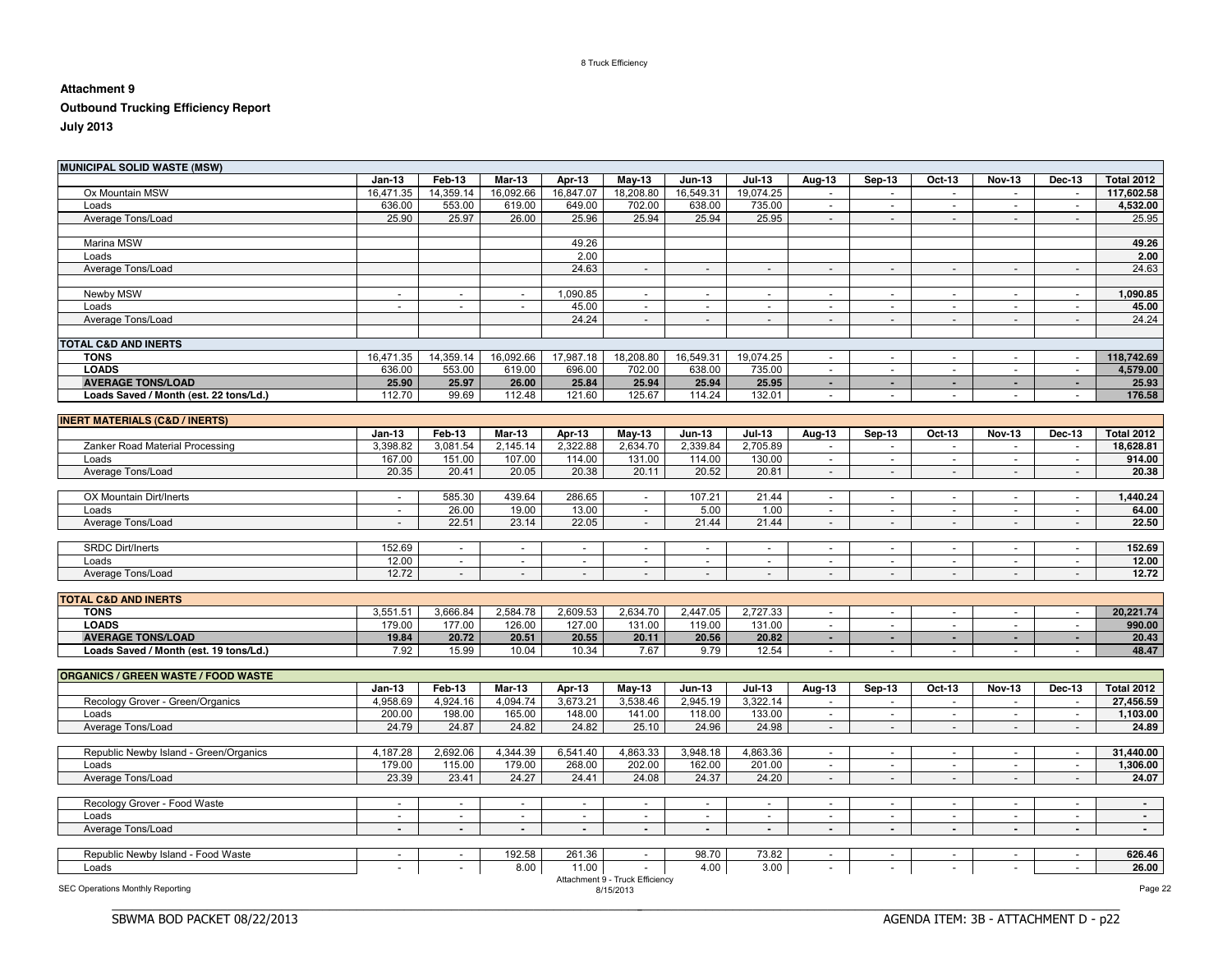**Attachment 9**

**Outbound Trucking Efficiency Report**

**July 2013**

| MUNICIPAL SOLID WASTE (MSW) | Jan-13 | Feb-13 | Mar-13 | Apr-13 | May-13 | Jun-13 | Jul-13 | Aug-13 | Sep-13 | Oct-13 | Nov-13 | Dec-13 | Total 2012 |
|---|---|---|---|---|---|---|---|---|---|---|---|---|---|
| Ox Mountain MSW | 16,471.35 | 14,359.14 | 16,092.66 | 16,847.07 | 18,208.80 | 16,549.31 | 19,074.25 | - | - | - | - | - | **117,602.58** |
| Loads | 636.00 | 553.00 | 619.00 | 649.00 | 702.00 | 638.00 | 735.00 | - | - | - | - | - | **4,532.00** |
| Average Tons/Load | 25.90 | 25.97 | 26.00 | 25.96 | 25.94 | 25.94 | 25.95 | - | - | - | - | - | 25.95 |
| | | | | | | | | | | | | | |
| Marina MSW | | | | 49.26 | | | | | | | | | **49.26** |
| Loads | | | | 2.00 | | | | | | | | | **2.00** |
| Average Tons/Load | | | | 24.63 | - | - | - | - | - | - | - | - | 24.63 |
| | | | | | | | | | | | | | |
| Newby MSW | - | - | - | 1,090.85 | - | - | - | - | - | - | - | - | **1,090.85** |
| Loads | - | - | - | 45.00 | - | - | - | - | - | - | - | - | **45.00** |
| Average Tons/Load | | | | 24.24 | - | - | - | - | - | - | - | - | 24.24 |
| | | | | | | | | | | | | | |
| **TOTAL C&D AND INERTS** | | | | | | | | | | | | | |
| **TONS** | 16,471.35 | 14,359.14 | 16,092.66 | 17,987.18 | 18,208.80 | 16,549.31 | 19,074.25 | - | - | - | - | - | **118,742.69** |
| **LOADS** | 636.00 | 553.00 | 619.00 | 696.00 | 702.00 | 638.00 | 735.00 | - | - | - | - | - | **4,579.00** |
| **AVERAGE TONS/LOAD** | **25.90** | **25.97** | **26.00** | **25.84** | **25.94** | **25.94** | **25.95** | **-** | **-** | **-** | **-** | **-** | **25.93** |
| **Loads Saved / Month (est. 22 tons/Ld.)** | 112.70 | 99.69 | 112.48 | 121.60 | 125.67 | 114.24 | 132.01 | - | - | - | - | - | **176.58** |

| INERT MATERIALS (C&D / INERTS) | Jan-13 | Feb-13 | Mar-13 | Apr-13 | May-13 | Jun-13 | Jul-13 | Aug-13 | Sep-13 | Oct-13 | Nov-13 | Dec-13 | Total 2012 |
|---|---|---|---|---|---|---|---|---|---|---|---|---|---|
| Zanker Road Material Processing | 3,398.82 | 3,081.54 | 2,145.14 | 2,322.88 | 2,634.70 | 2,339.84 | 2,705.89 | - | - | - | - | - | **18,628.81** |
| Loads | 167.00 | 151.00 | 107.00 | 114.00 | 131.00 | 114.00 | 130.00 | - | - | - | - | - | **914.00** |
| Average Tons/Load | 20.35 | 20.41 | 20.05 | 20.38 | 20.11 | 20.52 | 20.81 | - | - | - | - | - | **20.38** |
| | | | | | | | | | | | | | |
| OX Mountain Dirt/Inerts | - | 585.30 | 439.64 | 286.65 | - | 107.21 | 21.44 | - | - | - | - | - | **1,440.24** |
| Loads | - | 26.00 | 19.00 | 13.00 | - | 5.00 | 1.00 | - | - | - | - | - | **64.00** |
| Average Tons/Load | - | 22.51 | 23.14 | 22.05 | - | 21.44 | 21.44 | - | - | - | - | - | **22.50** |
| | | | | | | | | | | | | | |
| SRDC Dirt/Inerts | 152.69 | - | - | - | - | - | - | - | - | - | - | - | **152.69** |
| Loads | 12.00 | - | - | - | - | - | - | - | - | - | - | - | **12.00** |
| Average Tons/Load | 12.72 | - | - | - | - | - | - | - | - | - | - | - | **12.72** |
| | | | | | | | | | | | | | |
| **TOTAL C&D AND INERTS** | | | | | | | | | | | | | |
| **TONS** | 3,551.51 | 3,666.84 | 2,584.78 | 2,609.53 | 2,634.70 | 2,447.05 | 2,727.33 | - | - | - | - | - | **20,221.74** |
| **LOADS** | 179.00 | 177.00 | 126.00 | 127.00 | 131.00 | 119.00 | 131.00 | - | - | - | - | - | **990.00** |
| **AVERAGE TONS/LOAD** | **19.84** | **20.72** | **20.51** | **20.55** | **20.11** | **20.56** | **20.82** | **-** | **-** | **-** | **-** | **-** | **20.43** |
| **Loads Saved / Month (est. 19 tons/Ld.)** | 7.92 | 15.99 | 10.04 | 10.34 | 7.67 | 9.79 | 12.54 | - | - | - | - | - | **48.47** |

| ORGANICS / GREEN WASTE / FOOD WASTE | Jan-13 | Feb-13 | Mar-13 | Apr-13 | May-13 | Jun-13 | Jul-13 | Aug-13 | Sep-13 | Oct-13 | Nov-13 | Dec-13 | Total 2012 |
|---|---|---|---|---|---|---|---|---|---|---|---|---|---|
| Recology Grover - Green/Organics | 4,958.69 | 4,924.16 | 4,094.74 | 3,673.21 | 3,538.46 | 2,945.19 | 3,322.14 | - | - | - | - | - | **27,456.59** |
| Loads | 200.00 | 198.00 | 165.00 | 148.00 | 141.00 | 118.00 | 133.00 | - | - | - | - | - | **1,103.00** |
| Average Tons/Load | 24.79 | 24.87 | 24.82 | 24.82 | 25.10 | 24.96 | 24.98 | - | - | - | - | - | **24.89** |
| | | | | | | | | | | | | | |
| Republic Newby Island - Green/Organics | 4,187.28 | 2,692.06 | 4,344.39 | 6,541.40 | 4,863.33 | 3,948.18 | 4,863.36 | - | - | - | - | - | **31,440.00** |
| Loads | 179.00 | 115.00 | 179.00 | 268.00 | 202.00 | 162.00 | 201.00 | - | - | - | - | - | **1,306.00** |
| Average Tons/Load | 23.39 | 23.41 | 24.27 | 24.41 | 24.08 | 24.37 | 24.20 | - | - | - | - | - | **24.07** |
| | | | | | | | | | | | | | |
| Recology Grover - Food Waste | - | - | - | - | - | - | - | - | - | - | - | - | **-** |
| Loads | - | - | - | - | - | - | - | - | - | - | - | - | **-** |
| Average Tons/Load | **-** | **-** | **-** | **-** | **-** | **-** | **-** | **-** | **-** | **-** | **-** | **-** | **-** |
| | | | | | | | | | | | | | |
| Republic Newby Island - Food Waste | - | - | 192.58 | 261.36 | - | 98.70 | 73.82 | - | - | - | - | - | **626.46** |
| Loads | - | - | 8.00 | 11.00 | - | 4.00 | 3.00 | - | - | - | - | - | **26.00** |

Attachment 9 - Truck Efficiency
8/15/2013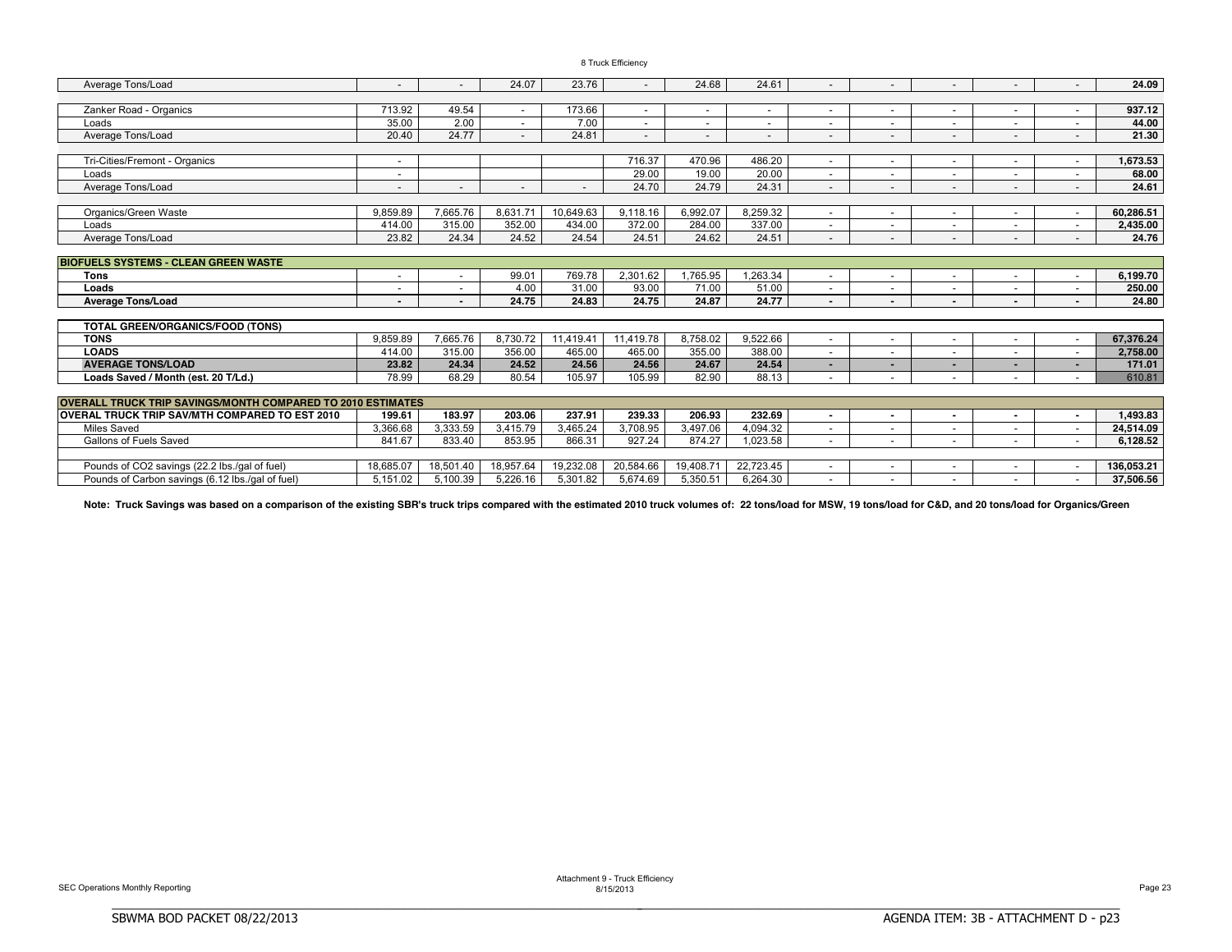8 Truck Efficiency

| | | | | | | | | | | | | | |
|---|---|---|---|---|---|---|---|---|---|---|---|---|---|
| Average Tons/Load | - | - | 24.07 | 23.76 | - | 24.68 | 24.61 | - | - | - | - | - | **24.09** |
| | | | | | | | | | | | | | |
| Zanker Road - Organics | 713.92 | 49.54 | - | 173.66 | - | - | - | - | - | - | - | - | **937.12** |
| Loads | 35.00 | 2.00 | - | 7.00 | - | - | - | - | - | - | - | - | **44.00** |
| Average Tons/Load | 20.40 | 24.77 | - | 24.81 | - | - | - | - | - | - | - | - | **21.30** |
| | | | | | | | | | | | | | |
| Tri-Cities/Fremont - Organics | - | | | | 716.37 | 470.96 | 486.20 | - | - | - | - | - | **1,673.53** |
| Loads | - | | | | 29.00 | 19.00 | 20.00 | - | - | - | - | - | **68.00** |
| Average Tons/Load | - | - | - | - | 24.70 | 24.79 | 24.31 | - | - | - | - | - | **24.61** |
| | | | | | | | | | | | | | |
| Organics/Green Waste | 9,859.89 | 7,665.76 | 8,631.71 | 10,649.63 | 9,118.16 | 6,992.07 | 8,259.32 | - | - | - | - | - | **60,286.51** |
| Loads | 414.00 | 315.00 | 352.00 | 434.00 | 372.00 | 284.00 | 337.00 | - | - | - | - | - | **2,435.00** |
| Average Tons/Load | 23.82 | 24.34 | 24.52 | 24.54 | 24.51 | 24.62 | 24.51 | - | - | - | - | - | **24.76** |
| | | | | | | | | | | | | | |
| **BIOFUELS SYSTEMS - CLEAN GREEN WASTE** | | | | | | | | | | | | | |
| **Tons** | - | - | 99.01 | 769.78 | 2,301.62 | 1,765.95 | 1,263.34 | - | - | - | - | - | **6,199.70** |
| **Loads** | - | - | 4.00 | 31.00 | 93.00 | 71.00 | 51.00 | - | - | - | - | - | **250.00** |
| **Average Tons/Load** | - | - | **24.75** | **24.83** | **24.75** | **24.87** | **24.77** | - | - | - | - | - | **24.80** |
| | | | | | | | | | | | | | |
| **TOTAL GREEN/ORGANICS/FOOD (TONS)** | | | | | | | | | | | | | |
| **TONS** | 9,859.89 | 7,665.76 | 8,730.72 | 11,419.41 | 11,419.78 | 8,758.02 | 9,522.66 | - | - | - | - | - | **67,376.24** |
| **LOADS** | 414.00 | 315.00 | 356.00 | 465.00 | 465.00 | 355.00 | 388.00 | - | - | - | - | - | **2,758.00** |
| **AVERAGE TONS/LOAD** | **23.82** | **24.34** | **24.52** | **24.56** | **24.56** | **24.67** | **24.54** | - | - | - | - | - | **171.01** |
| **Loads Saved / Month (est. 20 T/Ld.)** | 78.99 | 68.29 | 80.54 | 105.97 | 105.99 | 82.90 | 88.13 | - | - | - | - | - | 610.81 |
| | | | | | | | | | | | | | |
| **OVERALL TRUCK TRIP SAVINGS/MONTH COMPARED TO 2010 ESTIMATES** | | | | | | | | | | | | | |
| **OVERAL TRUCK TRIP SAV/MTH COMPARED TO EST 2010** | **199.61** | **183.97** | **203.06** | **237.91** | **239.33** | **206.93** | **232.69** | - | - | - | - | - | **1,493.83** |
| Miles Saved | 3,366.68 | 3,333.59 | 3,415.79 | 3,465.24 | 3,708.95 | 3,497.06 | 4,094.32 | - | - | - | - | - | **24,514.09** |
| Gallons of Fuels Saved | 841.67 | 833.40 | 853.95 | 866.31 | 927.24 | 874.27 | 1,023.58 | - | - | - | - | - | **6,128.52** |
| | | | | | | | | | | | | | |
| Pounds of CO2 savings (22.2 lbs./gal of fuel) | 18,685.07 | 18,501.40 | 18,957.64 | 19,232.08 | 20,584.66 | 19,408.71 | 22,723.45 | - | - | - | - | - | **136,053.21** |
| Pounds of Carbon savings (6.12 lbs./gal of fuel) | 5,151.02 | 5,100.39 | 5,226.16 | 5,301.82 | 5,674.69 | 5,350.51 | 6,264.30 | - | - | - | - | - | **37,506.56** |

**Note: Truck Savings was based on a comparison of the existing SBR's truck trips compared with the estimated 2010 truck volumes of: 22 tons/load for MSW, 19 tons/load for C&D, and 20 tons/load for Organics/Green**

Attachment 9 - Truck Efficiency
8/15/2013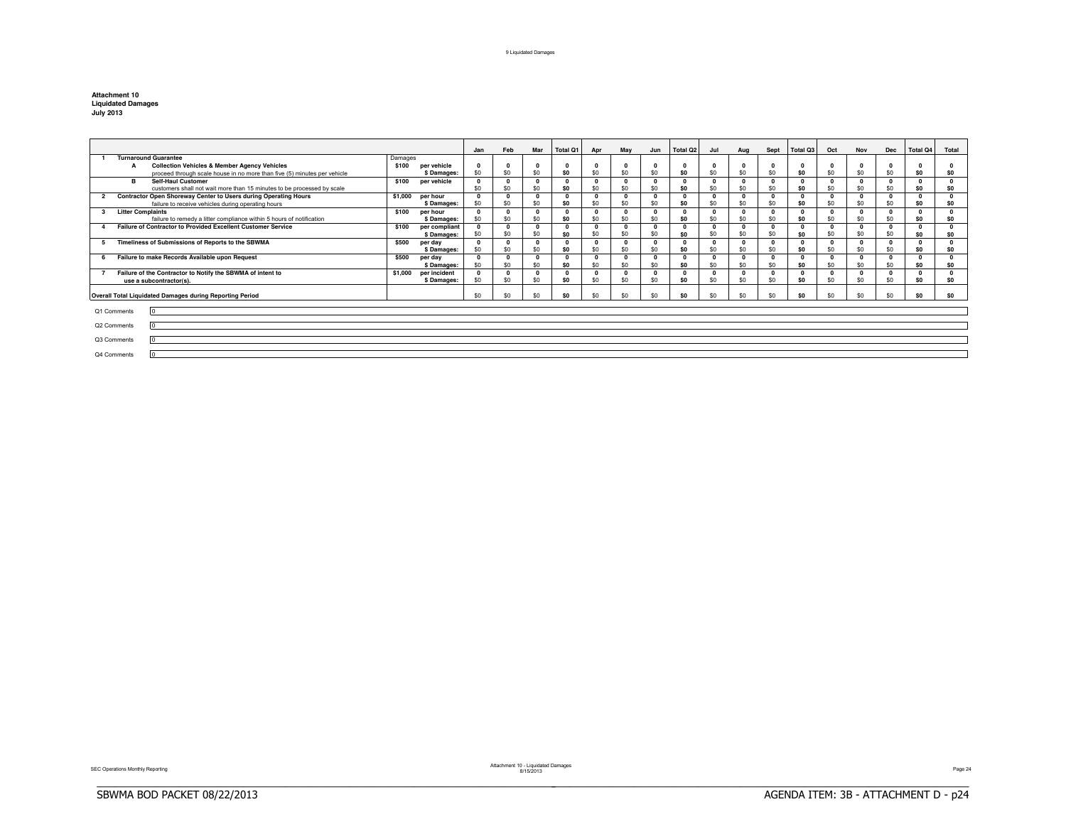**Attachment 10**
**Liquidated Damages**
**July 2013**

| | | | | Jan | Feb | Mar | Total Q1 | Apr | May | Jun | Total Q2 | Jul | Aug | Sept | Total Q3 | Oct | Nov | Dec | Total Q4 | Total |
|---|---|---|---|---|---|---|---|---|---|---|---|---|---|---|---|---|---|---|---|---|
| 1 | **Turnaround Guarantee** | Damages | | | | | | | | | | | | | | | | | | |
| A | **Collection Vehicles & Member Agency Vehicles** | $100 | per vehicle | 0 | 0 | 0 | 0 | 0 | 0 | 0 | 0 | 0 | 0 | 0 | 0 | 0 | 0 | 0 | 0 | 0 |
| | proceed through scale house in no more than five (5) minutes per vehicle | | $ Damages: | $0 | $0 | $0 | $0 | $0 | $0 | $0 | $0 | $0 | $0 | $0 | $0 | $0 | $0 | $0 | $0 | $0 |
| B | **Self-Haul Customer** | $100 | per vehicle | 0 | 0 | 0 | 0 | 0 | 0 | 0 | 0 | 0 | 0 | 0 | 0 | 0 | 0 | 0 | 0 | 0 |
| | customers shall not wait more than 15 minutes to be processed by scale | | | $0 | $0 | $0 | $0 | $0 | $0 | $0 | $0 | $0 | $0 | $0 | $0 | $0 | $0 | $0 | $0 | $0 |
| 2 | **Contractor Open Shoreway Center to Users during Operating Hours** | $1,000 | per hour | 0 | 0 | 0 | 0 | 0 | 0 | 0 | 0 | 0 | 0 | 0 | 0 | 0 | 0 | 0 | 0 | 0 |
| | failure to receive vehicles during operating hours | | $ Damages: | $0 | $0 | $0 | $0 | $0 | $0 | $0 | $0 | $0 | $0 | $0 | $0 | $0 | $0 | $0 | $0 | $0 |
| 3 | **Litter Complaints** | $100 | per hour | 0 | 0 | 0 | 0 | 0 | 0 | 0 | 0 | 0 | 0 | 0 | 0 | 0 | 0 | 0 | 0 | 0 |
| | failure to remedy a litter compliance within 5 hours of notification | | $ Damages: | $0 | $0 | $0 | $0 | $0 | $0 | $0 | $0 | $0 | $0 | $0 | $0 | $0 | $0 | $0 | $0 | $0 |
| 4 | **Failure of Contractor to Provided Excellent Customer Service** | $100 | per compliant | 0 | 0 | 0 | 0 | 0 | 0 | 0 | 0 | 0 | 0 | 0 | 0 | 0 | 0 | 0 | 0 | 0 |
| | | | $ Damages: | $0 | $0 | $0 | $0 | $0 | $0 | $0 | $0 | $0 | $0 | $0 | $0 | $0 | $0 | $0 | $0 | $0 |
| 5 | **Timeliness of Submissions of Reports to the SBWMA** | $500 | per day | 0 | 0 | 0 | 0 | 0 | 0 | 0 | 0 | 0 | 0 | 0 | 0 | 0 | 0 | 0 | 0 | 0 |
| | | | $ Damages: | $0 | $0 | $0 | $0 | $0 | $0 | $0 | $0 | $0 | $0 | $0 | $0 | $0 | $0 | $0 | $0 | $0 |
| 6 | **Failure to make Records Available upon Request** | $500 | per day | 0 | 0 | 0 | 0 | 0 | 0 | 0 | 0 | 0 | 0 | 0 | 0 | 0 | 0 | 0 | 0 | 0 |
| | | | $ Damages: | $0 | $0 | $0 | $0 | $0 | $0 | $0 | $0 | $0 | $0 | $0 | $0 | $0 | $0 | $0 | $0 | $0 |
| 7 | **Failure of the Contractor to Notify the SBWMA of intent to use a subcontractor(s).** | $1,000 | per incident | 0 | 0 | 0 | 0 | 0 | 0 | 0 | 0 | 0 | 0 | 0 | 0 | 0 | 0 | 0 | 0 | 0 |
| | | | $ Damages: | $0 | $0 | $0 | $0 | $0 | $0 | $0 | $0 | $0 | $0 | $0 | $0 | $0 | $0 | $0 | $0 | $0 |
| | **Overall Total Liquidated Damages during Reporting Period** | | | $0 | $0 | $0 | $0 | $0 | $0 | $0 | $0 | $0 | $0 | $0 | $0 | $0 | $0 | $0 | $0 | $0 |

Q1 Comments: 0

Q2 Comments: 0

Q3 Comments: 0

Q4 Comments: 0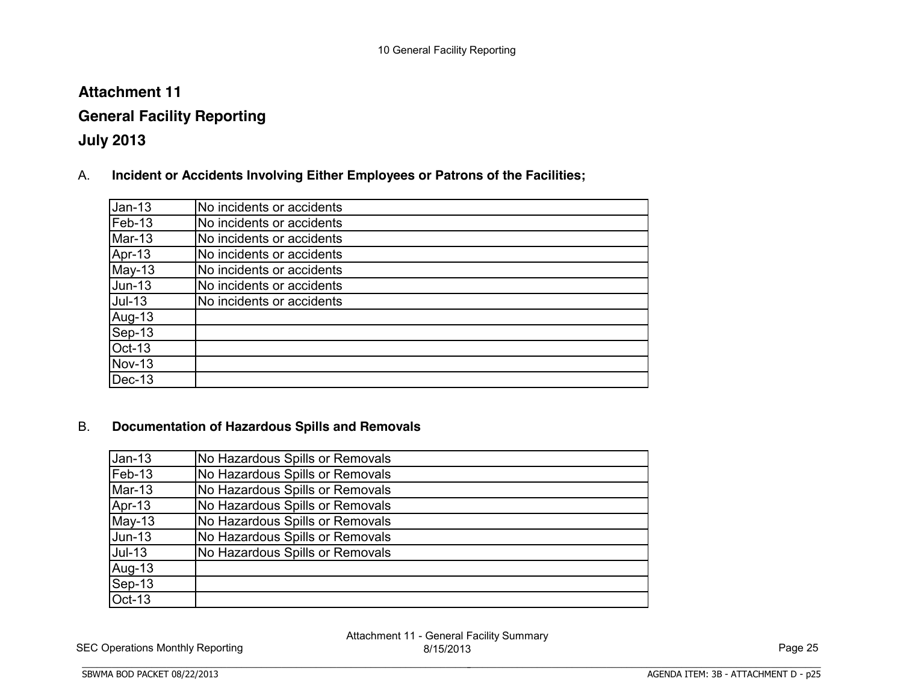# Attachment 11

# General Facility Reporting

# July 2013

## A. Incident or Accidents Involving Either Employees or Patrons of the Facilities;

| | |
|---|---|
| Jan-13 | No incidents or accidents |
| Feb-13 | No incidents or accidents |
| Mar-13 | No incidents or accidents |
| Apr-13 | No incidents or accidents |
| May-13 | No incidents or accidents |
| Jun-13 | No incidents or accidents |
| Jul-13 | No incidents or accidents |
| Aug-13 | |
| Sep-13 | |
| Oct-13 | |
| Nov-13 | |
| Dec-13 | |

## B. Documentation of Hazardous Spills and Removals

| | |
|---|---|
| Jan-13 | No Hazardous Spills or Removals |
| Feb-13 | No Hazardous Spills or Removals |
| Mar-13 | No Hazardous Spills or Removals |
| Apr-13 | No Hazardous Spills or Removals |
| May-13 | No Hazardous Spills or Removals |
| Jun-13 | No Hazardous Spills or Removals |
| Jul-13 | No Hazardous Spills or Removals |
| Aug-13 | |
| Sep-13 | |
| Oct-13 | |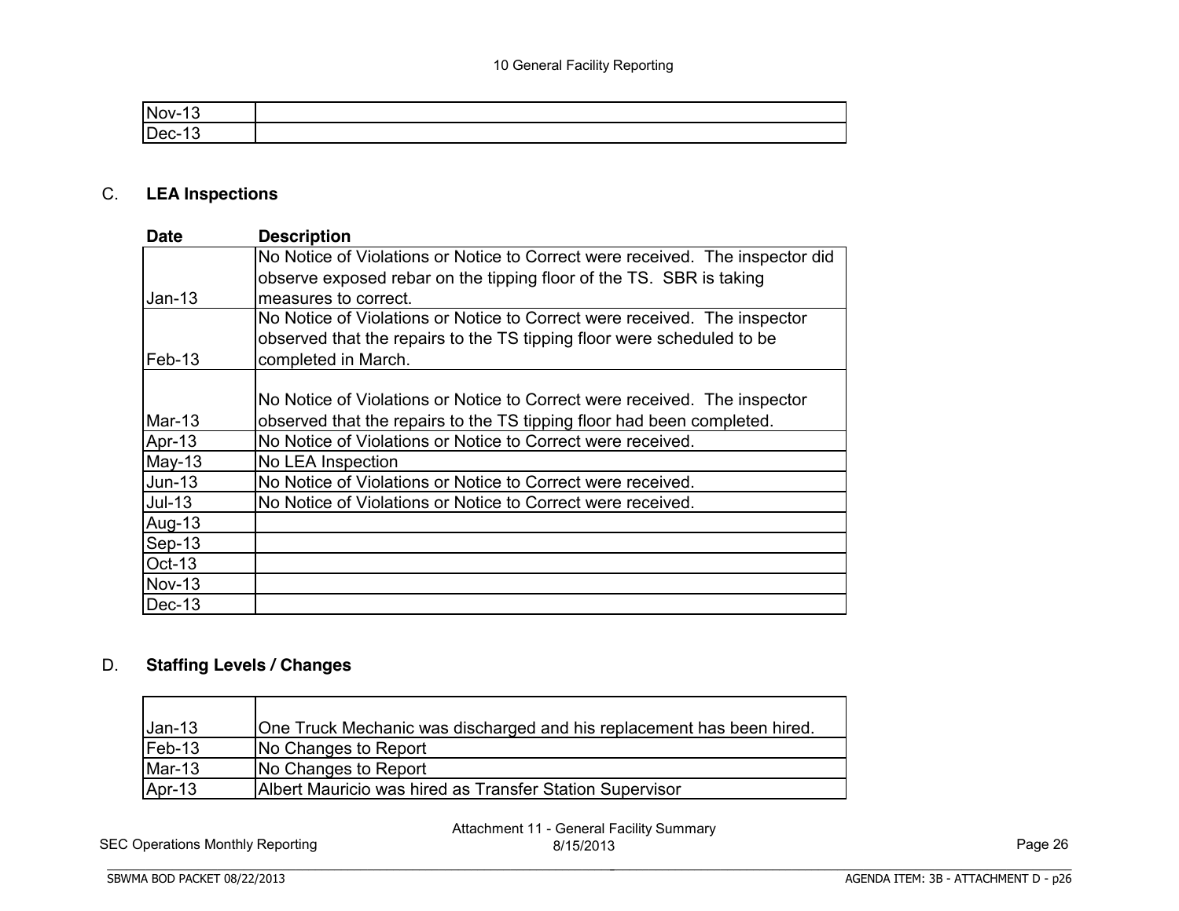| | |
|---|---|
| Nov-13 | |
| Dec-13 | |

## C. LEA Inspections

| Date | Description |
|---|---|
| Jan-13 | No Notice of Violations or Notice to Correct were received. The inspector did observe exposed rebar on the tipping floor of the TS. SBR is taking measures to correct. |
| Feb-13 | No Notice of Violations or Notice to Correct were received. The inspector observed that the repairs to the TS tipping floor were scheduled to be completed in March. |
| Mar-13 | No Notice of Violations or Notice to Correct were received. The inspector observed that the repairs to the TS tipping floor had been completed. |
| Apr-13 | No Notice of Violations or Notice to Correct were received. |
| May-13 | No LEA Inspection |
| Jun-13 | No Notice of Violations or Notice to Correct were received. |
| Jul-13 | No Notice of Violations or Notice to Correct were received. |
| Aug-13 | |
| Sep-13 | |
| Oct-13 | |
| Nov-13 | |
| Dec-13 | |

## D. Staffing Levels / Changes

| | |
|---|---|
| Jan-13 | One Truck Mechanic was discharged and his replacement has been hired. |
| Feb-13 | No Changes to Report |
| Mar-13 | No Changes to Report |
| Apr-13 | Albert Mauricio was hired as Transfer Station Supervisor |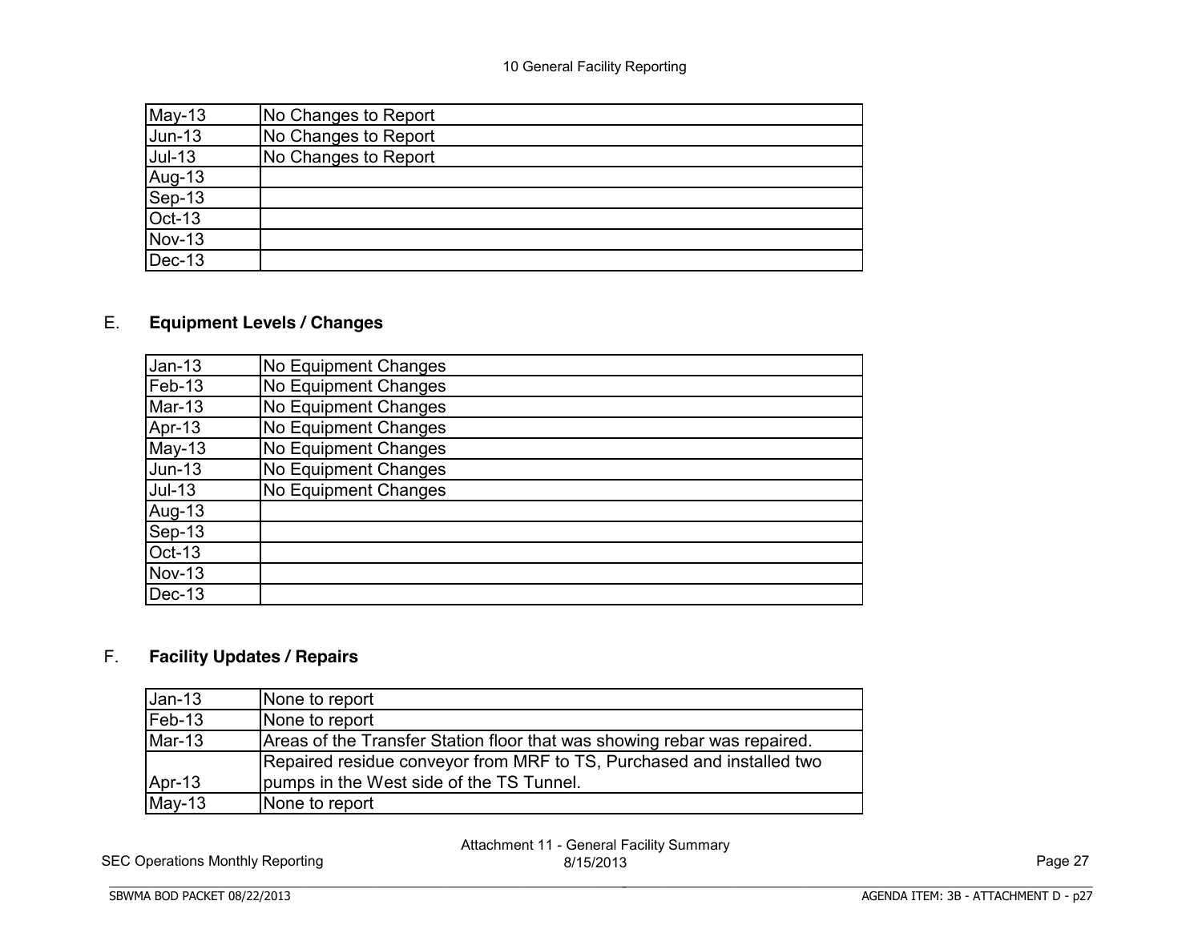| | |
|---|---|
| May-13 | No Changes to Report |
| Jun-13 | No Changes to Report |
| Jul-13 | No Changes to Report |
| Aug-13 | |
| Sep-13 | |
| Oct-13 | |
| Nov-13 | |
| Dec-13 | |

## E. **Equipment Levels / Changes**

| | |
|---|---|
| Jan-13 | No Equipment Changes |
| Feb-13 | No Equipment Changes |
| Mar-13 | No Equipment Changes |
| Apr-13 | No Equipment Changes |
| May-13 | No Equipment Changes |
| Jun-13 | No Equipment Changes |
| Jul-13 | No Equipment Changes |
| Aug-13 | |
| Sep-13 | |
| Oct-13 | |
| Nov-13 | |
| Dec-13 | |

## F. **Facility Updates / Repairs**

| | |
|---|---|
| Jan-13 | None to report |
| Feb-13 | None to report |
| Mar-13 | Areas of the Transfer Station floor that was showing rebar was repaired. |
| Apr-13 | Repaired residue conveyor from MRF to TS, Purchased and installed two pumps in the West side of the TS Tunnel. |
| May-13 | None to report |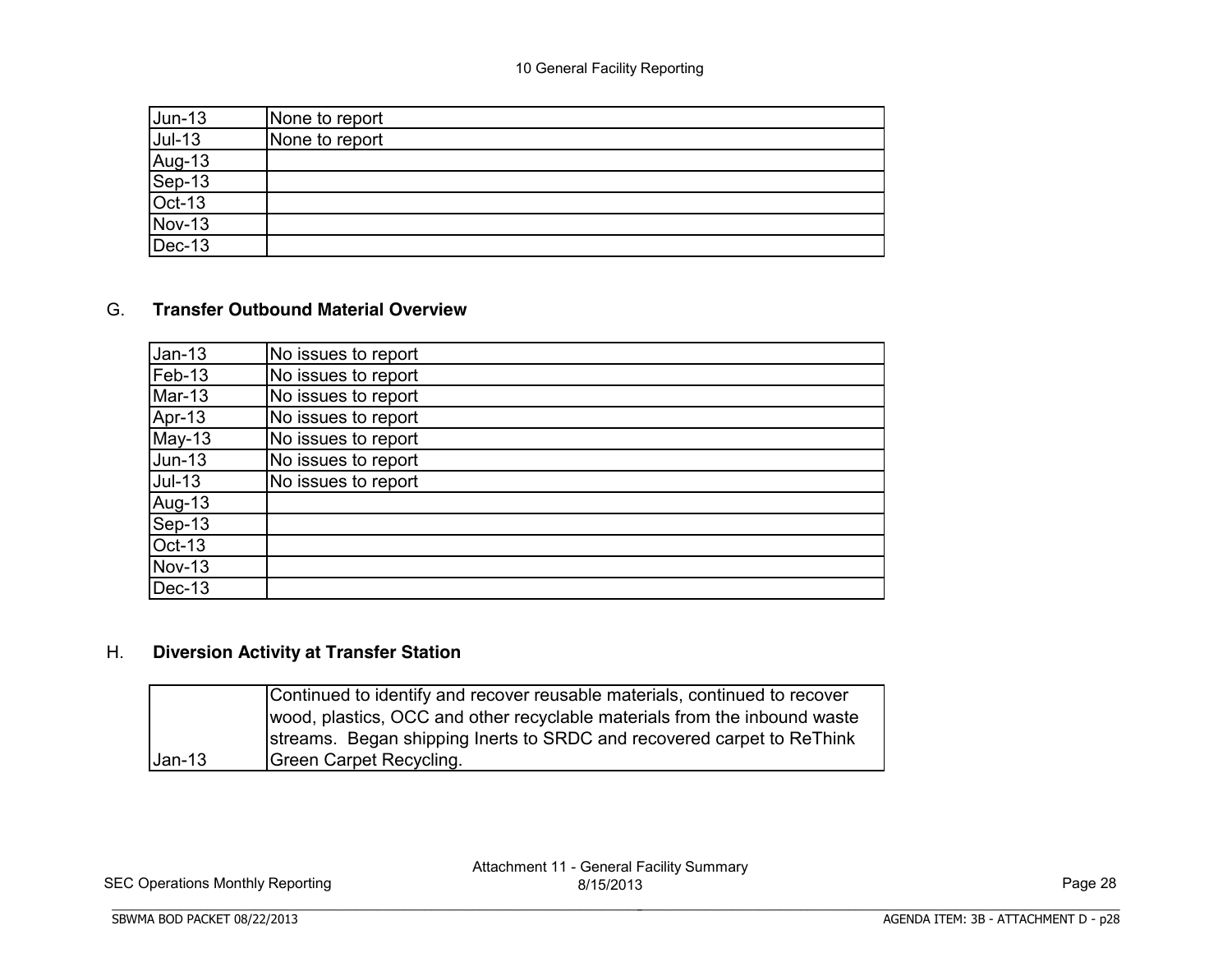| Jun-13 | None to report |
|---|---|
| Jul-13 | None to report |
| Aug-13 | |
| Sep-13 | |
| Oct-13 | |
| Nov-13 | |
| Dec-13 | |

G. **Transfer Outbound Material Overview**

| Jan-13 | No issues to report |
|---|---|
| Feb-13 | No issues to report |
| Mar-13 | No issues to report |
| Apr-13 | No issues to report |
| May-13 | No issues to report |
| Jun-13 | No issues to report |
| Jul-13 | No issues to report |
| Aug-13 | |
| Sep-13 | |
| Oct-13 | |
| Nov-13 | |
| Dec-13 | |

H. **Diversion Activity at Transfer Station**

| Jan-13 | Continued to identify and recover reusable materials, continued to recover wood, plastics, OCC and other recyclable materials from the inbound waste streams. Began shipping Inerts to SRDC and recovered carpet to ReThink Green Carpet Recycling. |
|---|---|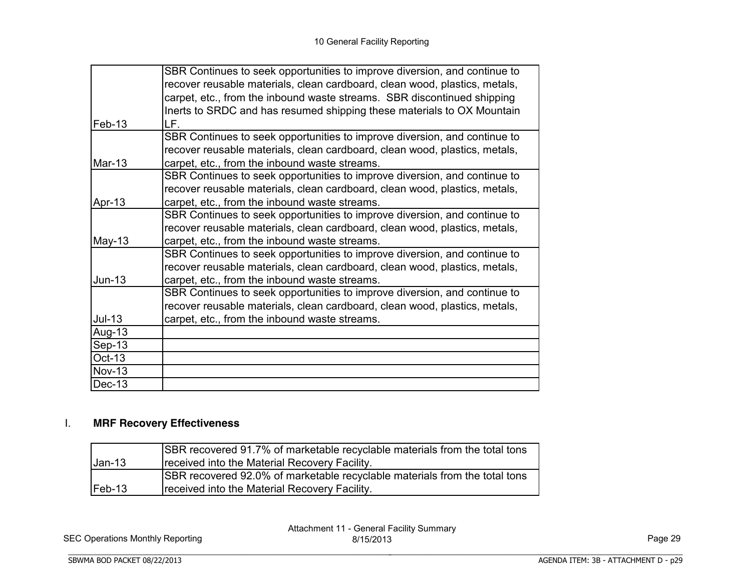| | |
|---|---|
| Feb-13 | SBR Continues to seek opportunities to improve diversion, and continue to recover reusable materials, clean cardboard, clean wood, plastics, metals, carpet, etc., from the inbound waste streams. SBR discontinued shipping Inerts to SRDC and has resumed shipping these materials to OX Mountain LF. |
| Mar-13 | SBR Continues to seek opportunities to improve diversion, and continue to recover reusable materials, clean cardboard, clean wood, plastics, metals, carpet, etc., from the inbound waste streams. |
| Apr-13 | SBR Continues to seek opportunities to improve diversion, and continue to recover reusable materials, clean cardboard, clean wood, plastics, metals, carpet, etc., from the inbound waste streams. |
| May-13 | SBR Continues to seek opportunities to improve diversion, and continue to recover reusable materials, clean cardboard, clean wood, plastics, metals, carpet, etc., from the inbound waste streams. |
| Jun-13 | SBR Continues to seek opportunities to improve diversion, and continue to recover reusable materials, clean cardboard, clean wood, plastics, metals, carpet, etc., from the inbound waste streams. |
| Jul-13 | SBR Continues to seek opportunities to improve diversion, and continue to recover reusable materials, clean cardboard, clean wood, plastics, metals, carpet, etc., from the inbound waste streams. |
| Aug-13 | |
| Sep-13 | |
| Oct-13 | |
| Nov-13 | |
| Dec-13 | |

## I. **MRF Recovery Effectiveness**

| | |
|---|---|
| Jan-13 | SBR recovered 91.7% of marketable recyclable materials from the total tons received into the Material Recovery Facility. |
| Feb-13 | SBR recovered 92.0% of marketable recyclable materials from the total tons received into the Material Recovery Facility. |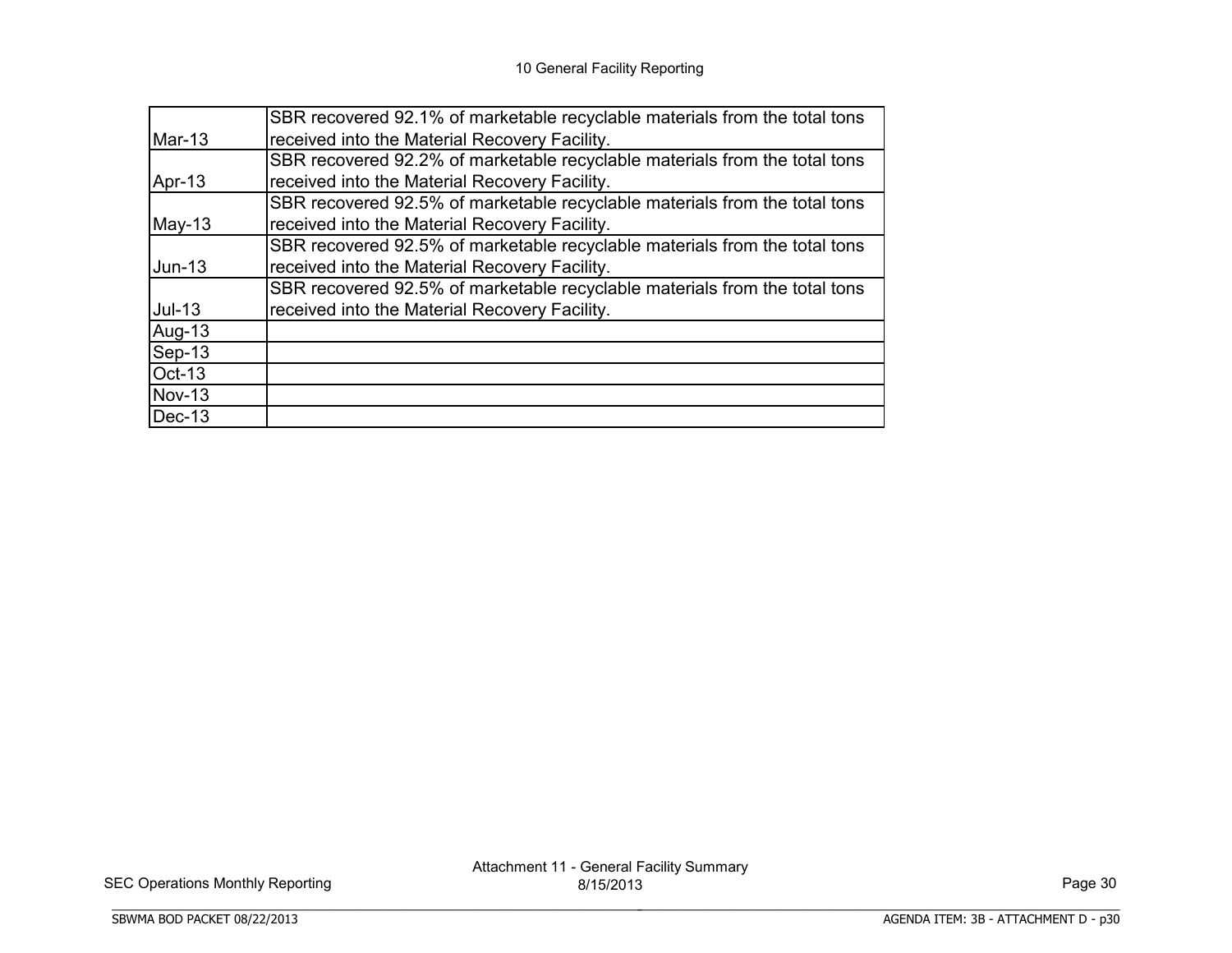10 General Facility Reporting

| | |
|---|---|
| Mar-13 | SBR recovered 92.1% of marketable recyclable materials from the total tons received into the Material Recovery Facility. |
| Apr-13 | SBR recovered 92.2% of marketable recyclable materials from the total tons received into the Material Recovery Facility. |
| May-13 | SBR recovered 92.5% of marketable recyclable materials from the total tons received into the Material Recovery Facility. |
| Jun-13 | SBR recovered 92.5% of marketable recyclable materials from the total tons received into the Material Recovery Facility. |
| Jul-13 | SBR recovered 92.5% of marketable recyclable materials from the total tons received into the Material Recovery Facility. |
| Aug-13 | |
| Sep-13 | |
| Oct-13 | |
| Nov-13 | |
| Dec-13 | |

SEC Operations Monthly Reporting

Attachment 11 - General Facility Summary
8/15/2013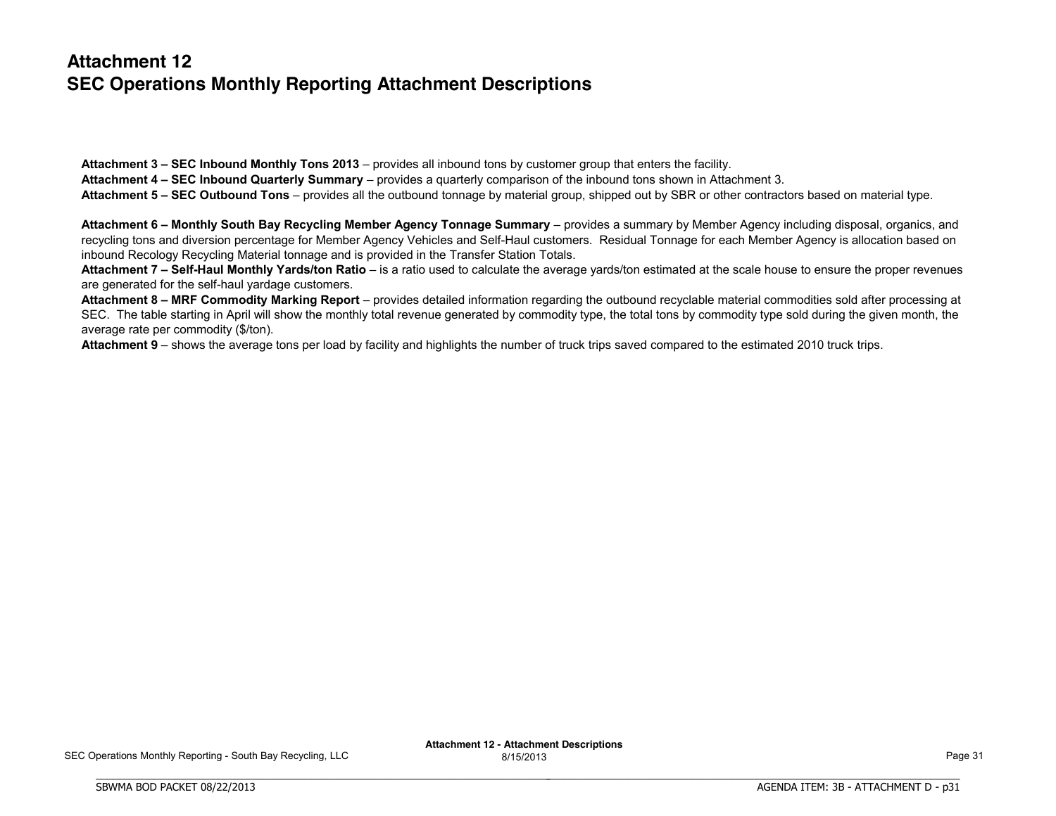# Attachment 12
# SEC Operations Monthly Reporting Attachment Descriptions

**Attachment 3 – SEC Inbound Monthly Tons 2013** – provides all inbound tons by customer group that enters the facility.
**Attachment 4 – SEC Inbound Quarterly Summary** – provides a quarterly comparison of the inbound tons shown in Attachment 3.
**Attachment 5 – SEC Outbound Tons** – provides all the outbound tonnage by material group, shipped out by SBR or other contractors based on material type.

**Attachment 6 – Monthly South Bay Recycling Member Agency Tonnage Summary** – provides a summary by Member Agency including disposal, organics, and recycling tons and diversion percentage for Member Agency Vehicles and Self-Haul customers. Residual Tonnage for each Member Agency is allocation based on inbound Recology Recycling Material tonnage and is provided in the Transfer Station Totals.
**Attachment 7 – Self-Haul Monthly Yards/ton Ratio** – is a ratio used to calculate the average yards/ton estimated at the scale house to ensure the proper revenues are generated for the self-haul yardage customers.
**Attachment 8 – MRF Commodity Marking Report** – provides detailed information regarding the outbound recyclable material commodities sold after processing at SEC. The table starting in April will show the monthly total revenue generated by commodity type, the total tons by commodity type sold during the given month, the average rate per commodity ($/ton).
**Attachment 9** – shows the average tons per load by facility and highlights the number of truck trips saved compared to the estimated 2010 truck trips.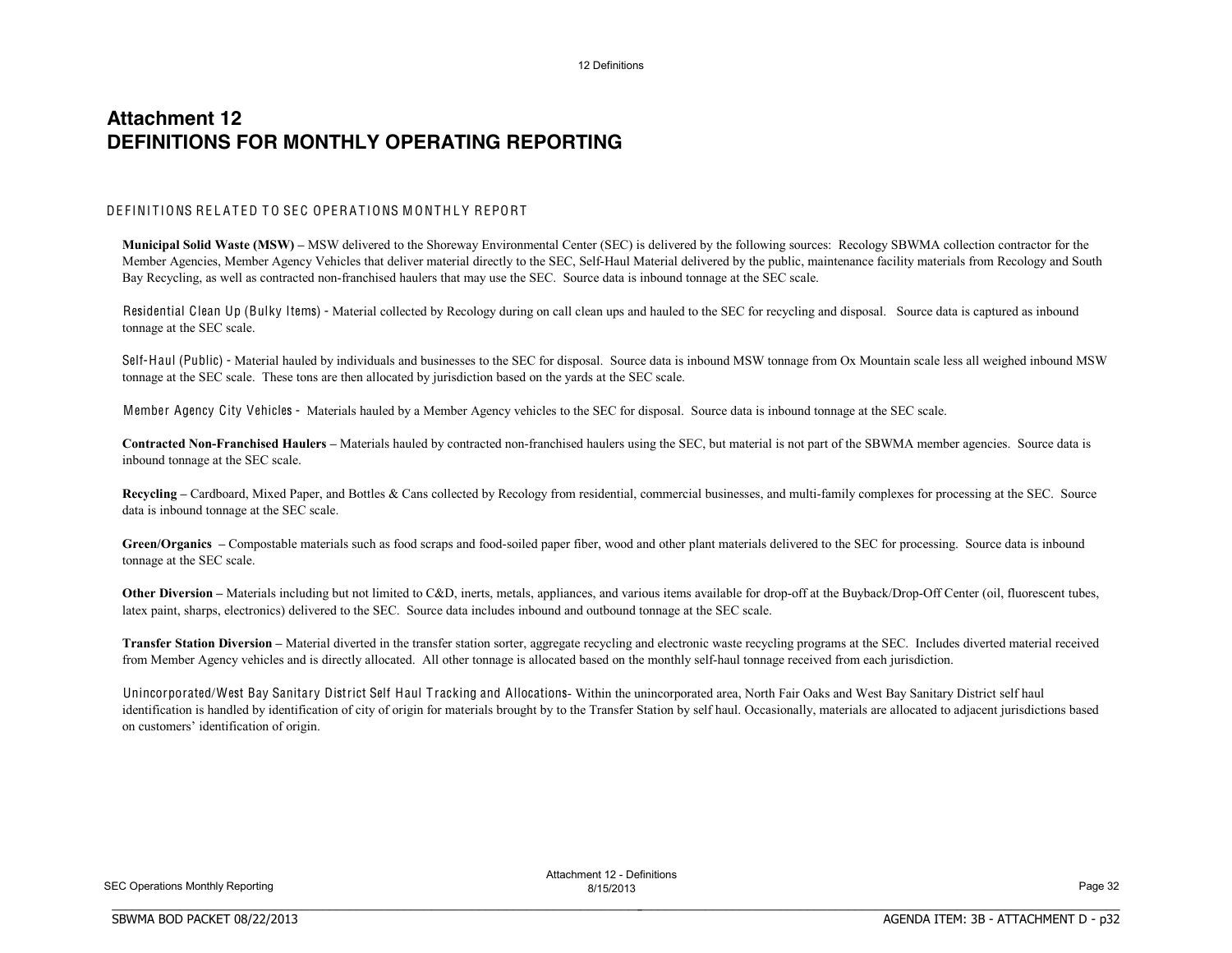# Attachment 12
# DEFINITIONS FOR MONTHLY OPERATING REPORTING

## DEFINITIONS RELATED TO SEC OPERATIONS MONTHLY REPORT

**Municipal Solid Waste (MSW) –** MSW delivered to the Shoreway Environmental Center (SEC) is delivered by the following sources: Recology SBWMA collection contractor for the Member Agencies, Member Agency Vehicles that deliver material directly to the SEC, Self-Haul Material delivered by the public, maintenance facility materials from Recology and South Bay Recycling, as well as contracted non-franchised haulers that may use the SEC. Source data is inbound tonnage at the SEC scale.

Residential Clean Up (Bulky Items) - Material collected by Recology during on call clean ups and hauled to the SEC for recycling and disposal. Source data is captured as inbound tonnage at the SEC scale.

Self-Haul (Public) - Material hauled by individuals and businesses to the SEC for disposal. Source data is inbound MSW tonnage from Ox Mountain scale less all weighed inbound MSW tonnage at the SEC scale. These tons are then allocated by jurisdiction based on the yards at the SEC scale.

Member Agency City Vehicles - Materials hauled by a Member Agency vehicles to the SEC for disposal. Source data is inbound tonnage at the SEC scale.

**Contracted Non-Franchised Haulers –** Materials hauled by contracted non-franchised haulers using the SEC, but material is not part of the SBWMA member agencies. Source data is inbound tonnage at the SEC scale.

**Recycling –** Cardboard, Mixed Paper, and Bottles & Cans collected by Recology from residential, commercial businesses, and multi-family complexes for processing at the SEC. Source data is inbound tonnage at the SEC scale.

**Green/Organics –** Compostable materials such as food scraps and food-soiled paper fiber, wood and other plant materials delivered to the SEC for processing. Source data is inbound tonnage at the SEC scale.

**Other Diversion –** Materials including but not limited to C&D, inerts, metals, appliances, and various items available for drop-off at the Buyback/Drop-Off Center (oil, fluorescent tubes, latex paint, sharps, electronics) delivered to the SEC. Source data includes inbound and outbound tonnage at the SEC scale.

**Transfer Station Diversion –** Material diverted in the transfer station sorter, aggregate recycling and electronic waste recycling programs at the SEC. Includes diverted material received from Member Agency vehicles and is directly allocated. All other tonnage is allocated based on the monthly self-haul tonnage received from each jurisdiction.

Unincorporated/West Bay Sanitary District Self Haul Tracking and Allocations- Within the unincorporated area, North Fair Oaks and West Bay Sanitary District self haul identification is handled by identification of city of origin for materials brought by to the Transfer Station by self haul. Occasionally, materials are allocated to adjacent jurisdictions based on customers' identification of origin.